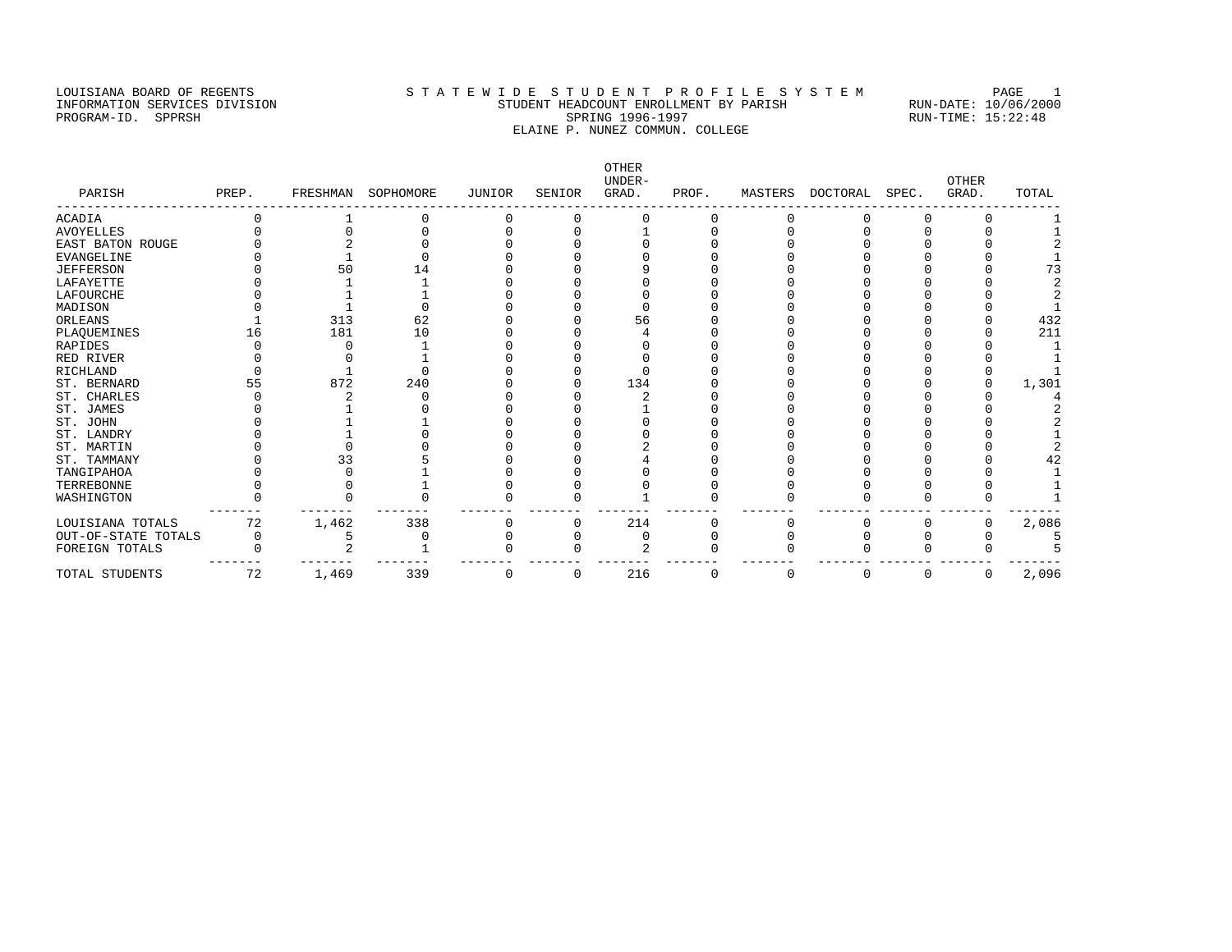LOUISIANA BOARD OF REGENTS
INFORMATION SERVICES DIVISION
PROGRAM-ID. SPPRSH

# STATEWIDE STUDENT PROFILE SYSTEM
## STUDENT HEADCOUNT ENROLLMENT BY PARISH
### SPRING 1996-1997
### ELAINE P. NUNEZ COMMUN. COLLEGE

RUN-DATE: 10/06/2000
RUN-TIME: 15:22:48

| PARISH | PREP. | FRESHMAN | SOPHOMORE | JUNIOR | SENIOR | OTHER UNDER-GRAD. | PROF. | MASTERS | DOCTORAL | SPEC. | OTHER GRAD. | TOTAL |
|---|---|---|---|---|---|---|---|---|---|---|---|---|
| ACADIA | 0 | 1 | 0 | 0 | 0 | 0 | 0 | 0 | 0 | 0 | 0 | 1 |
| AVOYELLES | 0 | 0 | 0 | 0 | 0 | 1 | 0 | 0 | 0 | 0 | 0 | 1 |
| EAST BATON ROUGE | 0 | 2 | 0 | 0 | 0 | 0 | 0 | 0 | 0 | 0 | 0 | 2 |
| EVANGELINE | 0 | 1 | 0 | 0 | 0 | 0 | 0 | 0 | 0 | 0 | 0 | 1 |
| JEFFERSON | 0 | 50 | 14 | 0 | 0 | 9 | 0 | 0 | 0 | 0 | 0 | 73 |
| LAFAYETTE | 0 | 1 | 1 | 0 | 0 | 0 | 0 | 0 | 0 | 0 | 0 | 2 |
| LAFOURCHE | 0 | 1 | 1 | 0 | 0 | 0 | 0 | 0 | 0 | 0 | 0 | 2 |
| MADISON | 0 | 1 | 0 | 0 | 0 | 0 | 0 | 0 | 0 | 0 | 0 | 1 |
| ORLEANS | 1 | 313 | 62 | 0 | 0 | 56 | 0 | 0 | 0 | 0 | 0 | 432 |
| PLAQUEMINES | 16 | 181 | 10 | 0 | 0 | 4 | 0 | 0 | 0 | 0 | 0 | 211 |
| RAPIDES | 0 | 0 | 1 | 0 | 0 | 0 | 0 | 0 | 0 | 0 | 0 | 1 |
| RED RIVER | 0 | 0 | 1 | 0 | 0 | 0 | 0 | 0 | 0 | 0 | 0 | 1 |
| RICHLAND | 0 | 1 | 0 | 0 | 0 | 0 | 0 | 0 | 0 | 0 | 0 | 1 |
| ST. BERNARD | 55 | 872 | 240 | 0 | 0 | 134 | 0 | 0 | 0 | 0 | 0 | 1,301 |
| ST. CHARLES | 0 | 2 | 0 | 0 | 0 | 2 | 0 | 0 | 0 | 0 | 0 | 4 |
| ST. JAMES | 0 | 1 | 0 | 0 | 0 | 1 | 0 | 0 | 0 | 0 | 0 | 2 |
| ST. JOHN | 0 | 1 | 1 | 0 | 0 | 0 | 0 | 0 | 0 | 0 | 0 | 2 |
| ST. LANDRY | 0 | 1 | 0 | 0 | 0 | 0 | 0 | 0 | 0 | 0 | 0 | 1 |
| ST. MARTIN | 0 | 0 | 0 | 0 | 0 | 2 | 0 | 0 | 0 | 0 | 0 | 2 |
| ST. TAMMANY | 0 | 33 | 5 | 0 | 0 | 4 | 0 | 0 | 0 | 0 | 0 | 42 |
| TANGIPAHOA | 0 | 0 | 1 | 0 | 0 | 0 | 0 | 0 | 0 | 0 | 0 | 1 |
| TERREBONNE | 0 | 0 | 1 | 0 | 0 | 0 | 0 | 0 | 0 | 0 | 0 | 1 |
| WASHINGTON | 0 | 0 | 0 | 0 | 0 | 1 | 0 | 0 | 0 | 0 | 0 | 1 |
| LOUISIANA TOTALS | 72 | 1,462 | 338 | 0 | 0 | 214 | 0 | 0 | 0 | 0 | 0 | 2,086 |
| OUT-OF-STATE TOTALS | 0 | 5 | 0 | 0 | 0 | 0 | 0 | 0 | 0 | 0 | 0 | 5 |
| FOREIGN TOTALS | 0 | 2 | 1 | 0 | 0 | 2 | 0 | 0 | 0 | 0 | 0 | 5 |
| TOTAL STUDENTS | 72 | 1,469 | 339 | 0 | 0 | 216 | 0 | 0 | 0 | 0 | 0 | 2,096 |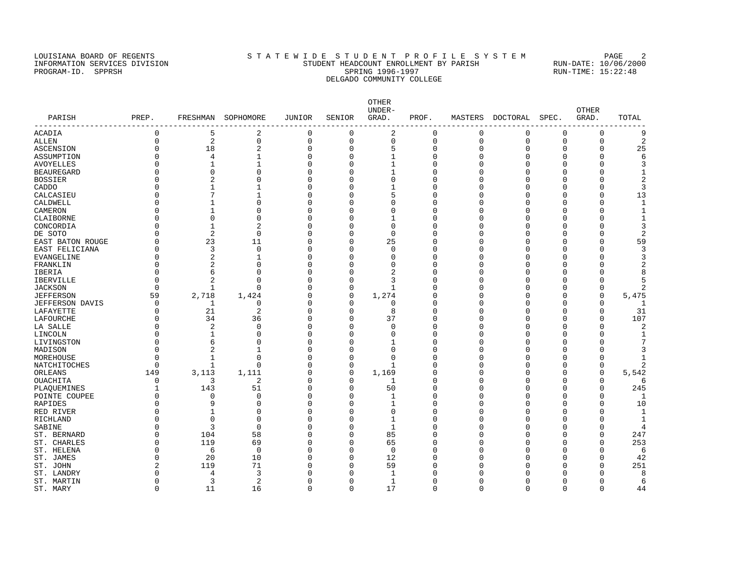LOUISIANA BOARD OF REGENTS
INFORMATION SERVICES DIVISION
PROGRAM-ID. SPPRSH

# STATEWIDE STUDENT PROFILE SYSTEM
## STUDENT HEADCOUNT ENROLLMENT BY PARISH
### SPRING 1996-1997
### DELGADO COMMUNITY COLLEGE

RUN-DATE: 10/06/2000
RUN-TIME: 15:22:48

| PARISH | PREP. | FRESHMAN | SOPHOMORE | JUNIOR | SENIOR | OTHER UNDER-GRAD. | PROF. | MASTERS | DOCTORAL | SPEC. | OTHER GRAD. | TOTAL |
|---|---|---|---|---|---|---|---|---|---|---|---|---|
| ACADIA | 0 | 5 | 2 | 0 | 0 | 2 | 0 | 0 | 0 | 0 | 0 | 9 |
| ALLEN | 0 | 2 | 0 | 0 | 0 | 0 | 0 | 0 | 0 | 0 | 0 | 2 |
| ASCENSION | 0 | 18 | 2 | 0 | 0 | 5 | 0 | 0 | 0 | 0 | 0 | 25 |
| ASSUMPTION | 0 | 4 | 1 | 0 | 0 | 1 | 0 | 0 | 0 | 0 | 0 | 6 |
| AVOYELLES | 0 | 1 | 1 | 0 | 0 | 1 | 0 | 0 | 0 | 0 | 0 | 3 |
| BEAUREGARD | 0 | 0 | 0 | 0 | 0 | 1 | 0 | 0 | 0 | 0 | 0 | 1 |
| BOSSIER | 0 | 2 | 0 | 0 | 0 | 0 | 0 | 0 | 0 | 0 | 0 | 2 |
| CADDO | 0 | 1 | 1 | 0 | 0 | 1 | 0 | 0 | 0 | 0 | 0 | 3 |
| CALCASIEU | 0 | 7 | 1 | 0 | 0 | 5 | 0 | 0 | 0 | 0 | 0 | 13 |
| CALDWELL | 0 | 1 | 0 | 0 | 0 | 0 | 0 | 0 | 0 | 0 | 0 | 1 |
| CAMERON | 0 | 1 | 0 | 0 | 0 | 0 | 0 | 0 | 0 | 0 | 0 | 1 |
| CLAIBORNE | 0 | 0 | 0 | 0 | 0 | 1 | 0 | 0 | 0 | 0 | 0 | 1 |
| CONCORDIA | 0 | 1 | 2 | 0 | 0 | 0 | 0 | 0 | 0 | 0 | 0 | 3 |
| DE SOTO | 0 | 2 | 0 | 0 | 0 | 0 | 0 | 0 | 0 | 0 | 0 | 2 |
| EAST BATON ROUGE | 0 | 23 | 11 | 0 | 0 | 25 | 0 | 0 | 0 | 0 | 0 | 59 |
| EAST FELICIANA | 0 | 3 | 0 | 0 | 0 | 0 | 0 | 0 | 0 | 0 | 0 | 3 |
| EVANGELINE | 0 | 2 | 1 | 0 | 0 | 0 | 0 | 0 | 0 | 0 | 0 | 3 |
| FRANKLIN | 0 | 2 | 0 | 0 | 0 | 0 | 0 | 0 | 0 | 0 | 0 | 2 |
| IBERIA | 0 | 6 | 0 | 0 | 0 | 2 | 0 | 0 | 0 | 0 | 0 | 8 |
| IBERVILLE | 0 | 2 | 0 | 0 | 0 | 3 | 0 | 0 | 0 | 0 | 0 | 5 |
| JACKSON | 0 | 1 | 0 | 0 | 0 | 1 | 0 | 0 | 0 | 0 | 0 | 2 |
| JEFFERSON | 59 | 2,718 | 1,424 | 0 | 0 | 1,274 | 0 | 0 | 0 | 0 | 0 | 5,475 |
| JEFFERSON DAVIS | 0 | 1 | 0 | 0 | 0 | 0 | 0 | 0 | 0 | 0 | 0 | 1 |
| LAFAYETTE | 0 | 21 | 2 | 0 | 0 | 8 | 0 | 0 | 0 | 0 | 0 | 31 |
| LAFOURCHE | 0 | 34 | 36 | 0 | 0 | 37 | 0 | 0 | 0 | 0 | 0 | 107 |
| LA SALLE | 0 | 2 | 0 | 0 | 0 | 0 | 0 | 0 | 0 | 0 | 0 | 2 |
| LINCOLN | 0 | 1 | 0 | 0 | 0 | 0 | 0 | 0 | 0 | 0 | 0 | 1 |
| LIVINGSTON | 0 | 6 | 0 | 0 | 0 | 1 | 0 | 0 | 0 | 0 | 0 | 7 |
| MADISON | 0 | 2 | 1 | 0 | 0 | 0 | 0 | 0 | 0 | 0 | 0 | 3 |
| MOREHOUSE | 0 | 1 | 0 | 0 | 0 | 0 | 0 | 0 | 0 | 0 | 0 | 1 |
| NATCHITOCHES | 0 | 1 | 0 | 0 | 0 | 1 | 0 | 0 | 0 | 0 | 0 | 2 |
| ORLEANS | 149 | 3,113 | 1,111 | 0 | 0 | 1,169 | 0 | 0 | 0 | 0 | 0 | 5,542 |
| OUACHITA | 0 | 3 | 2 | 0 | 0 | 1 | 0 | 0 | 0 | 0 | 0 | 6 |
| PLAQUEMINES | 1 | 143 | 51 | 0 | 0 | 50 | 0 | 0 | 0 | 0 | 0 | 245 |
| POINTE COUPEE | 0 | 0 | 0 | 0 | 0 | 1 | 0 | 0 | 0 | 0 | 0 | 1 |
| RAPIDES | 0 | 9 | 0 | 0 | 0 | 1 | 0 | 0 | 0 | 0 | 0 | 10 |
| RED RIVER | 0 | 1 | 0 | 0 | 0 | 0 | 0 | 0 | 0 | 0 | 0 | 1 |
| RICHLAND | 0 | 0 | 0 | 0 | 0 | 1 | 0 | 0 | 0 | 0 | 0 | 1 |
| SABINE | 0 | 3 | 0 | 0 | 0 | 1 | 0 | 0 | 0 | 0 | 0 | 4 |
| ST. BERNARD | 0 | 104 | 58 | 0 | 0 | 85 | 0 | 0 | 0 | 0 | 0 | 247 |
| ST. CHARLES | 0 | 119 | 69 | 0 | 0 | 65 | 0 | 0 | 0 | 0 | 0 | 253 |
| ST. HELENA | 0 | 6 | 0 | 0 | 0 | 0 | 0 | 0 | 0 | 0 | 0 | 6 |
| ST. JAMES | 0 | 20 | 10 | 0 | 0 | 12 | 0 | 0 | 0 | 0 | 0 | 42 |
| ST. JOHN | 2 | 119 | 71 | 0 | 0 | 59 | 0 | 0 | 0 | 0 | 0 | 251 |
| ST. LANDRY | 0 | 4 | 3 | 0 | 0 | 1 | 0 | 0 | 0 | 0 | 0 | 8 |
| ST. MARTIN | 0 | 3 | 2 | 0 | 0 | 1 | 0 | 0 | 0 | 0 | 0 | 6 |
| ST. MARY | 0 | 11 | 16 | 0 | 0 | 17 | 0 | 0 | 0 | 0 | 0 | 44 |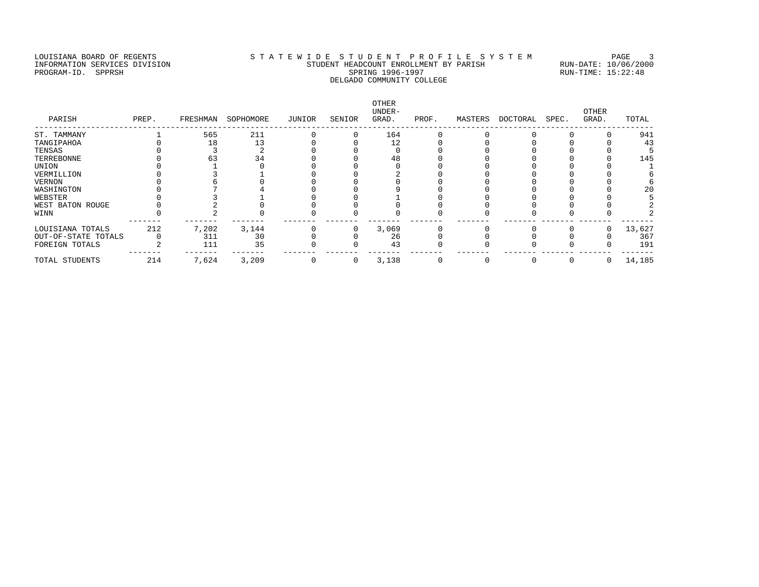LOUISIANA BOARD OF REGENTS
INFORMATION SERVICES DIVISION
PROGRAM-ID. SPPRSH

S T A T E W I D E S T U D E N T P R O F I L E S Y S T E M
STUDENT HEADCOUNT ENROLLMENT BY PARISH
SPRING 1996-1997
DELGADO COMMUNITY COLLEGE

RUN-DATE: 10/06/2000
RUN-TIME: 15:22:48

| PARISH | PREP. | FRESHMAN | SOPHOMORE | JUNIOR | SENIOR | OTHER UNDER-GRAD. | PROF. | MASTERS | DOCTORAL | SPEC. | OTHER GRAD. | TOTAL |
|---|---|---|---|---|---|---|---|---|---|---|---|---|
| ST. TAMMANY | 1 | 565 | 211 | 0 | 0 | 164 | 0 | 0 | 0 | 0 | 0 | 941 |
| TANGIPAHOA | 0 | 18 | 13 | 0 | 0 | 12 | 0 | 0 | 0 | 0 | 0 | 43 |
| TENSAS | 0 | 3 | 2 | 0 | 0 | 0 | 0 | 0 | 0 | 0 | 0 | 5 |
| TERREBONNE | 0 | 63 | 34 | 0 | 0 | 48 | 0 | 0 | 0 | 0 | 0 | 145 |
| UNION | 0 | 1 | 0 | 0 | 0 | 0 | 0 | 0 | 0 | 0 | 0 | 1 |
| VERMILLION | 0 | 3 | 1 | 0 | 0 | 2 | 0 | 0 | 0 | 0 | 0 | 6 |
| VERNON | 0 | 6 | 0 | 0 | 0 | 0 | 0 | 0 | 0 | 0 | 0 | 6 |
| WASHINGTON | 0 | 7 | 4 | 0 | 0 | 9 | 0 | 0 | 0 | 0 | 0 | 20 |
| WEBSTER | 0 | 3 | 1 | 0 | 0 | 1 | 0 | 0 | 0 | 0 | 0 | 5 |
| WEST BATON ROUGE | 0 | 2 | 0 | 0 | 0 | 0 | 0 | 0 | 0 | 0 | 0 | 2 |
| WINN | 0 | 2 | 0 | 0 | 0 | 0 | 0 | 0 | 0 | 0 | 0 | 2 |
| LOUISIANA TOTALS | 212 | 7,202 | 3,144 | 0 | 0 | 3,069 | 0 | 0 | 0 | 0 | 0 | 13,627 |
| OUT-OF-STATE TOTALS | 0 | 311 | 30 | 0 | 0 | 26 | 0 | 0 | 0 | 0 | 0 | 367 |
| FOREIGN TOTALS | 2 | 111 | 35 | 0 | 0 | 43 | 0 | 0 | 0 | 0 | 0 | 191 |
| TOTAL STUDENTS | 214 | 7,624 | 3,209 | 0 | 0 | 3,138 | 0 | 0 | 0 | 0 | 0 | 14,185 |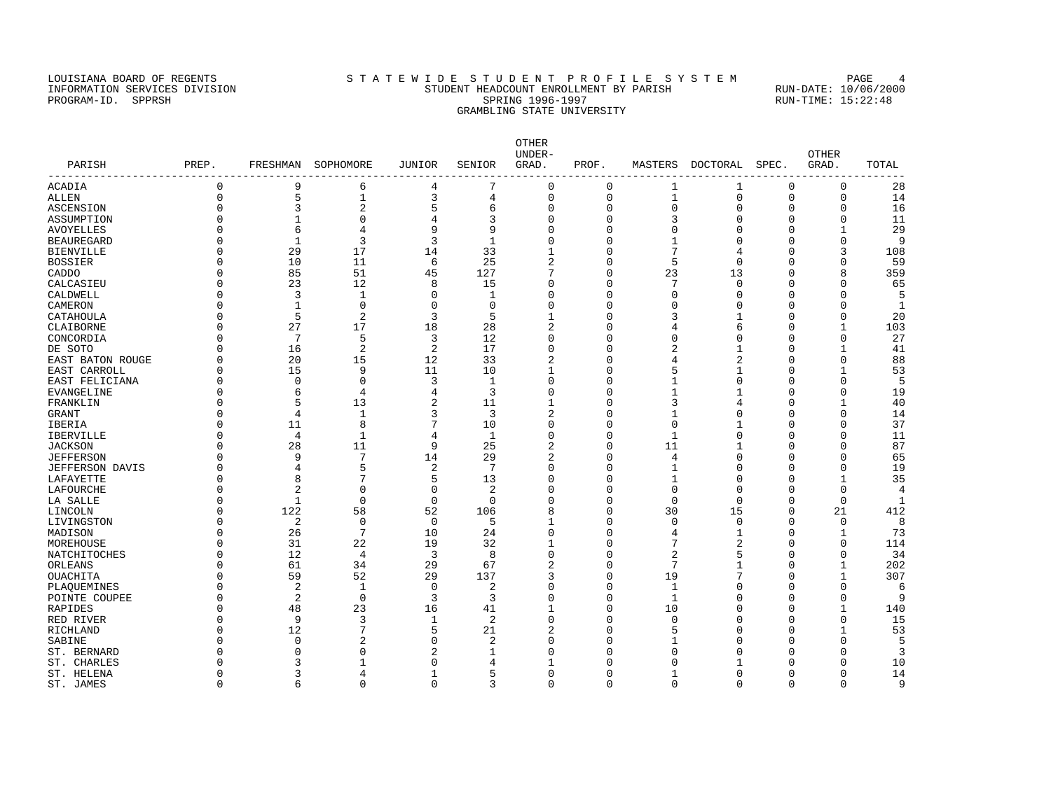LOUISIANA BOARD OF REGENTS
INFORMATION SERVICES DIVISION
PROGRAM-ID. SPPRSH

STATEWIDE STUDENT PROFILE SYSTEM
STUDENT HEADCOUNT ENROLLMENT BY PARISH
SPRING 1996-1997
GRAMBLING STATE UNIVERSITY

RUN-DATE: 10/06/2000
RUN-TIME: 15:22:48

| PARISH | PREP. | FRESHMAN | SOPHOMORE | JUNIOR | SENIOR | OTHER UNDER-GRAD. | PROF. | MASTERS | DOCTORAL | SPEC. | OTHER GRAD. | TOTAL |
|---|---|---|---|---|---|---|---|---|---|---|---|---|
| ACADIA | 0 | 9 | 6 | 4 | 7 | 0 | 0 | 1 | 1 | 0 | 0 | 28 |
| ALLEN | 0 | 5 | 1 | 3 | 4 | 0 | 0 | 1 | 0 | 0 | 0 | 14 |
| ASCENSION | 0 | 3 | 2 | 5 | 6 | 0 | 0 | 0 | 0 | 0 | 0 | 16 |
| ASSUMPTION | 0 | 1 | 0 | 4 | 3 | 0 | 0 | 3 | 0 | 0 | 0 | 11 |
| AVOYELLES | 0 | 6 | 4 | 9 | 9 | 0 | 0 | 0 | 0 | 0 | 1 | 29 |
| BEAUREGARD | 0 | 1 | 3 | 3 | 1 | 0 | 0 | 1 | 0 | 0 | 0 | 9 |
| BIENVILLE | 0 | 29 | 17 | 14 | 33 | 1 | 0 | 7 | 4 | 0 | 3 | 108 |
| BOSSIER | 0 | 10 | 11 | 6 | 25 | 2 | 0 | 5 | 0 | 0 | 0 | 59 |
| CADDO | 0 | 85 | 51 | 45 | 127 | 7 | 0 | 23 | 13 | 0 | 8 | 359 |
| CALCASIEU | 0 | 23 | 12 | 8 | 15 | 0 | 0 | 7 | 0 | 0 | 0 | 65 |
| CALDWELL | 0 | 3 | 1 | 0 | 1 | 0 | 0 | 0 | 0 | 0 | 0 | 5 |
| CAMERON | 0 | 1 | 0 | 0 | 0 | 0 | 0 | 0 | 0 | 0 | 0 | 1 |
| CATAHOULA | 0 | 5 | 2 | 3 | 5 | 1 | 0 | 3 | 1 | 0 | 0 | 20 |
| CLAIBORNE | 0 | 27 | 17 | 18 | 28 | 2 | 0 | 4 | 6 | 0 | 1 | 103 |
| CONCORDIA | 0 | 7 | 5 | 3 | 12 | 0 | 0 | 0 | 0 | 0 | 0 | 27 |
| DE SOTO | 0 | 16 | 2 | 2 | 17 | 0 | 0 | 2 | 1 | 0 | 1 | 41 |
| EAST BATON ROUGE | 0 | 20 | 15 | 12 | 33 | 2 | 0 | 4 | 2 | 0 | 0 | 88 |
| EAST CARROLL | 0 | 15 | 9 | 11 | 10 | 1 | 0 | 5 | 1 | 0 | 1 | 53 |
| EAST FELICIANA | 0 | 0 | 0 | 3 | 1 | 0 | 0 | 1 | 0 | 0 | 0 | 5 |
| EVANGELINE | 0 | 6 | 4 | 4 | 3 | 0 | 0 | 1 | 1 | 0 | 0 | 19 |
| FRANKLIN | 0 | 5 | 13 | 2 | 11 | 1 | 0 | 3 | 4 | 0 | 1 | 40 |
| GRANT | 0 | 4 | 1 | 3 | 3 | 2 | 0 | 1 | 0 | 0 | 0 | 14 |
| IBERIA | 0 | 11 | 8 | 7 | 10 | 0 | 0 | 0 | 1 | 0 | 0 | 37 |
| IBERVILLE | 0 | 4 | 1 | 4 | 1 | 0 | 0 | 1 | 0 | 0 | 0 | 11 |
| JACKSON | 0 | 28 | 11 | 9 | 25 | 2 | 0 | 11 | 1 | 0 | 0 | 87 |
| JEFFERSON | 0 | 9 | 7 | 14 | 29 | 2 | 0 | 4 | 0 | 0 | 0 | 65 |
| JEFFERSON DAVIS | 0 | 4 | 5 | 2 | 7 | 0 | 0 | 1 | 0 | 0 | 0 | 19 |
| LAFAYETTE | 0 | 8 | 7 | 5 | 13 | 0 | 0 | 1 | 0 | 0 | 1 | 35 |
| LAFOURCHE | 0 | 2 | 0 | 0 | 2 | 0 | 0 | 0 | 0 | 0 | 0 | 4 |
| LA SALLE | 0 | 1 | 0 | 0 | 0 | 0 | 0 | 0 | 0 | 0 | 0 | 1 |
| LINCOLN | 0 | 122 | 58 | 52 | 106 | 8 | 0 | 30 | 15 | 0 | 21 | 412 |
| LIVINGSTON | 0 | 2 | 0 | 0 | 5 | 1 | 0 | 0 | 0 | 0 | 0 | 8 |
| MADISON | 0 | 26 | 7 | 10 | 24 | 0 | 0 | 4 | 1 | 0 | 1 | 73 |
| MOREHOUSE | 0 | 31 | 22 | 19 | 32 | 1 | 0 | 7 | 2 | 0 | 0 | 114 |
| NATCHITOCHES | 0 | 12 | 4 | 3 | 8 | 0 | 0 | 2 | 5 | 0 | 0 | 34 |
| ORLEANS | 0 | 61 | 34 | 29 | 67 | 2 | 0 | 7 | 1 | 0 | 1 | 202 |
| OUACHITA | 0 | 59 | 52 | 29 | 137 | 3 | 0 | 19 | 7 | 0 | 1 | 307 |
| PLAQUEMINES | 0 | 2 | 1 | 0 | 2 | 0 | 0 | 1 | 0 | 0 | 0 | 6 |
| POINTE COUPEE | 0 | 2 | 0 | 3 | 3 | 0 | 0 | 1 | 0 | 0 | 0 | 9 |
| RAPIDES | 0 | 48 | 23 | 16 | 41 | 1 | 0 | 10 | 0 | 0 | 1 | 140 |
| RED RIVER | 0 | 9 | 3 | 1 | 2 | 0 | 0 | 0 | 0 | 0 | 0 | 15 |
| RICHLAND | 0 | 12 | 7 | 5 | 21 | 2 | 0 | 5 | 0 | 0 | 1 | 53 |
| SABINE | 0 | 0 | 2 | 0 | 2 | 0 | 0 | 1 | 0 | 0 | 0 | 5 |
| ST. BERNARD | 0 | 0 | 0 | 2 | 1 | 0 | 0 | 0 | 0 | 0 | 0 | 3 |
| ST. CHARLES | 0 | 3 | 1 | 0 | 4 | 1 | 0 | 0 | 1 | 0 | 0 | 10 |
| ST. HELENA | 0 | 3 | 4 | 1 | 5 | 0 | 0 | 1 | 0 | 0 | 0 | 14 |
| ST. JAMES | 0 | 6 | 0 | 0 | 3 | 0 | 0 | 0 | 0 | 0 | 0 | 9 |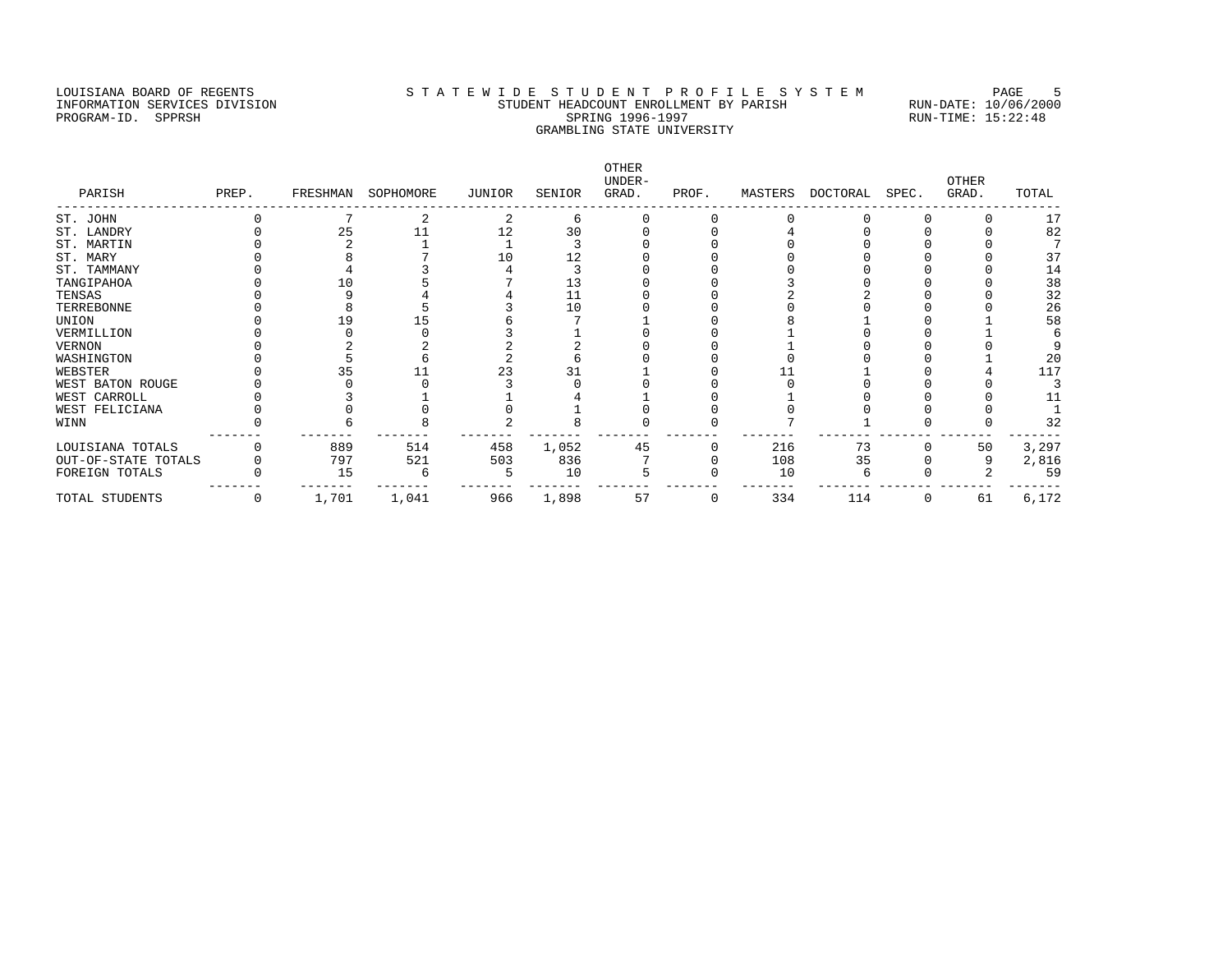LOUISIANA BOARD OF REGENTS
INFORMATION SERVICES DIVISION
PROGRAM-ID. SPPRSH

S T A T E W I D E  S T U D E N T  P R O F I L E  S Y S T E M
STUDENT HEADCOUNT ENROLLMENT BY PARISH
SPRING 1996-1997
GRAMBLING STATE UNIVERSITY

RUN-DATE: 10/06/2000
RUN-TIME: 15:22:48

| PARISH | PREP. | FRESHMAN | SOPHOMORE | JUNIOR | SENIOR | OTHER UNDER-GRAD. | PROF. | MASTERS | DOCTORAL | SPEC. | OTHER GRAD. | TOTAL |
|---|---|---|---|---|---|---|---|---|---|---|---|---|
| ST. JOHN | 0 | 7 | 2 | 2 | 6 | 0 | 0 | 0 | 0 | 0 | 0 | 17 |
| ST. LANDRY | 0 | 25 | 11 | 12 | 30 | 0 | 0 | 4 | 0 | 0 | 0 | 82 |
| ST. MARTIN | 0 | 2 | 1 | 1 | 3 | 0 | 0 | 0 | 0 | 0 | 0 | 7 |
| ST. MARY | 0 | 8 | 7 | 10 | 12 | 0 | 0 | 0 | 0 | 0 | 0 | 37 |
| ST. TAMMANY | 0 | 4 | 3 | 4 | 3 | 0 | 0 | 0 | 0 | 0 | 0 | 14 |
| TANGIPAHOA | 0 | 10 | 5 | 7 | 13 | 0 | 0 | 3 | 0 | 0 | 0 | 38 |
| TENSAS | 0 | 9 | 4 | 4 | 11 | 0 | 0 | 2 | 2 | 0 | 0 | 32 |
| TERREBONNE | 0 | 8 | 5 | 3 | 10 | 0 | 0 | 0 | 0 | 0 | 0 | 26 |
| UNION | 0 | 19 | 15 | 6 | 7 | 1 | 0 | 8 | 1 | 0 | 1 | 58 |
| VERMILLION | 0 | 0 | 0 | 3 | 1 | 0 | 0 | 1 | 0 | 0 | 1 | 6 |
| VERNON | 0 | 2 | 2 | 2 | 2 | 0 | 0 | 1 | 0 | 0 | 0 | 9 |
| WASHINGTON | 0 | 5 | 6 | 2 | 6 | 0 | 0 | 0 | 0 | 0 | 1 | 20 |
| WEBSTER | 0 | 35 | 11 | 23 | 31 | 1 | 0 | 11 | 1 | 0 | 4 | 117 |
| WEST BATON ROUGE | 0 | 0 | 0 | 3 | 0 | 0 | 0 | 0 | 0 | 0 | 0 | 3 |
| WEST CARROLL | 0 | 3 | 1 | 1 | 4 | 1 | 0 | 1 | 0 | 0 | 0 | 11 |
| WEST FELICIANA | 0 | 0 | 0 | 0 | 1 | 0 | 0 | 0 | 0 | 0 | 0 | 1 |
| WINN | 0 | 6 | 8 | 2 | 8 | 0 | 0 | 7 | 1 | 0 | 0 | 32 |
| LOUISIANA TOTALS | 0 | 889 | 514 | 458 | 1,052 | 45 | 0 | 216 | 73 | 0 | 50 | 3,297 |
| OUT-OF-STATE TOTALS | 0 | 797 | 521 | 503 | 836 | 7 | 0 | 108 | 35 | 0 | 9 | 2,816 |
| FOREIGN TOTALS | 0 | 15 | 6 | 5 | 10 | 5 | 0 | 10 | 6 | 0 | 2 | 59 |
| TOTAL STUDENTS | 0 | 1,701 | 1,041 | 966 | 1,898 | 57 | 0 | 334 | 114 | 0 | 61 | 6,172 |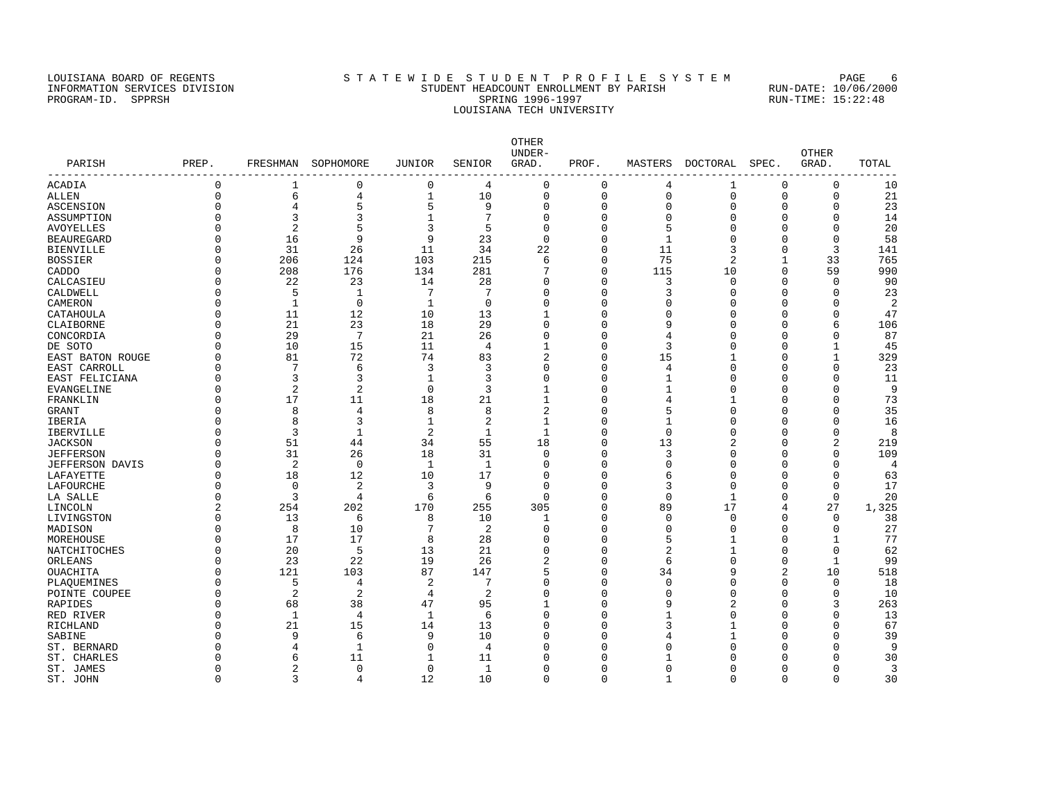LOUISIANA BOARD OF REGENTS — INFORMATION SERVICES DIVISION — PROGRAM-ID. SPPRSH

# STATEWIDE STUDENT PROFILE SYSTEM

## STUDENT HEADCOUNT ENROLLMENT BY PARISH

### SPRING 1996-1997

### LOUISIANA TECH UNIVERSITY

RUN-DATE: 10/06/2000  
RUN-TIME: 15:22:48

| PARISH | PREP. | FRESHMAN | SOPHOMORE | JUNIOR | SENIOR | OTHER UNDER-GRAD. | PROF. | MASTERS | DOCTORAL | SPEC. | OTHER GRAD. | TOTAL |
|---|---|---|---|---|---|---|---|---|---|---|---|---|
| ACADIA | 0 | 1 | 0 | 0 | 4 | 0 | 0 | 4 | 1 | 0 | 0 | 10 |
| ALLEN | 0 | 6 | 4 | 1 | 10 | 0 | 0 | 0 | 0 | 0 | 0 | 21 |
| ASCENSION | 0 | 4 | 5 | 5 | 9 | 0 | 0 | 0 | 0 | 0 | 0 | 23 |
| ASSUMPTION | 0 | 3 | 3 | 1 | 7 | 0 | 0 | 0 | 0 | 0 | 0 | 14 |
| AVOYELLES | 0 | 2 | 5 | 3 | 5 | 0 | 0 | 5 | 0 | 0 | 0 | 20 |
| BEAUREGARD | 0 | 16 | 9 | 9 | 23 | 0 | 0 | 1 | 0 | 0 | 0 | 58 |
| BIENVILLE | 0 | 31 | 26 | 11 | 34 | 22 | 0 | 11 | 3 | 0 | 3 | 141 |
| BOSSIER | 0 | 206 | 124 | 103 | 215 | 6 | 0 | 75 | 2 | 1 | 33 | 765 |
| CADDO | 0 | 208 | 176 | 134 | 281 | 7 | 0 | 115 | 10 | 0 | 59 | 990 |
| CALCASIEU | 0 | 22 | 23 | 14 | 28 | 0 | 0 | 3 | 0 | 0 | 0 | 90 |
| CALDWELL | 0 | 5 | 1 | 7 | 7 | 0 | 0 | 3 | 0 | 0 | 0 | 23 |
| CAMERON | 0 | 1 | 0 | 1 | 0 | 0 | 0 | 0 | 0 | 0 | 0 | 2 |
| CATAHOULA | 0 | 11 | 12 | 10 | 13 | 1 | 0 | 0 | 0 | 0 | 0 | 47 |
| CLAIBORNE | 0 | 21 | 23 | 18 | 29 | 0 | 0 | 9 | 0 | 0 | 6 | 106 |
| CONCORDIA | 0 | 29 | 7 | 21 | 26 | 0 | 0 | 4 | 0 | 0 | 0 | 87 |
| DE SOTO | 0 | 10 | 15 | 11 | 4 | 1 | 0 | 3 | 0 | 0 | 1 | 45 |
| EAST BATON ROUGE | 0 | 81 | 72 | 74 | 83 | 2 | 0 | 15 | 1 | 0 | 1 | 329 |
| EAST CARROLL | 0 | 7 | 6 | 3 | 3 | 0 | 0 | 4 | 0 | 0 | 0 | 23 |
| EAST FELICIANA | 0 | 3 | 3 | 1 | 3 | 0 | 0 | 1 | 0 | 0 | 0 | 11 |
| EVANGELINE | 0 | 2 | 2 | 0 | 3 | 1 | 0 | 1 | 0 | 0 | 0 | 9 |
| FRANKLIN | 0 | 17 | 11 | 18 | 21 | 1 | 0 | 4 | 1 | 0 | 0 | 73 |
| GRANT | 0 | 8 | 4 | 8 | 8 | 2 | 0 | 5 | 0 | 0 | 0 | 35 |
| IBERIA | 0 | 8 | 3 | 1 | 2 | 1 | 0 | 1 | 0 | 0 | 0 | 16 |
| IBERVILLE | 0 | 3 | 1 | 2 | 1 | 1 | 0 | 0 | 0 | 0 | 0 | 8 |
| JACKSON | 0 | 51 | 44 | 34 | 55 | 18 | 0 | 13 | 2 | 0 | 2 | 219 |
| JEFFERSON | 0 | 31 | 26 | 18 | 31 | 0 | 0 | 3 | 0 | 0 | 0 | 109 |
| JEFFERSON DAVIS | 0 | 2 | 0 | 1 | 1 | 0 | 0 | 0 | 0 | 0 | 0 | 4 |
| LAFAYETTE | 0 | 18 | 12 | 10 | 17 | 0 | 0 | 6 | 0 | 0 | 0 | 63 |
| LAFOURCHE | 0 | 0 | 2 | 3 | 9 | 0 | 0 | 3 | 0 | 0 | 0 | 17 |
| LA SALLE | 0 | 3 | 4 | 6 | 6 | 0 | 0 | 0 | 1 | 0 | 0 | 20 |
| LINCOLN | 2 | 254 | 202 | 170 | 255 | 305 | 0 | 89 | 17 | 4 | 27 | 1,325 |
| LIVINGSTON | 0 | 13 | 6 | 8 | 10 | 1 | 0 | 0 | 0 | 0 | 0 | 38 |
| MADISON | 0 | 8 | 10 | 7 | 2 | 0 | 0 | 0 | 0 | 0 | 0 | 27 |
| MOREHOUSE | 0 | 17 | 17 | 8 | 28 | 0 | 0 | 5 | 1 | 0 | 1 | 77 |
| NATCHITOCHES | 0 | 20 | 5 | 13 | 21 | 0 | 0 | 2 | 1 | 0 | 0 | 62 |
| ORLEANS | 0 | 23 | 22 | 19 | 26 | 2 | 0 | 6 | 0 | 0 | 1 | 99 |
| OUACHITA | 0 | 121 | 103 | 87 | 147 | 5 | 0 | 34 | 9 | 2 | 10 | 518 |
| PLAQUEMINES | 0 | 5 | 4 | 2 | 7 | 0 | 0 | 0 | 0 | 0 | 0 | 18 |
| POINTE COUPEE | 0 | 2 | 2 | 4 | 2 | 0 | 0 | 0 | 0 | 0 | 0 | 10 |
| RAPIDES | 0 | 68 | 38 | 47 | 95 | 1 | 0 | 9 | 2 | 0 | 3 | 263 |
| RED RIVER | 0 | 1 | 4 | 1 | 6 | 0 | 0 | 1 | 0 | 0 | 0 | 13 |
| RICHLAND | 0 | 21 | 15 | 14 | 13 | 0 | 0 | 3 | 1 | 0 | 0 | 67 |
| SABINE | 0 | 9 | 6 | 9 | 10 | 0 | 0 | 4 | 1 | 0 | 0 | 39 |
| ST. BERNARD | 0 | 4 | 1 | 0 | 4 | 0 | 0 | 0 | 0 | 0 | 0 | 9 |
| ST. CHARLES | 0 | 6 | 11 | 1 | 11 | 0 | 0 | 1 | 0 | 0 | 0 | 30 |
| ST. JAMES | 0 | 2 | 0 | 0 | 1 | 0 | 0 | 0 | 0 | 0 | 0 | 3 |
| ST. JOHN | 0 | 3 | 4 | 12 | 10 | 0 | 0 | 1 | 0 | 0 | 0 | 30 |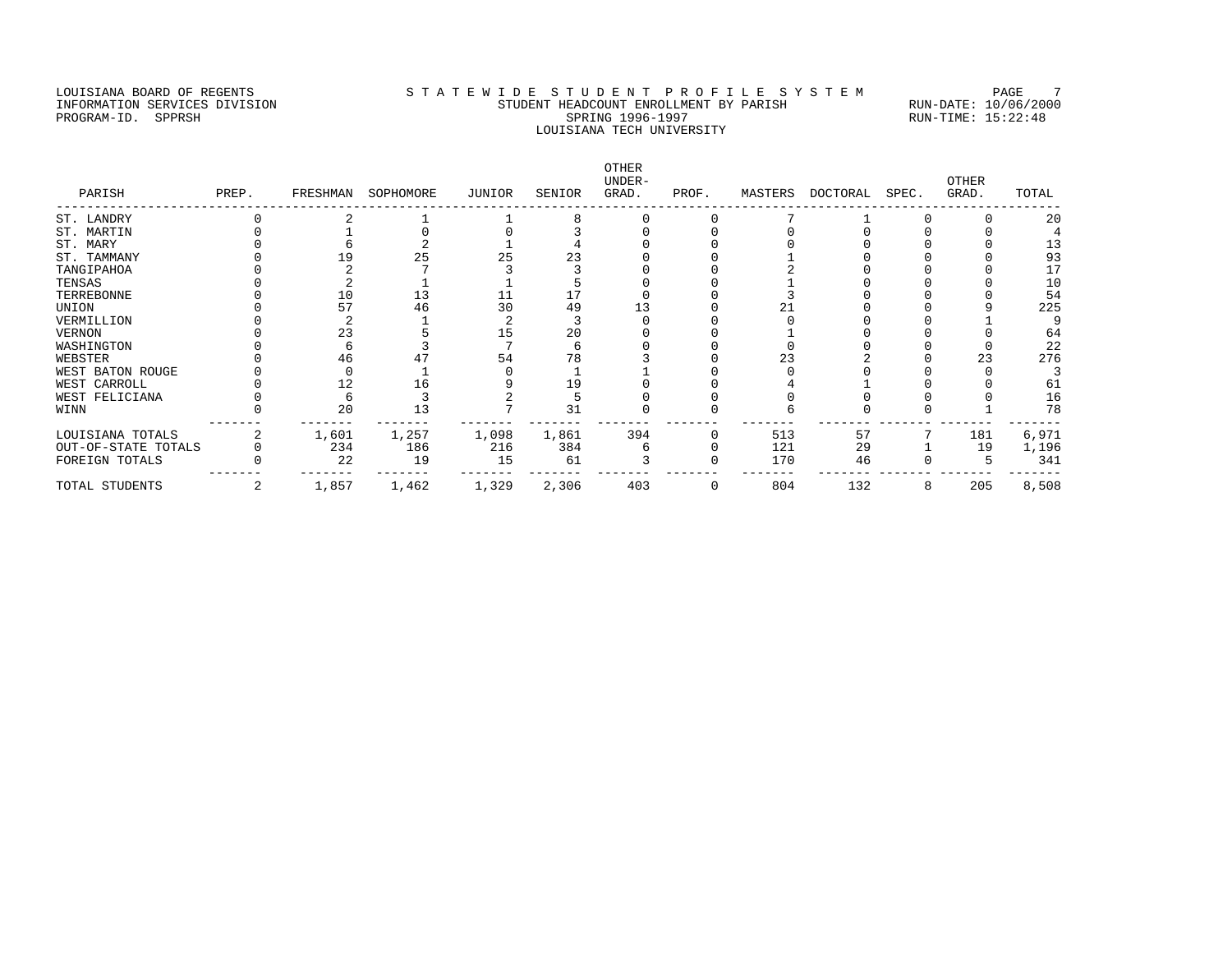LOUISIANA BOARD OF REGENTS
INFORMATION SERVICES DIVISION
PROGRAM-ID. SPPRSH

STATEWIDE STUDENT PROFILE SYSTEM
STUDENT HEADCOUNT ENROLLMENT BY PARISH
SPRING 1996-1997
LOUISIANA TECH UNIVERSITY

RUN-DATE: 10/06/2000
RUN-TIME: 15:22:48

| PARISH | PREP. | FRESHMAN | SOPHOMORE | JUNIOR | SENIOR | OTHER UNDER-GRAD. | PROF. | MASTERS | DOCTORAL | SPEC. | OTHER GRAD. | TOTAL |
|---|---|---|---|---|---|---|---|---|---|---|---|---|
| ST. LANDRY | 0 | 2 | 1 | 1 | 8 | 0 | 0 | 7 | 1 | 0 | 0 | 20 |
| ST. MARTIN | 0 | 1 | 0 | 0 | 3 | 0 | 0 | 0 | 0 | 0 | 0 | 4 |
| ST. MARY | 0 | 6 | 2 | 1 | 4 | 0 | 0 | 0 | 0 | 0 | 0 | 13 |
| ST. TAMMANY | 0 | 19 | 25 | 25 | 23 | 0 | 0 | 1 | 0 | 0 | 0 | 93 |
| TANGIPAHOA | 0 | 2 | 7 | 3 | 3 | 0 | 0 | 2 | 0 | 0 | 0 | 17 |
| TENSAS | 0 | 2 | 1 | 1 | 5 | 0 | 0 | 1 | 0 | 0 | 0 | 10 |
| TERREBONNE | 0 | 10 | 13 | 11 | 17 | 0 | 0 | 3 | 0 | 0 | 0 | 54 |
| UNION | 0 | 57 | 46 | 30 | 49 | 13 | 0 | 21 | 0 | 0 | 9 | 225 |
| VERMILLION | 0 | 2 | 1 | 2 | 3 | 0 | 0 | 0 | 0 | 0 | 1 | 9 |
| VERNON | 0 | 23 | 5 | 15 | 20 | 0 | 0 | 1 | 0 | 0 | 0 | 64 |
| WASHINGTON | 0 | 6 | 3 | 7 | 6 | 0 | 0 | 0 | 0 | 0 | 0 | 22 |
| WEBSTER | 0 | 46 | 47 | 54 | 78 | 3 | 0 | 23 | 2 | 0 | 23 | 276 |
| WEST BATON ROUGE | 0 | 0 | 1 | 0 | 1 | 1 | 0 | 0 | 0 | 0 | 0 | 3 |
| WEST CARROLL | 0 | 12 | 16 | 9 | 19 | 0 | 0 | 4 | 1 | 0 | 0 | 61 |
| WEST FELICIANA | 0 | 6 | 3 | 2 | 5 | 0 | 0 | 0 | 0 | 0 | 0 | 16 |
| WINN | 0 | 20 | 13 | 7 | 31 | 0 | 0 | 6 | 0 | 0 | 1 | 78 |
| LOUISIANA TOTALS | 2 | 1,601 | 1,257 | 1,098 | 1,861 | 394 | 0 | 513 | 57 | 7 | 181 | 6,971 |
| OUT-OF-STATE TOTALS | 0 | 234 | 186 | 216 | 384 | 6 | 0 | 121 | 29 | 1 | 19 | 1,196 |
| FOREIGN TOTALS | 0 | 22 | 19 | 15 | 61 | 3 | 0 | 170 | 46 | 0 | 5 | 341 |
| TOTAL STUDENTS | 2 | 1,857 | 1,462 | 1,329 | 2,306 | 403 | 0 | 804 | 132 | 8 | 205 | 8,508 |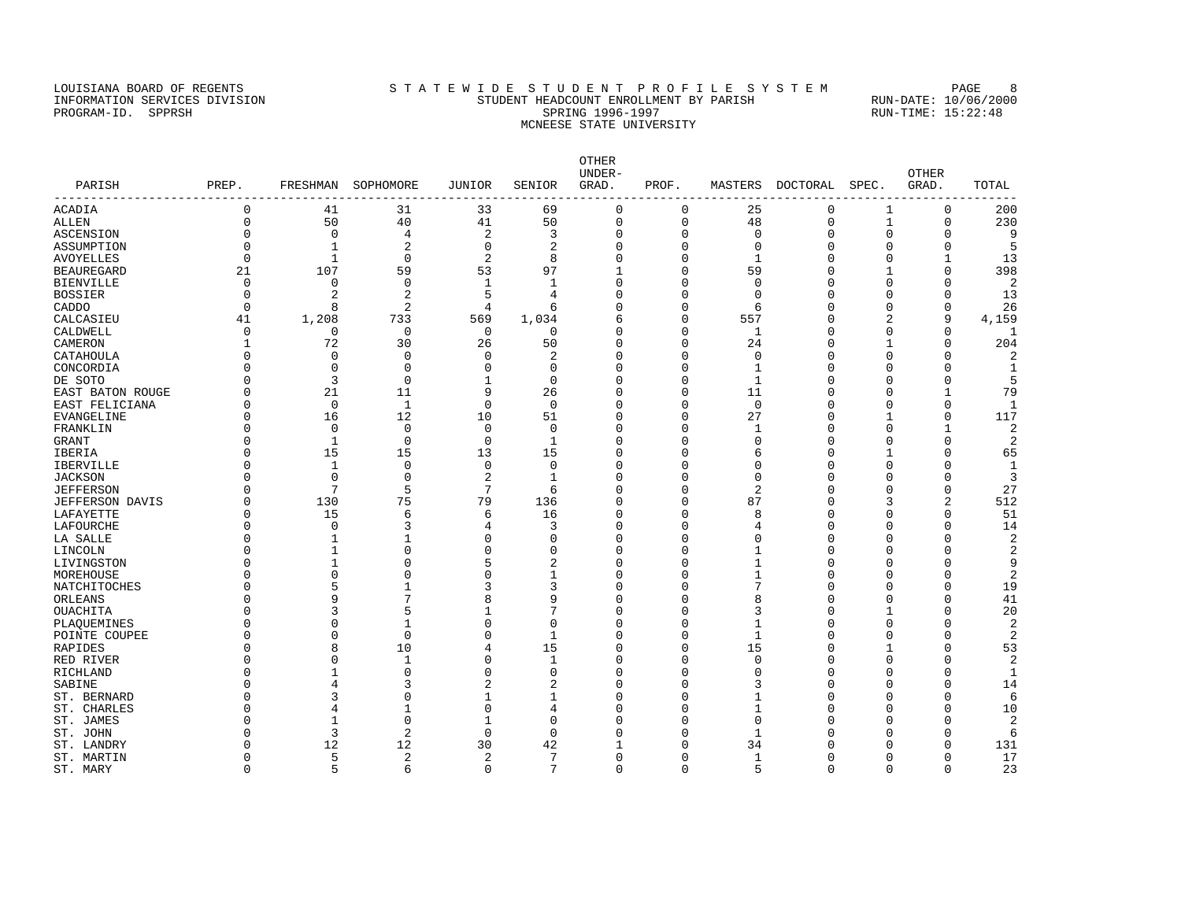LOUISIANA BOARD OF REGENTS
INFORMATION SERVICES DIVISION
PROGRAM-ID. SPPRSH

STATEWIDE STUDENT PROFILE SYSTEM
STUDENT HEADCOUNT ENROLLMENT BY PARISH
SPRING 1996-1997
MCNEESE STATE UNIVERSITY

RUN-DATE: 10/06/2000
RUN-TIME: 15:22:48

| PARISH | PREP. | FRESHMAN | SOPHOMORE | JUNIOR | SENIOR | OTHER UNDER-GRAD. | PROF. | MASTERS | DOCTORAL | SPEC. | OTHER GRAD. | TOTAL |
|---|---|---|---|---|---|---|---|---|---|---|---|---|
| ACADIA | 0 | 41 | 31 | 33 | 69 | 0 | 0 | 25 | 0 | 1 | 0 | 200 |
| ALLEN | 0 | 50 | 40 | 41 | 50 | 0 | 0 | 48 | 0 | 1 | 0 | 230 |
| ASCENSION | 0 | 0 | 4 | 2 | 3 | 0 | 0 | 0 | 0 | 0 | 0 | 9 |
| ASSUMPTION | 0 | 1 | 2 | 0 | 2 | 0 | 0 | 0 | 0 | 0 | 0 | 5 |
| AVOYELLES | 0 | 1 | 0 | 2 | 8 | 0 | 0 | 1 | 0 | 0 | 1 | 13 |
| BEAUREGARD | 21 | 107 | 59 | 53 | 97 | 1 | 0 | 59 | 0 | 1 | 0 | 398 |
| BIENVILLE | 0 | 0 | 0 | 1 | 1 | 0 | 0 | 0 | 0 | 0 | 0 | 2 |
| BOSSIER | 0 | 2 | 2 | 5 | 4 | 0 | 0 | 0 | 0 | 0 | 0 | 13 |
| CADDO | 0 | 8 | 2 | 4 | 6 | 0 | 0 | 6 | 0 | 0 | 0 | 26 |
| CALCASIEU | 41 | 1,208 | 733 | 569 | 1,034 | 6 | 0 | 557 | 0 | 2 | 9 | 4,159 |
| CALDWELL | 0 | 0 | 0 | 0 | 0 | 0 | 0 | 1 | 0 | 0 | 0 | 1 |
| CAMERON | 1 | 72 | 30 | 26 | 50 | 0 | 0 | 24 | 0 | 1 | 0 | 204 |
| CATAHOULA | 0 | 0 | 0 | 0 | 2 | 0 | 0 | 0 | 0 | 0 | 0 | 2 |
| CONCORDIA | 0 | 0 | 0 | 0 | 0 | 0 | 0 | 1 | 0 | 0 | 0 | 1 |
| DE SOTO | 0 | 3 | 0 | 1 | 0 | 0 | 0 | 1 | 0 | 0 | 0 | 5 |
| EAST BATON ROUGE | 0 | 21 | 11 | 9 | 26 | 0 | 0 | 11 | 0 | 0 | 1 | 79 |
| EAST FELICIANA | 0 | 0 | 1 | 0 | 0 | 0 | 0 | 0 | 0 | 0 | 0 | 1 |
| EVANGELINE | 0 | 16 | 12 | 10 | 51 | 0 | 0 | 27 | 0 | 1 | 0 | 117 |
| FRANKLIN | 0 | 0 | 0 | 0 | 0 | 0 | 0 | 1 | 0 | 0 | 1 | 2 |
| GRANT | 0 | 1 | 0 | 0 | 1 | 0 | 0 | 0 | 0 | 0 | 0 | 2 |
| IBERIA | 0 | 15 | 15 | 13 | 15 | 0 | 0 | 6 | 0 | 1 | 0 | 65 |
| IBERVILLE | 0 | 1 | 0 | 0 | 0 | 0 | 0 | 0 | 0 | 0 | 0 | 1 |
| JACKSON | 0 | 0 | 0 | 2 | 1 | 0 | 0 | 0 | 0 | 0 | 0 | 3 |
| JEFFERSON | 0 | 7 | 5 | 7 | 6 | 0 | 0 | 2 | 0 | 0 | 0 | 27 |
| JEFFERSON DAVIS | 0 | 130 | 75 | 79 | 136 | 0 | 0 | 87 | 0 | 3 | 2 | 512 |
| LAFAYETTE | 0 | 15 | 6 | 6 | 16 | 0 | 0 | 8 | 0 | 0 | 0 | 51 |
| LAFOURCHE | 0 | 0 | 3 | 4 | 3 | 0 | 0 | 4 | 0 | 0 | 0 | 14 |
| LA SALLE | 0 | 1 | 1 | 0 | 0 | 0 | 0 | 0 | 0 | 0 | 0 | 2 |
| LINCOLN | 0 | 1 | 0 | 0 | 0 | 0 | 0 | 1 | 0 | 0 | 0 | 2 |
| LIVINGSTON | 0 | 1 | 0 | 5 | 2 | 0 | 0 | 1 | 0 | 0 | 0 | 9 |
| MOREHOUSE | 0 | 0 | 0 | 0 | 1 | 0 | 0 | 1 | 0 | 0 | 0 | 2 |
| NATCHITOCHES | 0 | 5 | 1 | 3 | 3 | 0 | 0 | 7 | 0 | 0 | 0 | 19 |
| ORLEANS | 0 | 9 | 7 | 8 | 9 | 0 | 0 | 8 | 0 | 0 | 0 | 41 |
| OUACHITA | 0 | 3 | 5 | 1 | 7 | 0 | 0 | 3 | 0 | 1 | 0 | 20 |
| PLAQUEMINES | 0 | 0 | 1 | 0 | 0 | 0 | 0 | 1 | 0 | 0 | 0 | 2 |
| POINTE COUPEE | 0 | 0 | 0 | 0 | 1 | 0 | 0 | 1 | 0 | 0 | 0 | 2 |
| RAPIDES | 0 | 8 | 10 | 4 | 15 | 0 | 0 | 15 | 0 | 1 | 0 | 53 |
| RED RIVER | 0 | 0 | 1 | 0 | 1 | 0 | 0 | 0 | 0 | 0 | 0 | 2 |
| RICHLAND | 0 | 1 | 0 | 0 | 0 | 0 | 0 | 0 | 0 | 0 | 0 | 1 |
| SABINE | 0 | 4 | 3 | 2 | 2 | 0 | 0 | 3 | 0 | 0 | 0 | 14 |
| ST. BERNARD | 0 | 3 | 0 | 1 | 1 | 0 | 0 | 1 | 0 | 0 | 0 | 6 |
| ST. CHARLES | 0 | 4 | 1 | 0 | 4 | 0 | 0 | 1 | 0 | 0 | 0 | 10 |
| ST. JAMES | 0 | 1 | 0 | 1 | 0 | 0 | 0 | 0 | 0 | 0 | 0 | 2 |
| ST. JOHN | 0 | 3 | 2 | 0 | 0 | 0 | 0 | 1 | 0 | 0 | 0 | 6 |
| ST. LANDRY | 0 | 12 | 12 | 30 | 42 | 1 | 0 | 34 | 0 | 0 | 0 | 131 |
| ST. MARTIN | 0 | 5 | 2 | 2 | 7 | 0 | 0 | 1 | 0 | 0 | 0 | 17 |
| ST. MARY | 0 | 5 | 6 | 0 | 7 | 0 | 0 | 5 | 0 | 0 | 0 | 23 |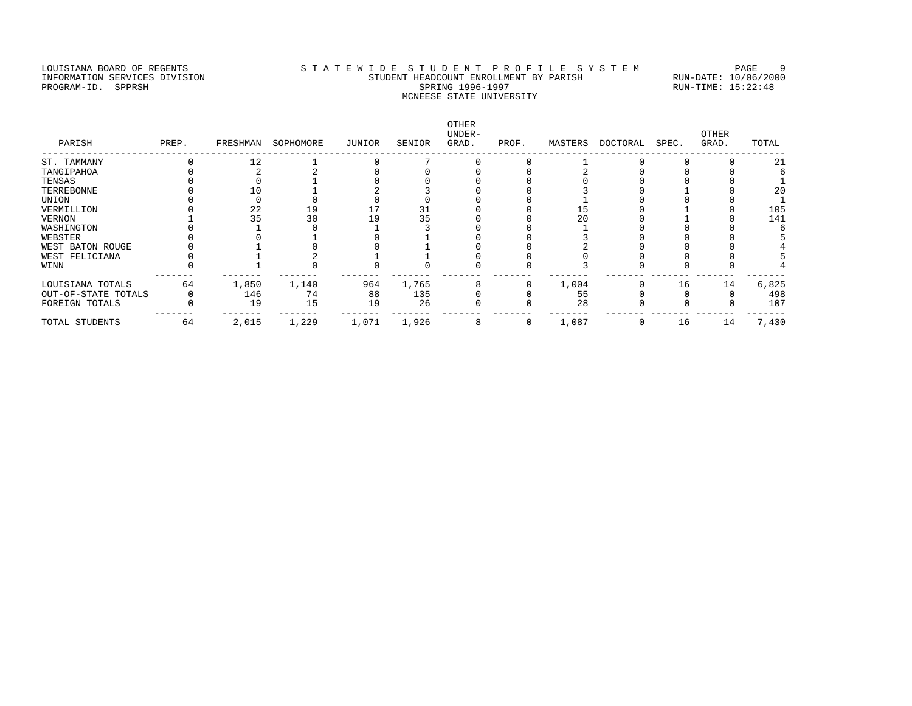LOUISIANA BOARD OF REGENTS
INFORMATION SERVICES DIVISION
PROGRAM-ID. SPPRSH

STATEWIDE STUDENT PROFILE SYSTEM
STUDENT HEADCOUNT ENROLLMENT BY PARISH
SPRING 1996-1997
MCNEESE STATE UNIVERSITY

RUN-DATE: 10/06/2000
RUN-TIME: 15:22:48

| PARISH | PREP. | FRESHMAN | SOPHOMORE | JUNIOR | SENIOR | OTHER UNDER-GRAD. | PROF. | MASTERS | DOCTORAL | SPEC. | OTHER GRAD. | TOTAL |
|---|---|---|---|---|---|---|---|---|---|---|---|---|
| ST. TAMMANY | 0 | 12 | 1 | 0 | 7 | 0 | 0 | 1 | 0 | 0 | 0 | 21 |
| TANGIPAHOA | 0 | 2 | 2 | 0 | 0 | 0 | 0 | 2 | 0 | 0 | 0 | 6 |
| TENSAS | 0 | 0 | 1 | 0 | 0 | 0 | 0 | 0 | 0 | 0 | 0 | 1 |
| TERREBONNE | 0 | 10 | 1 | 2 | 3 | 0 | 0 | 3 | 0 | 1 | 0 | 20 |
| UNION | 0 | 0 | 0 | 0 | 0 | 0 | 0 | 1 | 0 | 0 | 0 | 1 |
| VERMILLION | 0 | 22 | 19 | 17 | 31 | 0 | 0 | 15 | 0 | 1 | 0 | 105 |
| VERNON | 1 | 35 | 30 | 19 | 35 | 0 | 0 | 20 | 0 | 1 | 0 | 141 |
| WASHINGTON | 0 | 1 | 0 | 1 | 3 | 0 | 0 | 1 | 0 | 0 | 0 | 6 |
| WEBSTER | 0 | 0 | 1 | 0 | 1 | 0 | 0 | 3 | 0 | 0 | 0 | 5 |
| WEST BATON ROUGE | 0 | 1 | 0 | 0 | 1 | 0 | 0 | 2 | 0 | 0 | 0 | 4 |
| WEST FELICIANA | 0 | 1 | 2 | 1 | 1 | 0 | 0 | 0 | 0 | 0 | 0 | 5 |
| WINN | 0 | 1 | 0 | 0 | 0 | 0 | 0 | 3 | 0 | 0 | 0 | 4 |
| LOUISIANA TOTALS | 64 | 1,850 | 1,140 | 964 | 1,765 | 8 | 0 | 1,004 | 0 | 16 | 14 | 6,825 |
| OUT-OF-STATE TOTALS | 0 | 146 | 74 | 88 | 135 | 0 | 0 | 55 | 0 | 0 | 0 | 498 |
| FOREIGN TOTALS | 0 | 19 | 15 | 19 | 26 | 0 | 0 | 28 | 0 | 0 | 0 | 107 |
| TOTAL STUDENTS | 64 | 2,015 | 1,229 | 1,071 | 1,926 | 8 | 0 | 1,087 | 0 | 16 | 14 | 7,430 |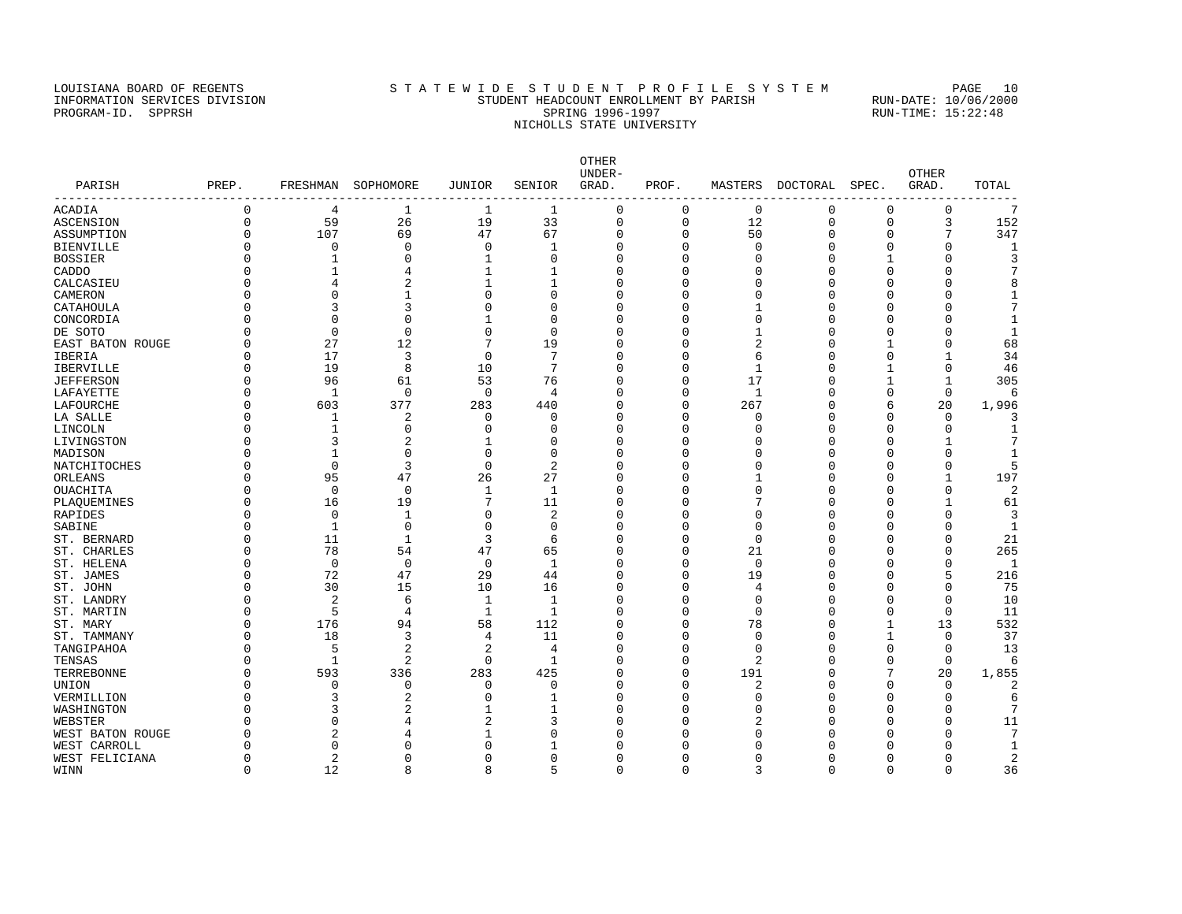LOUISIANA BOARD OF REGENTS
INFORMATION SERVICES DIVISION
PROGRAM-ID. SPPRSH

# STATEWIDE STUDENT PROFILE SYSTEM
## STUDENT HEADCOUNT ENROLLMENT BY PARISH
## SPRING 1996-1997
## NICHOLLS STATE UNIVERSITY

RUN-DATE: 10/06/2000
RUN-TIME: 15:22:48

| PARISH | PREP. | FRESHMAN | SOPHOMORE | JUNIOR | SENIOR | OTHER UNDER-GRAD. | PROF. | MASTERS | DOCTORAL | SPEC. | OTHER GRAD. | TOTAL |
|---|---|---|---|---|---|---|---|---|---|---|---|---|
| ACADIA | 0 | 4 | 1 | 1 | 1 | 0 | 0 | 0 | 0 | 0 | 0 | 7 |
| ASCENSION | 0 | 59 | 26 | 19 | 33 | 0 | 0 | 12 | 0 | 0 | 3 | 152 |
| ASSUMPTION | 0 | 107 | 69 | 47 | 67 | 0 | 0 | 50 | 0 | 0 | 7 | 347 |
| BIENVILLE | 0 | 0 | 0 | 0 | 1 | 0 | 0 | 0 | 0 | 0 | 0 | 1 |
| BOSSIER | 0 | 1 | 0 | 1 | 0 | 0 | 0 | 0 | 0 | 1 | 0 | 3 |
| CADDO | 0 | 1 | 4 | 1 | 1 | 0 | 0 | 0 | 0 | 0 | 0 | 7 |
| CALCASIEU | 0 | 4 | 2 | 1 | 1 | 0 | 0 | 0 | 0 | 0 | 0 | 8 |
| CAMERON | 0 | 0 | 1 | 0 | 0 | 0 | 0 | 0 | 0 | 0 | 0 | 1 |
| CATAHOULA | 0 | 3 | 3 | 0 | 0 | 0 | 0 | 1 | 0 | 0 | 0 | 7 |
| CONCORDIA | 0 | 0 | 0 | 1 | 0 | 0 | 0 | 0 | 0 | 0 | 0 | 1 |
| DE SOTO | 0 | 0 | 0 | 0 | 0 | 0 | 0 | 1 | 0 | 0 | 0 | 1 |
| EAST BATON ROUGE | 0 | 27 | 12 | 7 | 19 | 0 | 0 | 2 | 0 | 1 | 0 | 68 |
| IBERIA | 0 | 17 | 3 | 0 | 7 | 0 | 0 | 6 | 0 | 0 | 1 | 34 |
| IBERVILLE | 0 | 19 | 8 | 10 | 7 | 0 | 0 | 1 | 0 | 1 | 0 | 46 |
| JEFFERSON | 0 | 96 | 61 | 53 | 76 | 0 | 0 | 17 | 0 | 1 | 1 | 305 |
| LAFAYETTE | 0 | 1 | 0 | 0 | 4 | 0 | 0 | 1 | 0 | 0 | 0 | 6 |
| LAFOURCHE | 0 | 603 | 377 | 283 | 440 | 0 | 0 | 267 | 0 | 6 | 20 | 1,996 |
| LA SALLE | 0 | 1 | 2 | 0 | 0 | 0 | 0 | 0 | 0 | 0 | 0 | 3 |
| LINCOLN | 0 | 1 | 0 | 0 | 0 | 0 | 0 | 0 | 0 | 0 | 0 | 1 |
| LIVINGSTON | 0 | 3 | 2 | 1 | 0 | 0 | 0 | 0 | 0 | 0 | 1 | 7 |
| MADISON | 0 | 1 | 0 | 0 | 0 | 0 | 0 | 0 | 0 | 0 | 0 | 1 |
| NATCHITOCHES | 0 | 0 | 3 | 0 | 2 | 0 | 0 | 0 | 0 | 0 | 0 | 5 |
| ORLEANS | 0 | 95 | 47 | 26 | 27 | 0 | 0 | 1 | 0 | 0 | 1 | 197 |
| OUACHITA | 0 | 0 | 0 | 1 | 1 | 0 | 0 | 0 | 0 | 0 | 0 | 2 |
| PLAQUEMINES | 0 | 16 | 19 | 7 | 11 | 0 | 0 | 7 | 0 | 0 | 1 | 61 |
| RAPIDES | 0 | 0 | 1 | 0 | 2 | 0 | 0 | 0 | 0 | 0 | 0 | 3 |
| SABINE | 0 | 1 | 0 | 0 | 0 | 0 | 0 | 0 | 0 | 0 | 0 | 1 |
| ST. BERNARD | 0 | 11 | 1 | 3 | 6 | 0 | 0 | 0 | 0 | 0 | 0 | 21 |
| ST. CHARLES | 0 | 78 | 54 | 47 | 65 | 0 | 0 | 21 | 0 | 0 | 0 | 265 |
| ST. HELENA | 0 | 0 | 0 | 0 | 1 | 0 | 0 | 0 | 0 | 0 | 0 | 1 |
| ST. JAMES | 0 | 72 | 47 | 29 | 44 | 0 | 0 | 19 | 0 | 0 | 5 | 216 |
| ST. JOHN | 0 | 30 | 15 | 10 | 16 | 0 | 0 | 4 | 0 | 0 | 0 | 75 |
| ST. LANDRY | 0 | 2 | 6 | 1 | 1 | 0 | 0 | 0 | 0 | 0 | 0 | 10 |
| ST. MARTIN | 0 | 5 | 4 | 1 | 1 | 0 | 0 | 0 | 0 | 0 | 0 | 11 |
| ST. MARY | 0 | 176 | 94 | 58 | 112 | 0 | 0 | 78 | 0 | 1 | 13 | 532 |
| ST. TAMMANY | 0 | 18 | 3 | 4 | 11 | 0 | 0 | 0 | 0 | 1 | 0 | 37 |
| TANGIPAHOA | 0 | 5 | 2 | 2 | 4 | 0 | 0 | 0 | 0 | 0 | 0 | 13 |
| TENSAS | 0 | 1 | 2 | 0 | 1 | 0 | 0 | 2 | 0 | 0 | 0 | 6 |
| TERREBONNE | 0 | 593 | 336 | 283 | 425 | 0 | 0 | 191 | 0 | 7 | 20 | 1,855 |
| UNION | 0 | 0 | 0 | 0 | 0 | 0 | 0 | 2 | 0 | 0 | 0 | 2 |
| VERMILLION | 0 | 3 | 2 | 0 | 1 | 0 | 0 | 0 | 0 | 0 | 0 | 6 |
| WASHINGTON | 0 | 3 | 2 | 1 | 1 | 0 | 0 | 0 | 0 | 0 | 0 | 7 |
| WEBSTER | 0 | 0 | 4 | 2 | 3 | 0 | 0 | 2 | 0 | 0 | 0 | 11 |
| WEST BATON ROUGE | 0 | 2 | 4 | 1 | 0 | 0 | 0 | 0 | 0 | 0 | 0 | 7 |
| WEST CARROLL | 0 | 0 | 0 | 0 | 1 | 0 | 0 | 0 | 0 | 0 | 0 | 1 |
| WEST FELICIANA | 0 | 2 | 0 | 0 | 0 | 0 | 0 | 0 | 0 | 0 | 0 | 2 |
| WINN | 0 | 12 | 8 | 8 | 5 | 0 | 0 | 3 | 0 | 0 | 0 | 36 |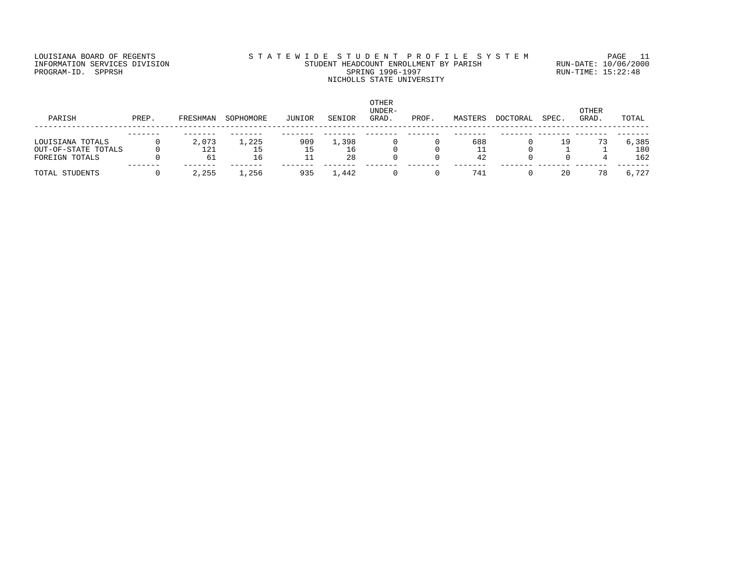LOUISIANA BOARD OF REGENTS
INFORMATION SERVICES DIVISION
PROGRAM-ID. SPPRSH

STATEWIDE STUDENT PROFILE SYSTEM
STUDENT HEADCOUNT ENROLLMENT BY PARISH
SPRING 1996-1997
NICHOLLS STATE UNIVERSITY

RUN-DATE: 10/06/2000
RUN-TIME: 15:22:48

| PARISH | PREP. | FRESHMAN | SOPHOMORE | JUNIOR | SENIOR | OTHER UNDER-GRAD. | PROF. | MASTERS | DOCTORAL | SPEC. | OTHER GRAD. | TOTAL |
|---|---|---|---|---|---|---|---|---|---|---|---|---|
| LOUISIANA TOTALS | 0 | 2,073 | 1,225 | 909 | 1,398 | 0 | 0 | 688 | 0 | 19 | 73 | 6,385 |
| OUT-OF-STATE TOTALS | 0 | 121 | 15 | 15 | 16 | 0 | 0 | 11 | 0 | 1 | 1 | 180 |
| FOREIGN TOTALS | 0 | 61 | 16 | 11 | 28 | 0 | 0 | 42 | 0 | 0 | 4 | 162 |
| TOTAL STUDENTS | 0 | 2,255 | 1,256 | 935 | 1,442 | 0 | 0 | 741 | 0 | 20 | 78 | 6,727 |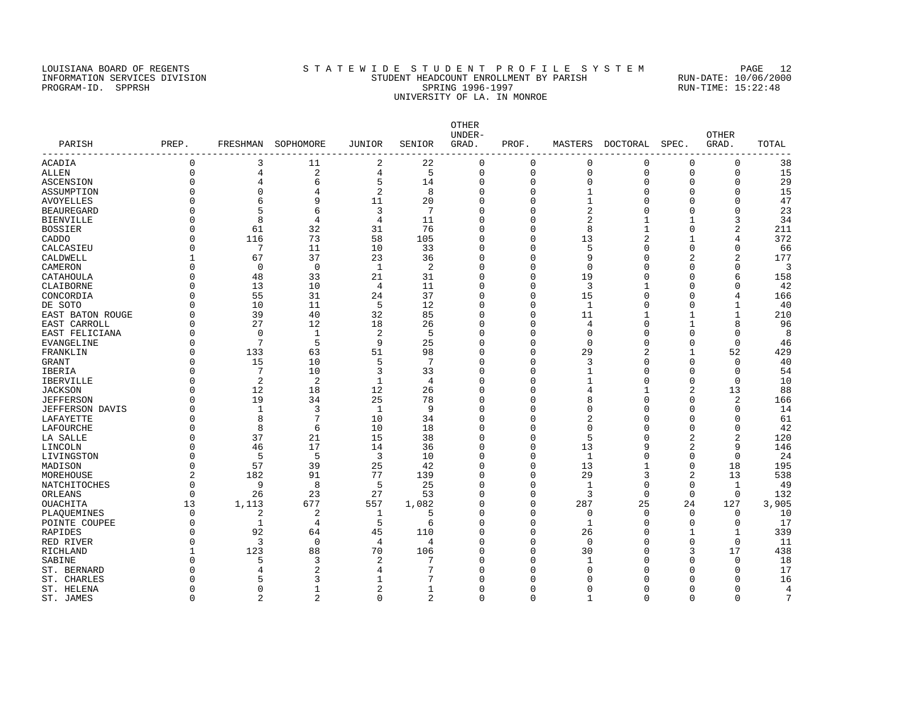LOUISIANA BOARD OF REGENTS
INFORMATION SERVICES DIVISION
PROGRAM-ID. SPPRSH

STATEWIDE STUDENT PROFILE SYSTEM
STUDENT HEADCOUNT ENROLLMENT BY PARISH
SPRING 1996-1997
UNIVERSITY OF LA. IN MONROE

RUN-DATE: 10/06/2000
RUN-TIME: 15:22:48

| PARISH | PREP. | FRESHMAN | SOPHOMORE | JUNIOR | SENIOR | OTHER UNDER-GRAD. | PROF. | MASTERS | DOCTORAL | SPEC. | OTHER GRAD. | TOTAL |
|---|---|---|---|---|---|---|---|---|---|---|---|---|
| ACADIA | 0 | 3 | 11 | 2 | 22 | 0 | 0 | 0 | 0 | 0 | 0 | 38 |
| ALLEN | 0 | 4 | 2 | 4 | 5 | 0 | 0 | 0 | 0 | 0 | 0 | 15 |
| ASCENSION | 0 | 4 | 6 | 5 | 14 | 0 | 0 | 0 | 0 | 0 | 0 | 29 |
| ASSUMPTION | 0 | 0 | 4 | 2 | 8 | 0 | 0 | 1 | 0 | 0 | 0 | 15 |
| AVOYELLES | 0 | 6 | 9 | 11 | 20 | 0 | 0 | 1 | 0 | 0 | 0 | 47 |
| BEAUREGARD | 0 | 5 | 6 | 3 | 7 | 0 | 0 | 2 | 0 | 0 | 0 | 23 |
| BIENVILLE | 0 | 8 | 4 | 4 | 11 | 0 | 0 | 2 | 1 | 1 | 3 | 34 |
| BOSSIER | 0 | 61 | 32 | 31 | 76 | 0 | 0 | 8 | 1 | 0 | 2 | 211 |
| CADDO | 0 | 116 | 73 | 58 | 105 | 0 | 0 | 13 | 2 | 1 | 4 | 372 |
| CALCASIEU | 0 | 7 | 11 | 10 | 33 | 0 | 0 | 5 | 0 | 0 | 0 | 66 |
| CALDWELL | 1 | 67 | 37 | 23 | 36 | 0 | 0 | 9 | 0 | 2 | 2 | 177 |
| CAMERON | 0 | 0 | 0 | 1 | 2 | 0 | 0 | 0 | 0 | 0 | 0 | 3 |
| CATAHOULA | 0 | 48 | 33 | 21 | 31 | 0 | 0 | 19 | 0 | 0 | 6 | 158 |
| CLAIBORNE | 0 | 13 | 10 | 4 | 11 | 0 | 0 | 3 | 1 | 0 | 0 | 42 |
| CONCORDIA | 0 | 55 | 31 | 24 | 37 | 0 | 0 | 15 | 0 | 0 | 4 | 166 |
| DE SOTO | 0 | 10 | 11 | 5 | 12 | 0 | 0 | 1 | 0 | 0 | 1 | 40 |
| EAST BATON ROUGE | 0 | 39 | 40 | 32 | 85 | 0 | 0 | 11 | 1 | 1 | 1 | 210 |
| EAST CARROLL | 0 | 27 | 12 | 18 | 26 | 0 | 0 | 4 | 0 | 1 | 8 | 96 |
| EAST FELICIANA | 0 | 0 | 1 | 2 | 5 | 0 | 0 | 0 | 0 | 0 | 0 | 8 |
| EVANGELINE | 0 | 7 | 5 | 9 | 25 | 0 | 0 | 0 | 0 | 0 | 0 | 46 |
| FRANKLIN | 0 | 133 | 63 | 51 | 98 | 0 | 0 | 29 | 2 | 1 | 52 | 429 |
| GRANT | 0 | 15 | 10 | 5 | 7 | 0 | 0 | 3 | 0 | 0 | 0 | 40 |
| IBERIA | 0 | 7 | 10 | 3 | 33 | 0 | 0 | 1 | 0 | 0 | 0 | 54 |
| IBERVILLE | 0 | 2 | 2 | 1 | 4 | 0 | 0 | 1 | 0 | 0 | 0 | 10 |
| JACKSON | 0 | 12 | 18 | 12 | 26 | 0 | 0 | 4 | 1 | 2 | 13 | 88 |
| JEFFERSON | 0 | 19 | 34 | 25 | 78 | 0 | 0 | 8 | 0 | 0 | 2 | 166 |
| JEFFERSON DAVIS | 0 | 1 | 3 | 1 | 9 | 0 | 0 | 0 | 0 | 0 | 0 | 14 |
| LAFAYETTE | 0 | 8 | 7 | 10 | 34 | 0 | 0 | 2 | 0 | 0 | 0 | 61 |
| LAFOURCHE | 0 | 8 | 6 | 10 | 18 | 0 | 0 | 0 | 0 | 0 | 0 | 42 |
| LA SALLE | 0 | 37 | 21 | 15 | 38 | 0 | 0 | 5 | 0 | 2 | 2 | 120 |
| LINCOLN | 0 | 46 | 17 | 14 | 36 | 0 | 0 | 13 | 9 | 2 | 9 | 146 |
| LIVINGSTON | 0 | 5 | 5 | 3 | 10 | 0 | 0 | 1 | 0 | 0 | 0 | 24 |
| MADISON | 0 | 57 | 39 | 25 | 42 | 0 | 0 | 13 | 1 | 0 | 18 | 195 |
| MOREHOUSE | 2 | 182 | 91 | 77 | 139 | 0 | 0 | 29 | 3 | 2 | 13 | 538 |
| NATCHITOCHES | 0 | 9 | 8 | 5 | 25 | 0 | 0 | 1 | 0 | 0 | 1 | 49 |
| ORLEANS | 0 | 26 | 23 | 27 | 53 | 0 | 0 | 3 | 0 | 0 | 0 | 132 |
| OUACHITA | 13 | 1,113 | 677 | 557 | 1,082 | 0 | 0 | 287 | 25 | 24 | 127 | 3,905 |
| PLAQUEMINES | 0 | 2 | 2 | 1 | 5 | 0 | 0 | 0 | 0 | 0 | 0 | 10 |
| POINTE COUPEE | 0 | 1 | 4 | 5 | 6 | 0 | 0 | 1 | 0 | 0 | 0 | 17 |
| RAPIDES | 0 | 92 | 64 | 45 | 110 | 0 | 0 | 26 | 0 | 1 | 1 | 339 |
| RED RIVER | 0 | 3 | 0 | 4 | 4 | 0 | 0 | 0 | 0 | 0 | 0 | 11 |
| RICHLAND | 1 | 123 | 88 | 70 | 106 | 0 | 0 | 30 | 0 | 3 | 17 | 438 |
| SABINE | 0 | 5 | 3 | 2 | 7 | 0 | 0 | 1 | 0 | 0 | 0 | 18 |
| ST. BERNARD | 0 | 4 | 2 | 4 | 7 | 0 | 0 | 0 | 0 | 0 | 0 | 17 |
| ST. CHARLES | 0 | 5 | 3 | 1 | 7 | 0 | 0 | 0 | 0 | 0 | 0 | 16 |
| ST. HELENA | 0 | 0 | 1 | 2 | 1 | 0 | 0 | 0 | 0 | 0 | 0 | 4 |
| ST. JAMES | 0 | 2 | 2 | 0 | 2 | 0 | 0 | 1 | 0 | 0 | 0 | 7 |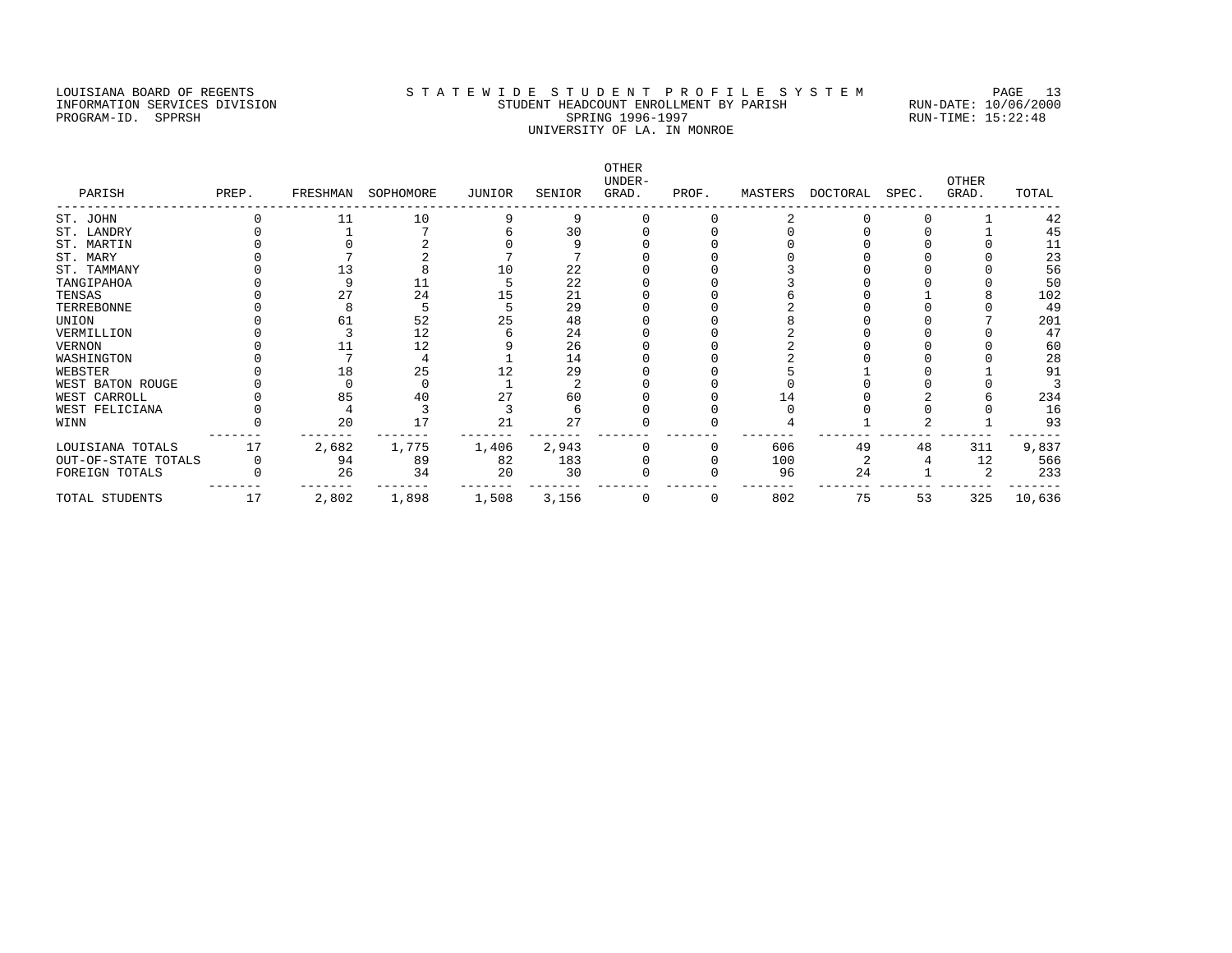LOUISIANA BOARD OF REGENTS
INFORMATION SERVICES DIVISION
PROGRAM-ID. SPPRSH

STATEWIDE STUDENT PROFILE SYSTEM
STUDENT HEADCOUNT ENROLLMENT BY PARISH
SPRING 1996-1997
UNIVERSITY OF LA. IN MONROE

RUN-DATE: 10/06/2000
RUN-TIME: 15:22:48

| PARISH | PREP. | FRESHMAN | SOPHOMORE | JUNIOR | SENIOR | OTHER UNDER-GRAD. | PROF. | MASTERS | DOCTORAL | SPEC. | OTHER GRAD. | TOTAL |
|---|---|---|---|---|---|---|---|---|---|---|---|---|
| ST. JOHN | 0 | 11 | 10 | 9 | 9 | 0 | 0 | 2 | 0 | 0 | 1 | 42 |
| ST. LANDRY | 0 | 1 | 7 | 6 | 30 | 0 | 0 | 0 | 0 | 0 | 1 | 45 |
| ST. MARTIN | 0 | 0 | 2 | 0 | 9 | 0 | 0 | 0 | 0 | 0 | 0 | 11 |
| ST. MARY | 0 | 7 | 2 | 7 | 7 | 0 | 0 | 0 | 0 | 0 | 0 | 23 |
| ST. TAMMANY | 0 | 13 | 8 | 10 | 22 | 0 | 0 | 3 | 0 | 0 | 0 | 56 |
| TANGIPAHOA | 0 | 9 | 11 | 5 | 22 | 0 | 0 | 3 | 0 | 0 | 0 | 50 |
| TENSAS | 0 | 27 | 24 | 15 | 21 | 0 | 0 | 6 | 0 | 1 | 8 | 102 |
| TERREBONNE | 0 | 8 | 5 | 5 | 29 | 0 | 0 | 2 | 0 | 0 | 0 | 49 |
| UNION | 0 | 61 | 52 | 25 | 48 | 0 | 0 | 8 | 0 | 0 | 7 | 201 |
| VERMILLION | 0 | 3 | 12 | 6 | 24 | 0 | 0 | 2 | 0 | 0 | 0 | 47 |
| VERNON | 0 | 11 | 12 | 9 | 26 | 0 | 0 | 2 | 0 | 0 | 0 | 60 |
| WASHINGTON | 0 | 7 | 4 | 1 | 14 | 0 | 0 | 2 | 0 | 0 | 0 | 28 |
| WEBSTER | 0 | 18 | 25 | 12 | 29 | 0 | 0 | 5 | 1 | 0 | 1 | 91 |
| WEST BATON ROUGE | 0 | 0 | 0 | 1 | 2 | 0 | 0 | 0 | 0 | 0 | 0 | 3 |
| WEST CARROLL | 0 | 85 | 40 | 27 | 60 | 0 | 0 | 14 | 0 | 2 | 6 | 234 |
| WEST FELICIANA | 0 | 4 | 3 | 3 | 6 | 0 | 0 | 0 | 0 | 0 | 0 | 16 |
| WINN | 0 | 20 | 17 | 21 | 27 | 0 | 0 | 4 | 1 | 2 | 1 | 93 |
| LOUISIANA TOTALS | 17 | 2,682 | 1,775 | 1,406 | 2,943 | 0 | 0 | 606 | 49 | 48 | 311 | 9,837 |
| OUT-OF-STATE TOTALS | 0 | 94 | 89 | 82 | 183 | 0 | 0 | 100 | 2 | 4 | 12 | 566 |
| FOREIGN TOTALS | 0 | 26 | 34 | 20 | 30 | 0 | 0 | 96 | 24 | 1 | 2 | 233 |
| TOTAL STUDENTS | 17 | 2,802 | 1,898 | 1,508 | 3,156 | 0 | 0 | 802 | 75 | 53 | 325 | 10,636 |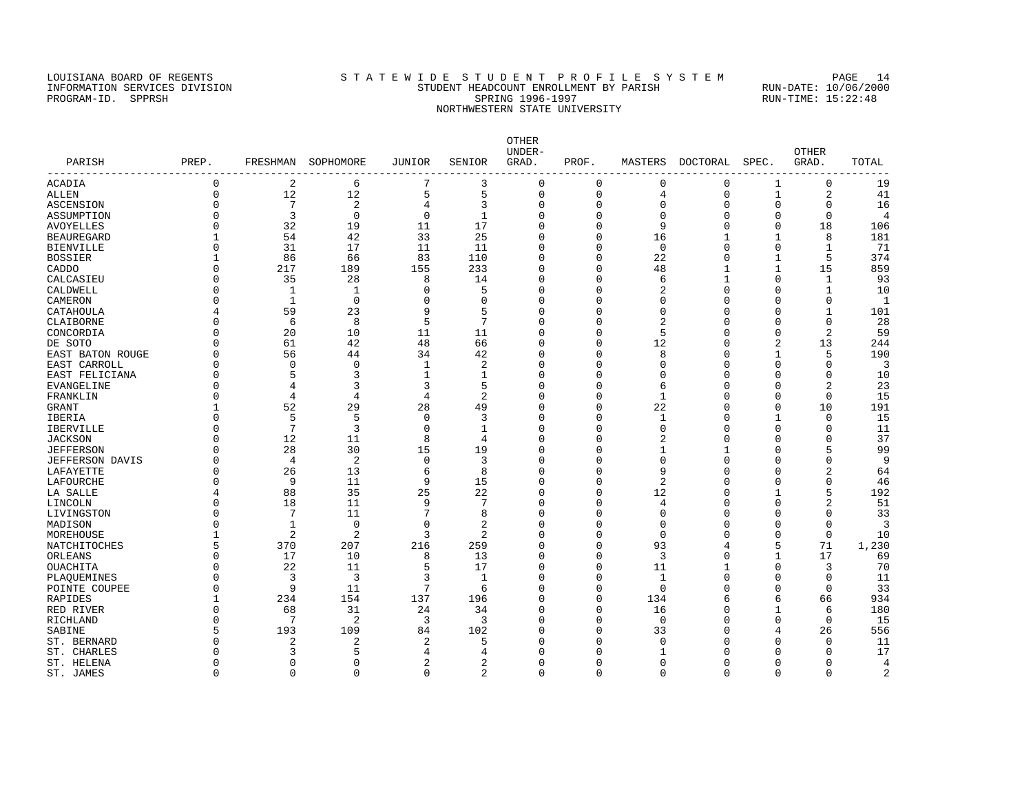LOUISIANA BOARD OF REGENTS — INFORMATION SERVICES DIVISION — PROGRAM-ID. SPPRSH

# STATEWIDE STUDENT PROFILE SYSTEM

## STUDENT HEADCOUNT ENROLLMENT BY PARISH
## SPRING 1996-1997
## NORTHWESTERN STATE UNIVERSITY

RUN-DATE: 10/06/2000
RUN-TIME: 15:22:48

| PARISH | PREP. | FRESHMAN | SOPHOMORE | JUNIOR | SENIOR | OTHER UNDER-GRAD. | PROF. | MASTERS | DOCTORAL | SPEC. | OTHER GRAD. | TOTAL |
|---|---|---|---|---|---|---|---|---|---|---|---|---|
| ACADIA | 0 | 2 | 6 | 7 | 3 | 0 | 0 | 0 | 0 | 1 | 0 | 19 |
| ALLEN | 0 | 12 | 12 | 5 | 5 | 0 | 0 | 4 | 0 | 1 | 2 | 41 |
| ASCENSION | 0 | 7 | 2 | 4 | 3 | 0 | 0 | 0 | 0 | 0 | 0 | 16 |
| ASSUMPTION | 0 | 3 | 0 | 0 | 1 | 0 | 0 | 0 | 0 | 0 | 0 | 4 |
| AVOYELLES | 0 | 32 | 19 | 11 | 17 | 0 | 0 | 9 | 0 | 0 | 18 | 106 |
| BEAUREGARD | 1 | 54 | 42 | 33 | 25 | 0 | 0 | 16 | 1 | 1 | 8 | 181 |
| BIENVILLE | 0 | 31 | 17 | 11 | 11 | 0 | 0 | 0 | 0 | 0 | 1 | 71 |
| BOSSIER | 1 | 86 | 66 | 83 | 110 | 0 | 0 | 22 | 0 | 1 | 5 | 374 |
| CADDO | 0 | 217 | 189 | 155 | 233 | 0 | 0 | 48 | 1 | 1 | 15 | 859 |
| CALCASIEU | 0 | 35 | 28 | 8 | 14 | 0 | 0 | 6 | 1 | 0 | 1 | 93 |
| CALDWELL | 0 | 1 | 1 | 0 | 5 | 0 | 0 | 2 | 0 | 0 | 1 | 10 |
| CAMERON | 0 | 1 | 0 | 0 | 0 | 0 | 0 | 0 | 0 | 0 | 0 | 1 |
| CATAHOULA | 4 | 59 | 23 | 9 | 5 | 0 | 0 | 0 | 0 | 0 | 1 | 101 |
| CLAIBORNE | 0 | 6 | 8 | 5 | 7 | 0 | 0 | 2 | 0 | 0 | 0 | 28 |
| CONCORDIA | 0 | 20 | 10 | 11 | 11 | 0 | 0 | 5 | 0 | 0 | 2 | 59 |
| DE SOTO | 0 | 61 | 42 | 48 | 66 | 0 | 0 | 12 | 0 | 2 | 13 | 244 |
| EAST BATON ROUGE | 0 | 56 | 44 | 34 | 42 | 0 | 0 | 8 | 0 | 1 | 5 | 190 |
| EAST CARROLL | 0 | 0 | 0 | 1 | 2 | 0 | 0 | 0 | 0 | 0 | 0 | 3 |
| EAST FELICIANA | 0 | 5 | 3 | 1 | 1 | 0 | 0 | 0 | 0 | 0 | 0 | 10 |
| EVANGELINE | 0 | 4 | 3 | 3 | 5 | 0 | 0 | 6 | 0 | 0 | 2 | 23 |
| FRANKLIN | 0 | 4 | 4 | 4 | 2 | 0 | 0 | 1 | 0 | 0 | 0 | 15 |
| GRANT | 1 | 52 | 29 | 28 | 49 | 0 | 0 | 22 | 0 | 0 | 10 | 191 |
| IBERIA | 0 | 5 | 5 | 0 | 3 | 0 | 0 | 1 | 0 | 1 | 0 | 15 |
| IBERVILLE | 0 | 7 | 3 | 0 | 1 | 0 | 0 | 0 | 0 | 0 | 0 | 11 |
| JACKSON | 0 | 12 | 11 | 8 | 4 | 0 | 0 | 2 | 0 | 0 | 0 | 37 |
| JEFFERSON | 0 | 28 | 30 | 15 | 19 | 0 | 0 | 1 | 1 | 0 | 5 | 99 |
| JEFFERSON DAVIS | 0 | 4 | 2 | 0 | 3 | 0 | 0 | 0 | 0 | 0 | 0 | 9 |
| LAFAYETTE | 0 | 26 | 13 | 6 | 8 | 0 | 0 | 9 | 0 | 0 | 2 | 64 |
| LAFOURCHE | 0 | 9 | 11 | 9 | 15 | 0 | 0 | 2 | 0 | 0 | 0 | 46 |
| LA SALLE | 4 | 88 | 35 | 25 | 22 | 0 | 0 | 12 | 0 | 1 | 5 | 192 |
| LINCOLN | 0 | 18 | 11 | 9 | 7 | 0 | 0 | 4 | 0 | 0 | 2 | 51 |
| LIVINGSTON | 0 | 7 | 11 | 7 | 8 | 0 | 0 | 0 | 0 | 0 | 0 | 33 |
| MADISON | 0 | 1 | 0 | 0 | 2 | 0 | 0 | 0 | 0 | 0 | 0 | 3 |
| MOREHOUSE | 1 | 2 | 2 | 3 | 2 | 0 | 0 | 0 | 0 | 0 | 0 | 10 |
| NATCHITOCHES | 5 | 370 | 207 | 216 | 259 | 0 | 0 | 93 | 4 | 5 | 71 | 1,230 |
| ORLEANS | 0 | 17 | 10 | 8 | 13 | 0 | 0 | 3 | 0 | 1 | 17 | 69 |
| OUACHITA | 0 | 22 | 11 | 5 | 17 | 0 | 0 | 11 | 1 | 0 | 3 | 70 |
| PLAQUEMINES | 0 | 3 | 3 | 3 | 1 | 0 | 0 | 1 | 0 | 0 | 0 | 11 |
| POINTE COUPEE | 0 | 9 | 11 | 7 | 6 | 0 | 0 | 0 | 0 | 0 | 0 | 33 |
| RAPIDES | 1 | 234 | 154 | 137 | 196 | 0 | 0 | 134 | 6 | 6 | 66 | 934 |
| RED RIVER | 0 | 68 | 31 | 24 | 34 | 0 | 0 | 16 | 0 | 1 | 6 | 180 |
| RICHLAND | 0 | 7 | 2 | 3 | 3 | 0 | 0 | 0 | 0 | 0 | 0 | 15 |
| SABINE | 5 | 193 | 109 | 84 | 102 | 0 | 0 | 33 | 0 | 4 | 26 | 556 |
| ST. BERNARD | 0 | 2 | 2 | 2 | 5 | 0 | 0 | 0 | 0 | 0 | 0 | 11 |
| ST. CHARLES | 0 | 3 | 5 | 4 | 4 | 0 | 0 | 1 | 0 | 0 | 0 | 17 |
| ST. HELENA | 0 | 0 | 0 | 2 | 2 | 0 | 0 | 0 | 0 | 0 | 0 | 4 |
| ST. JAMES | 0 | 0 | 0 | 0 | 2 | 0 | 0 | 0 | 0 | 0 | 0 | 2 |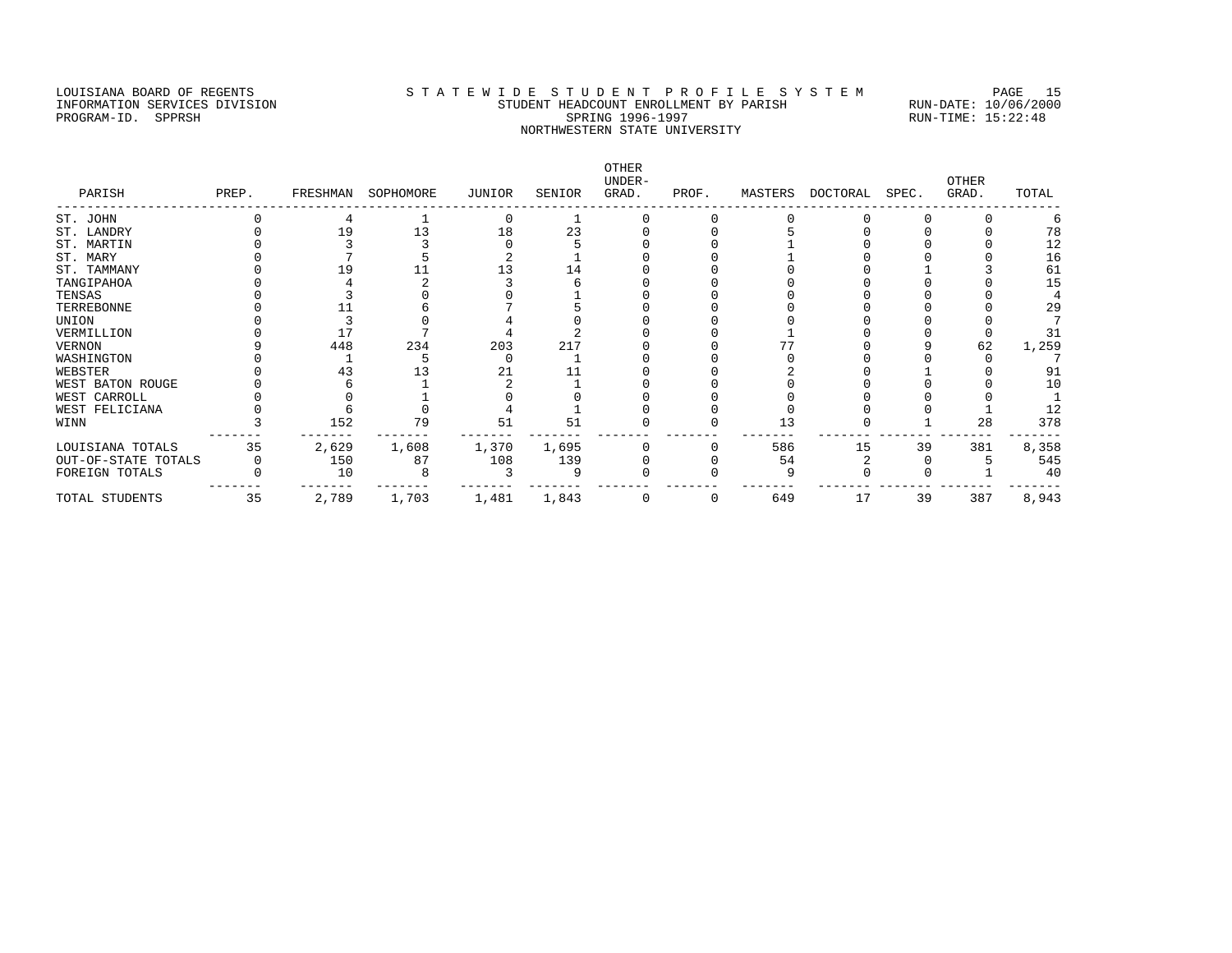LOUISIANA BOARD OF REGENTS
INFORMATION SERVICES DIVISION
PROGRAM-ID. SPPRSH

STATEWIDE STUDENT PROFILE SYSTEM
STUDENT HEADCOUNT ENROLLMENT BY PARISH
SPRING 1996-1997
NORTHWESTERN STATE UNIVERSITY

RUN-DATE: 10/06/2000
RUN-TIME: 15:22:48

| PARISH | PREP. | FRESHMAN | SOPHOMORE | JUNIOR | SENIOR | OTHER UNDER-GRAD. | PROF. | MASTERS | DOCTORAL | SPEC. | OTHER GRAD. | TOTAL |
|---|---|---|---|---|---|---|---|---|---|---|---|---|
| ST. JOHN | 0 | 4 | 1 | 0 | 1 | 0 | 0 | 0 | 0 | 0 | 0 | 6 |
| ST. LANDRY | 0 | 19 | 13 | 18 | 23 | 0 | 0 | 5 | 0 | 0 | 0 | 78 |
| ST. MARTIN | 0 | 3 | 3 | 0 | 5 | 0 | 0 | 1 | 0 | 0 | 0 | 12 |
| ST. MARY | 0 | 7 | 5 | 2 | 1 | 0 | 0 | 1 | 0 | 0 | 0 | 16 |
| ST. TAMMANY | 0 | 19 | 11 | 13 | 14 | 0 | 0 | 0 | 0 | 1 | 3 | 61 |
| TANGIPAHOA | 0 | 4 | 2 | 3 | 6 | 0 | 0 | 0 | 0 | 0 | 0 | 15 |
| TENSAS | 0 | 3 | 0 | 0 | 1 | 0 | 0 | 0 | 0 | 0 | 0 | 4 |
| TERREBONNE | 0 | 11 | 6 | 7 | 5 | 0 | 0 | 0 | 0 | 0 | 0 | 29 |
| UNION | 0 | 3 | 0 | 4 | 0 | 0 | 0 | 0 | 0 | 0 | 0 | 7 |
| VERMILLION | 0 | 17 | 7 | 4 | 2 | 0 | 0 | 1 | 0 | 0 | 0 | 31 |
| VERNON | 9 | 448 | 234 | 203 | 217 | 0 | 0 | 77 | 0 | 9 | 62 | 1,259 |
| WASHINGTON | 0 | 1 | 5 | 0 | 1 | 0 | 0 | 0 | 0 | 0 | 0 | 7 |
| WEBSTER | 0 | 43 | 13 | 21 | 11 | 0 | 0 | 2 | 0 | 1 | 0 | 91 |
| WEST BATON ROUGE | 0 | 6 | 1 | 2 | 1 | 0 | 0 | 0 | 0 | 0 | 0 | 10 |
| WEST CARROLL | 0 | 0 | 1 | 0 | 0 | 0 | 0 | 0 | 0 | 0 | 0 | 1 |
| WEST FELICIANA | 0 | 6 | 0 | 4 | 1 | 0 | 0 | 0 | 0 | 0 | 1 | 12 |
| WINN | 3 | 152 | 79 | 51 | 51 | 0 | 0 | 13 | 0 | 1 | 28 | 378 |
| LOUISIANA TOTALS | 35 | 2,629 | 1,608 | 1,370 | 1,695 | 0 | 0 | 586 | 15 | 39 | 381 | 8,358 |
| OUT-OF-STATE TOTALS | 0 | 150 | 87 | 108 | 139 | 0 | 0 | 54 | 2 | 0 | 5 | 545 |
| FOREIGN TOTALS | 0 | 10 | 8 | 3 | 9 | 0 | 0 | 9 | 0 | 0 | 1 | 40 |
| TOTAL STUDENTS | 35 | 2,789 | 1,703 | 1,481 | 1,843 | 0 | 0 | 649 | 17 | 39 | 387 | 8,943 |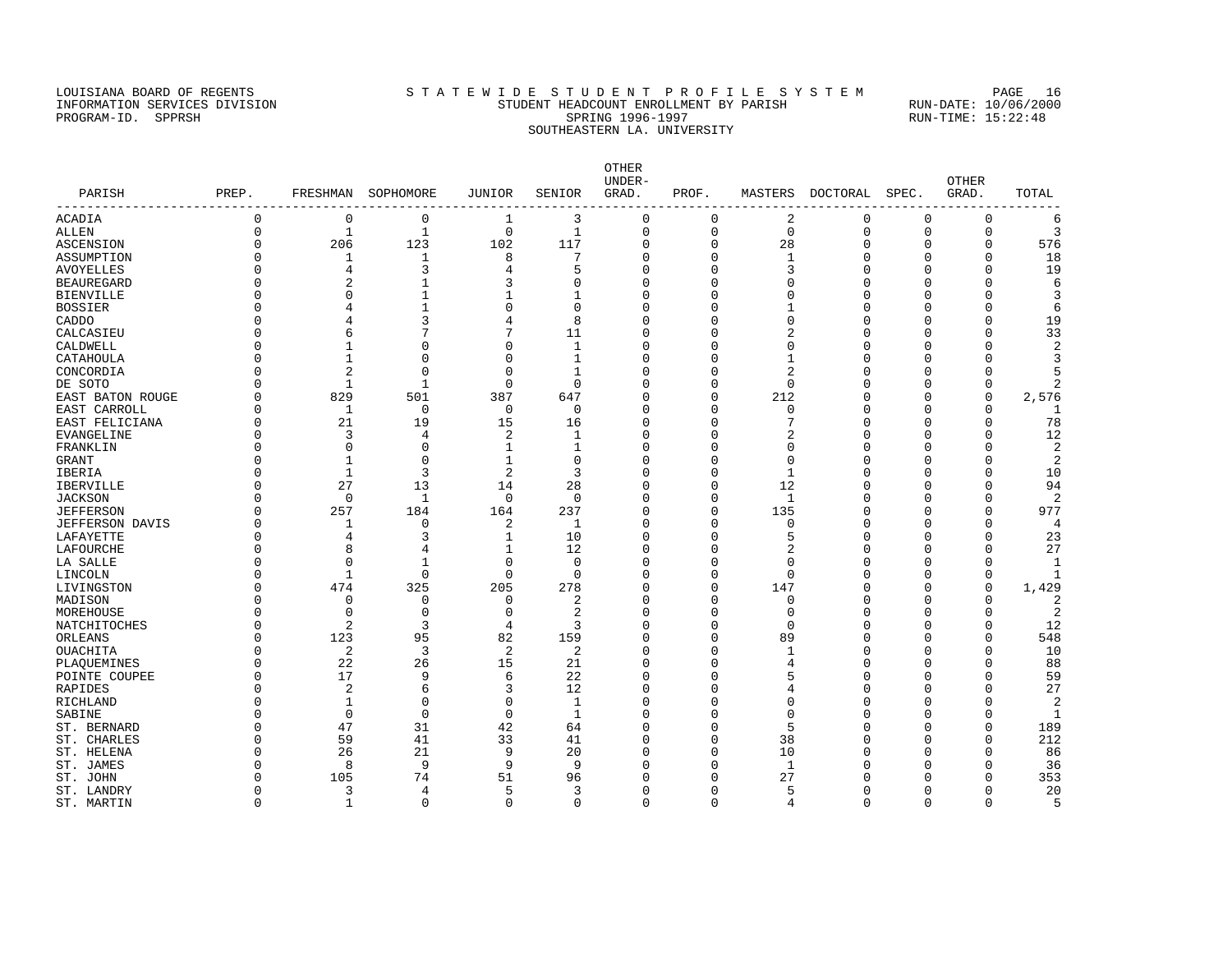LOUISIANA BOARD OF REGENTS
INFORMATION SERVICES DIVISION
PROGRAM-ID. SPPRSH

# S T A T E W I D E S T U D E N T P R O F I L E S Y S T E M

STUDENT HEADCOUNT ENROLLMENT BY PARISH
SPRING 1996-1997
SOUTHEASTERN LA. UNIVERSITY

RUN-DATE: 10/06/2000
RUN-TIME: 15:22:48

| PARISH | PREP. | FRESHMAN | SOPHOMORE | JUNIOR | SENIOR | OTHER UNDER-GRAD. | PROF. | MASTERS | DOCTORAL | SPEC. | OTHER GRAD. | TOTAL |
|---|---|---|---|---|---|---|---|---|---|---|---|---|
| ACADIA | 0 | 0 | 0 | 1 | 3 | 0 | 0 | 2 | 0 | 0 | 0 | 6 |
| ALLEN | 0 | 1 | 1 | 0 | 1 | 0 | 0 | 0 | 0 | 0 | 0 | 3 |
| ASCENSION | 0 | 206 | 123 | 102 | 117 | 0 | 0 | 28 | 0 | 0 | 0 | 576 |
| ASSUMPTION | 0 | 1 | 1 | 8 | 7 | 0 | 0 | 1 | 0 | 0 | 0 | 18 |
| AVOYELLES | 0 | 4 | 3 | 4 | 5 | 0 | 0 | 3 | 0 | 0 | 0 | 19 |
| BEAUREGARD | 0 | 2 | 1 | 3 | 0 | 0 | 0 | 0 | 0 | 0 | 0 | 6 |
| BIENVILLE | 0 | 0 | 1 | 1 | 1 | 0 | 0 | 0 | 0 | 0 | 0 | 3 |
| BOSSIER | 0 | 4 | 1 | 0 | 0 | 0 | 0 | 1 | 0 | 0 | 0 | 6 |
| CADDO | 0 | 4 | 3 | 4 | 8 | 0 | 0 | 0 | 0 | 0 | 0 | 19 |
| CALCASIEU | 0 | 6 | 7 | 7 | 11 | 0 | 0 | 2 | 0 | 0 | 0 | 33 |
| CALDWELL | 0 | 1 | 0 | 0 | 1 | 0 | 0 | 0 | 0 | 0 | 0 | 2 |
| CATAHOULA | 0 | 1 | 0 | 0 | 1 | 0 | 0 | 1 | 0 | 0 | 0 | 3 |
| CONCORDIA | 0 | 2 | 0 | 0 | 1 | 0 | 0 | 2 | 0 | 0 | 0 | 5 |
| DE SOTO | 0 | 1 | 1 | 0 | 0 | 0 | 0 | 0 | 0 | 0 | 0 | 2 |
| EAST BATON ROUGE | 0 | 829 | 501 | 387 | 647 | 0 | 0 | 212 | 0 | 0 | 0 | 2,576 |
| EAST CARROLL | 0 | 1 | 0 | 0 | 0 | 0 | 0 | 0 | 0 | 0 | 0 | 1 |
| EAST FELICIANA | 0 | 21 | 19 | 15 | 16 | 0 | 0 | 7 | 0 | 0 | 0 | 78 |
| EVANGELINE | 0 | 3 | 4 | 2 | 1 | 0 | 0 | 2 | 0 | 0 | 0 | 12 |
| FRANKLIN | 0 | 0 | 0 | 1 | 1 | 0 | 0 | 0 | 0 | 0 | 0 | 2 |
| GRANT | 0 | 1 | 0 | 1 | 0 | 0 | 0 | 0 | 0 | 0 | 0 | 2 |
| IBERIA | 0 | 1 | 3 | 2 | 3 | 0 | 0 | 1 | 0 | 0 | 0 | 10 |
| IBERVILLE | 0 | 27 | 13 | 14 | 28 | 0 | 0 | 12 | 0 | 0 | 0 | 94 |
| JACKSON | 0 | 0 | 1 | 0 | 0 | 0 | 0 | 1 | 0 | 0 | 0 | 2 |
| JEFFERSON | 0 | 257 | 184 | 164 | 237 | 0 | 0 | 135 | 0 | 0 | 0 | 977 |
| JEFFERSON DAVIS | 0 | 1 | 0 | 2 | 1 | 0 | 0 | 0 | 0 | 0 | 0 | 4 |
| LAFAYETTE | 0 | 4 | 3 | 1 | 10 | 0 | 0 | 5 | 0 | 0 | 0 | 23 |
| LAFOURCHE | 0 | 8 | 4 | 1 | 12 | 0 | 0 | 2 | 0 | 0 | 0 | 27 |
| LA SALLE | 0 | 0 | 1 | 0 | 0 | 0 | 0 | 0 | 0 | 0 | 0 | 1 |
| LINCOLN | 0 | 1 | 0 | 0 | 0 | 0 | 0 | 0 | 0 | 0 | 0 | 1 |
| LIVINGSTON | 0 | 474 | 325 | 205 | 278 | 0 | 0 | 147 | 0 | 0 | 0 | 1,429 |
| MADISON | 0 | 0 | 0 | 0 | 2 | 0 | 0 | 0 | 0 | 0 | 0 | 2 |
| MOREHOUSE | 0 | 0 | 0 | 0 | 2 | 0 | 0 | 0 | 0 | 0 | 0 | 2 |
| NATCHITOCHES | 0 | 2 | 3 | 4 | 3 | 0 | 0 | 0 | 0 | 0 | 0 | 12 |
| ORLEANS | 0 | 123 | 95 | 82 | 159 | 0 | 0 | 89 | 0 | 0 | 0 | 548 |
| OUACHITA | 0 | 2 | 3 | 2 | 2 | 0 | 0 | 1 | 0 | 0 | 0 | 10 |
| PLAQUEMINES | 0 | 22 | 26 | 15 | 21 | 0 | 0 | 4 | 0 | 0 | 0 | 88 |
| POINTE COUPEE | 0 | 17 | 9 | 6 | 22 | 0 | 0 | 5 | 0 | 0 | 0 | 59 |
| RAPIDES | 0 | 2 | 6 | 3 | 12 | 0 | 0 | 4 | 0 | 0 | 0 | 27 |
| RICHLAND | 0 | 1 | 0 | 0 | 1 | 0 | 0 | 0 | 0 | 0 | 0 | 2 |
| SABINE | 0 | 0 | 0 | 0 | 1 | 0 | 0 | 0 | 0 | 0 | 0 | 1 |
| ST. BERNARD | 0 | 47 | 31 | 42 | 64 | 0 | 0 | 5 | 0 | 0 | 0 | 189 |
| ST. CHARLES | 0 | 59 | 41 | 33 | 41 | 0 | 0 | 38 | 0 | 0 | 0 | 212 |
| ST. HELENA | 0 | 26 | 21 | 9 | 20 | 0 | 0 | 10 | 0 | 0 | 0 | 86 |
| ST. JAMES | 0 | 8 | 9 | 9 | 9 | 0 | 0 | 1 | 0 | 0 | 0 | 36 |
| ST. JOHN | 0 | 105 | 74 | 51 | 96 | 0 | 0 | 27 | 0 | 0 | 0 | 353 |
| ST. LANDRY | 0 | 3 | 4 | 5 | 3 | 0 | 0 | 5 | 0 | 0 | 0 | 20 |
| ST. MARTIN | 0 | 1 | 0 | 0 | 0 | 0 | 0 | 4 | 0 | 0 | 0 | 5 |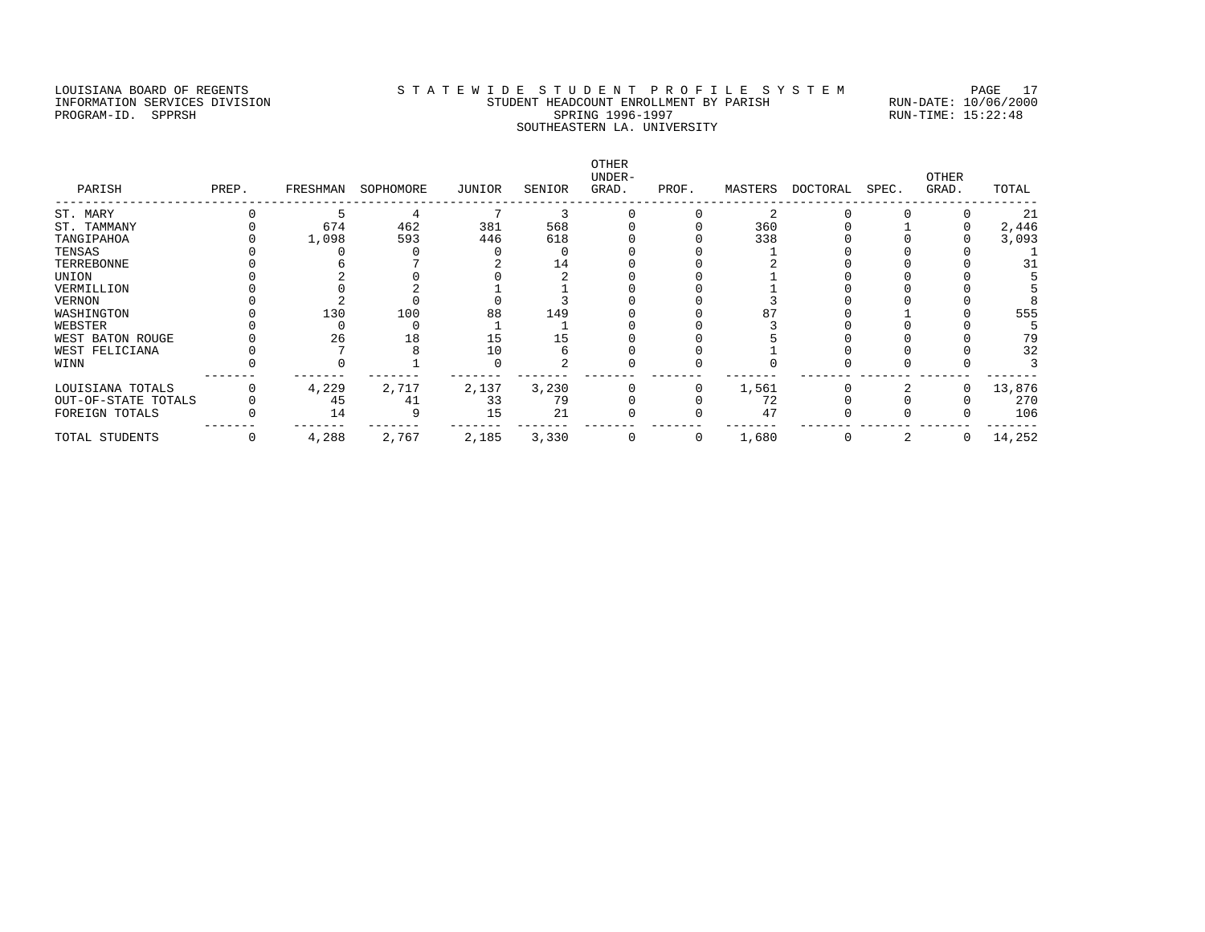LOUISIANA BOARD OF REGENTS
INFORMATION SERVICES DIVISION
PROGRAM-ID. SPPRSH

S T A T E W I D E S T U D E N T P R O F I L E S Y S T E M
STUDENT HEADCOUNT ENROLLMENT BY PARISH
SPRING 1996-1997
SOUTHEASTERN LA. UNIVERSITY

RUN-DATE: 10/06/2000
RUN-TIME: 15:22:48

| PARISH | PREP. | FRESHMAN | SOPHOMORE | JUNIOR | SENIOR | OTHER UNDER-GRAD. | PROF. | MASTERS | DOCTORAL | SPEC. | OTHER GRAD. | TOTAL |
|---|---|---|---|---|---|---|---|---|---|---|---|---|
| ST. MARY | 0 | 5 | 4 | 7 | 3 | 0 | 0 | 2 | 0 | 0 | 0 | 21 |
| ST. TAMMANY | 0 | 674 | 462 | 381 | 568 | 0 | 0 | 360 | 0 | 1 | 0 | 2,446 |
| TANGIPAHOA | 0 | 1,098 | 593 | 446 | 618 | 0 | 0 | 338 | 0 | 0 | 0 | 3,093 |
| TENSAS | 0 | 0 | 0 | 0 | 0 | 0 | 0 | 1 | 0 | 0 | 0 | 1 |
| TERREBONNE | 0 | 6 | 7 | 2 | 14 | 0 | 0 | 2 | 0 | 0 | 0 | 31 |
| UNION | 0 | 2 | 0 | 0 | 2 | 0 | 0 | 1 | 0 | 0 | 0 | 5 |
| VERMILLION | 0 | 0 | 2 | 1 | 1 | 0 | 0 | 1 | 0 | 0 | 0 | 5 |
| VERNON | 0 | 2 | 0 | 0 | 3 | 0 | 0 | 3 | 0 | 0 | 0 | 8 |
| WASHINGTON | 0 | 130 | 100 | 88 | 149 | 0 | 0 | 87 | 0 | 1 | 0 | 555 |
| WEBSTER | 0 | 0 | 0 | 1 | 1 | 0 | 0 | 3 | 0 | 0 | 0 | 5 |
| WEST BATON ROUGE | 0 | 26 | 18 | 15 | 15 | 0 | 0 | 5 | 0 | 0 | 0 | 79 |
| WEST FELICIANA | 0 | 7 | 8 | 10 | 6 | 0 | 0 | 1 | 0 | 0 | 0 | 32 |
| WINN | 0 | 0 | 1 | 0 | 2 | 0 | 0 | 0 | 0 | 0 | 0 | 3 |
| LOUISIANA TOTALS | 0 | 4,229 | 2,717 | 2,137 | 3,230 | 0 | 0 | 1,561 | 0 | 2 | 0 | 13,876 |
| OUT-OF-STATE TOTALS | 0 | 45 | 41 | 33 | 79 | 0 | 0 | 72 | 0 | 0 | 0 | 270 |
| FOREIGN TOTALS | 0 | 14 | 9 | 15 | 21 | 0 | 0 | 47 | 0 | 0 | 0 | 106 |
| TOTAL STUDENTS | 0 | 4,288 | 2,767 | 2,185 | 3,330 | 0 | 0 | 1,680 | 0 | 2 | 0 | 14,252 |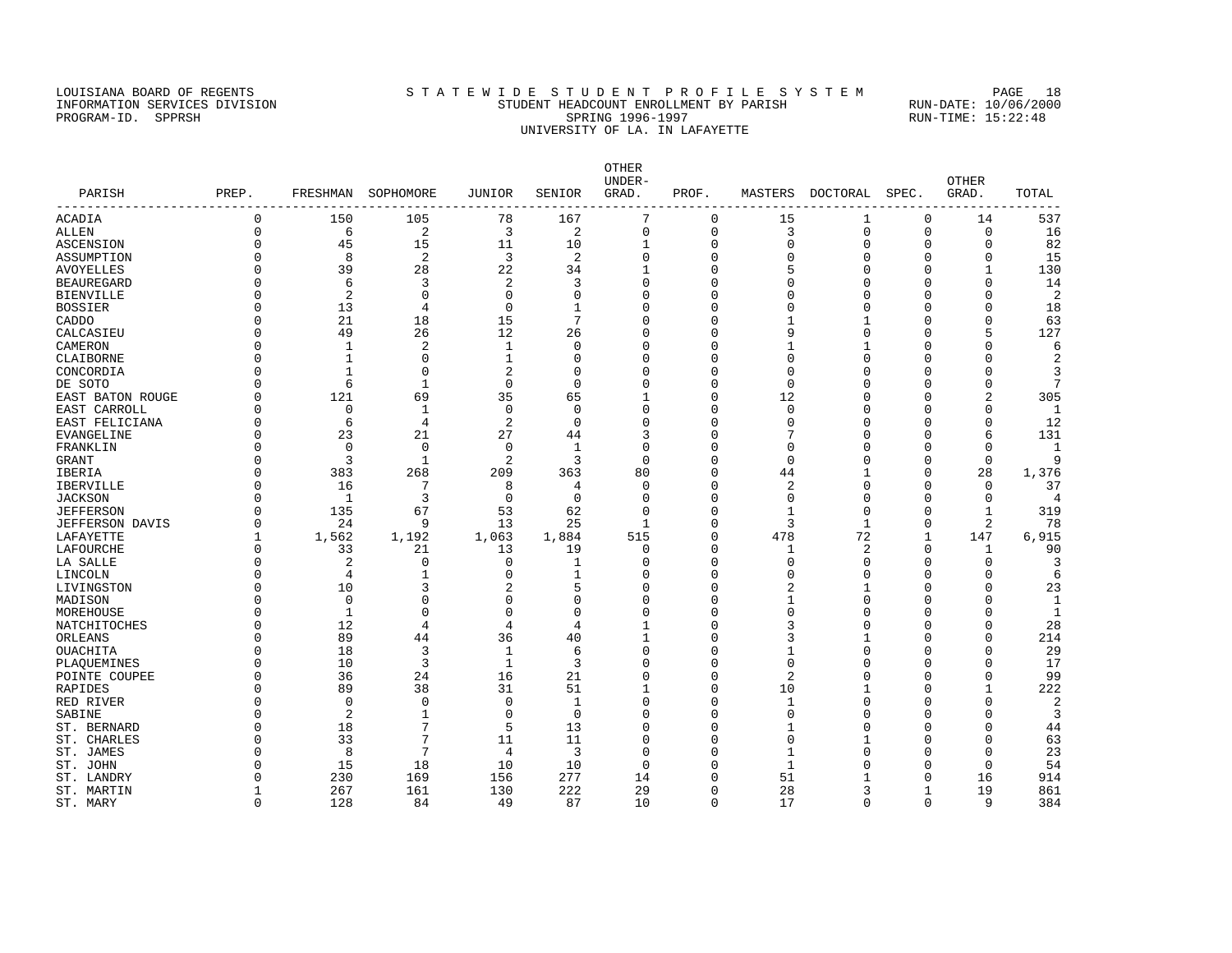LOUISIANA BOARD OF REGENTS
INFORMATION SERVICES DIVISION
PROGRAM-ID. SPPRSH

# STATEWIDE STUDENT PROFILE SYSTEM

## STUDENT HEADCOUNT ENROLLMENT BY PARISH
### SPRING 1996-1997
### UNIVERSITY OF LA. IN LAFAYETTE

RUN-DATE: 10/06/2000
RUN-TIME: 15:22:48

| PARISH | PREP. | FRESHMAN | SOPHOMORE | JUNIOR | SENIOR | OTHER UNDER-GRAD. | PROF. | MASTERS | DOCTORAL | SPEC. | OTHER GRAD. | TOTAL |
|---|---|---|---|---|---|---|---|---|---|---|---|---|
| ACADIA | 0 | 150 | 105 | 78 | 167 | 7 | 0 | 15 | 1 | 0 | 14 | 537 |
| ALLEN | 0 | 6 | 2 | 3 | 2 | 0 | 0 | 3 | 0 | 0 | 0 | 16 |
| ASCENSION | 0 | 45 | 15 | 11 | 10 | 1 | 0 | 0 | 0 | 0 | 0 | 82 |
| ASSUMPTION | 0 | 8 | 2 | 3 | 2 | 0 | 0 | 0 | 0 | 0 | 0 | 15 |
| AVOYELLES | 0 | 39 | 28 | 22 | 34 | 1 | 0 | 5 | 0 | 0 | 1 | 130 |
| BEAUREGARD | 0 | 6 | 3 | 2 | 3 | 0 | 0 | 0 | 0 | 0 | 0 | 14 |
| BIENVILLE | 0 | 2 | 0 | 0 | 0 | 0 | 0 | 0 | 0 | 0 | 0 | 2 |
| BOSSIER | 0 | 13 | 4 | 0 | 1 | 0 | 0 | 0 | 0 | 0 | 0 | 18 |
| CADDO | 0 | 21 | 18 | 15 | 7 | 0 | 0 | 1 | 1 | 0 | 0 | 63 |
| CALCASIEU | 0 | 49 | 26 | 12 | 26 | 0 | 0 | 9 | 0 | 0 | 5 | 127 |
| CAMERON | 0 | 1 | 2 | 1 | 0 | 0 | 0 | 1 | 1 | 0 | 0 | 6 |
| CLAIBORNE | 0 | 1 | 0 | 1 | 0 | 0 | 0 | 0 | 0 | 0 | 0 | 2 |
| CONCORDIA | 0 | 1 | 0 | 2 | 0 | 0 | 0 | 0 | 0 | 0 | 0 | 3 |
| DE SOTO | 0 | 6 | 1 | 0 | 0 | 0 | 0 | 0 | 0 | 0 | 0 | 7 |
| EAST BATON ROUGE | 0 | 121 | 69 | 35 | 65 | 1 | 0 | 12 | 0 | 0 | 2 | 305 |
| EAST CARROLL | 0 | 0 | 1 | 0 | 0 | 0 | 0 | 0 | 0 | 0 | 0 | 1 |
| EAST FELICIANA | 0 | 6 | 4 | 2 | 0 | 0 | 0 | 0 | 0 | 0 | 0 | 12 |
| EVANGELINE | 0 | 23 | 21 | 27 | 44 | 3 | 0 | 7 | 0 | 0 | 6 | 131 |
| FRANKLIN | 0 | 0 | 0 | 0 | 1 | 0 | 0 | 0 | 0 | 0 | 0 | 1 |
| GRANT | 0 | 3 | 1 | 2 | 3 | 0 | 0 | 0 | 0 | 0 | 0 | 9 |
| IBERIA | 0 | 383 | 268 | 209 | 363 | 80 | 0 | 44 | 1 | 0 | 28 | 1,376 |
| IBERVILLE | 0 | 16 | 7 | 8 | 4 | 0 | 0 | 2 | 0 | 0 | 0 | 37 |
| JACKSON | 0 | 1 | 3 | 0 | 0 | 0 | 0 | 0 | 0 | 0 | 0 | 4 |
| JEFFERSON | 0 | 135 | 67 | 53 | 62 | 0 | 0 | 1 | 0 | 0 | 1 | 319 |
| JEFFERSON DAVIS | 0 | 24 | 9 | 13 | 25 | 1 | 0 | 3 | 1 | 0 | 2 | 78 |
| LAFAYETTE | 1 | 1,562 | 1,192 | 1,063 | 1,884 | 515 | 0 | 478 | 72 | 1 | 147 | 6,915 |
| LAFOURCHE | 0 | 33 | 21 | 13 | 19 | 0 | 0 | 1 | 2 | 0 | 1 | 90 |
| LA SALLE | 0 | 2 | 0 | 0 | 1 | 0 | 0 | 0 | 0 | 0 | 0 | 3 |
| LINCOLN | 0 | 4 | 1 | 0 | 1 | 0 | 0 | 0 | 0 | 0 | 0 | 6 |
| LIVINGSTON | 0 | 10 | 3 | 2 | 5 | 0 | 0 | 2 | 1 | 0 | 0 | 23 |
| MADISON | 0 | 0 | 0 | 0 | 0 | 0 | 0 | 1 | 0 | 0 | 0 | 1 |
| MOREHOUSE | 0 | 1 | 0 | 0 | 0 | 0 | 0 | 0 | 0 | 0 | 0 | 1 |
| NATCHITOCHES | 0 | 12 | 4 | 4 | 4 | 1 | 0 | 3 | 0 | 0 | 0 | 28 |
| ORLEANS | 0 | 89 | 44 | 36 | 40 | 1 | 0 | 3 | 1 | 0 | 0 | 214 |
| OUACHITA | 0 | 18 | 3 | 1 | 6 | 0 | 0 | 1 | 0 | 0 | 0 | 29 |
| PLAQUEMINES | 0 | 10 | 3 | 1 | 3 | 0 | 0 | 0 | 0 | 0 | 0 | 17 |
| POINTE COUPEE | 0 | 36 | 24 | 16 | 21 | 0 | 0 | 2 | 0 | 0 | 0 | 99 |
| RAPIDES | 0 | 89 | 38 | 31 | 51 | 1 | 0 | 10 | 1 | 0 | 1 | 222 |
| RED RIVER | 0 | 0 | 0 | 0 | 1 | 0 | 0 | 1 | 0 | 0 | 0 | 2 |
| SABINE | 0 | 2 | 1 | 0 | 0 | 0 | 0 | 0 | 0 | 0 | 0 | 3 |
| ST. BERNARD | 0 | 18 | 7 | 5 | 13 | 0 | 0 | 1 | 0 | 0 | 0 | 44 |
| ST. CHARLES | 0 | 33 | 7 | 11 | 11 | 0 | 0 | 0 | 1 | 0 | 0 | 63 |
| ST. JAMES | 0 | 8 | 7 | 4 | 3 | 0 | 0 | 1 | 0 | 0 | 0 | 23 |
| ST. JOHN | 0 | 15 | 18 | 10 | 10 | 0 | 0 | 1 | 0 | 0 | 0 | 54 |
| ST. LANDRY | 0 | 230 | 169 | 156 | 277 | 14 | 0 | 51 | 1 | 0 | 16 | 914 |
| ST. MARTIN | 1 | 267 | 161 | 130 | 222 | 29 | 0 | 28 | 3 | 1 | 19 | 861 |
| ST. MARY | 0 | 128 | 84 | 49 | 87 | 10 | 0 | 17 | 0 | 0 | 9 | 384 |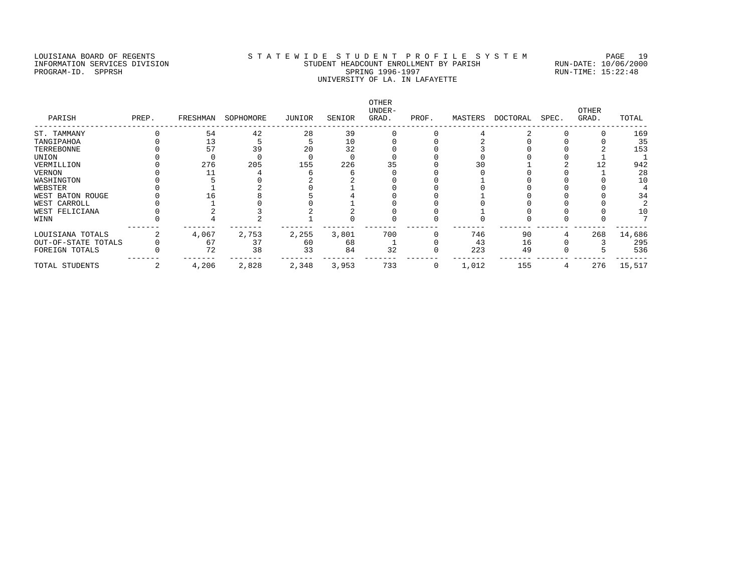LOUISIANA BOARD OF REGENTS
INFORMATION SERVICES DIVISION
PROGRAM-ID. SPPRSH

STATEWIDE STUDENT PROFILE SYSTEM
STUDENT HEADCOUNT ENROLLMENT BY PARISH
SPRING 1996-1997
UNIVERSITY OF LA. IN LAFAYETTE

RUN-DATE: 10/06/2000
RUN-TIME: 15:22:48

| PARISH | PREP. | FRESHMAN | SOPHOMORE | JUNIOR | SENIOR | OTHER UNDER-GRAD. | PROF. | MASTERS | DOCTORAL | SPEC. | OTHER GRAD. | TOTAL |
|---|---|---|---|---|---|---|---|---|---|---|---|---|
| ST. TAMMANY | 0 | 54 | 42 | 28 | 39 | 0 | 0 | 4 | 2 | 0 | 0 | 169 |
| TANGIPAHOA | 0 | 13 | 5 | 5 | 10 | 0 | 0 | 2 | 0 | 0 | 0 | 35 |
| TERREBONNE | 0 | 57 | 39 | 20 | 32 | 0 | 0 | 3 | 0 | 0 | 2 | 153 |
| UNION | 0 | 0 | 0 | 0 | 0 | 0 | 0 | 0 | 0 | 0 | 1 | 1 |
| VERMILLION | 0 | 276 | 205 | 155 | 226 | 35 | 0 | 30 | 1 | 2 | 12 | 942 |
| VERNON | 0 | 11 | 4 | 6 | 6 | 0 | 0 | 0 | 0 | 0 | 1 | 28 |
| WASHINGTON | 0 | 5 | 0 | 2 | 2 | 0 | 0 | 1 | 0 | 0 | 0 | 10 |
| WEBSTER | 0 | 1 | 2 | 0 | 1 | 0 | 0 | 0 | 0 | 0 | 0 | 4 |
| WEST BATON ROUGE | 0 | 16 | 8 | 5 | 4 | 0 | 0 | 1 | 0 | 0 | 0 | 34 |
| WEST CARROLL | 0 | 1 | 0 | 0 | 1 | 0 | 0 | 0 | 0 | 0 | 0 | 2 |
| WEST FELICIANA | 0 | 2 | 3 | 2 | 2 | 0 | 0 | 1 | 0 | 0 | 0 | 10 |
| WINN | 0 | 4 | 2 | 1 | 0 | 0 | 0 | 0 | 0 | 0 | 0 | 7 |
| LOUISIANA TOTALS | 2 | 4,067 | 2,753 | 2,255 | 3,801 | 700 | 0 | 746 | 90 | 4 | 268 | 14,686 |
| OUT-OF-STATE TOTALS | 0 | 67 | 37 | 60 | 68 | 1 | 0 | 43 | 16 | 0 | 3 | 295 |
| FOREIGN TOTALS | 0 | 72 | 38 | 33 | 84 | 32 | 0 | 223 | 49 | 0 | 5 | 536 |
| TOTAL STUDENTS | 2 | 4,206 | 2,828 | 2,348 | 3,953 | 733 | 0 | 1,012 | 155 | 4 | 276 | 15,517 |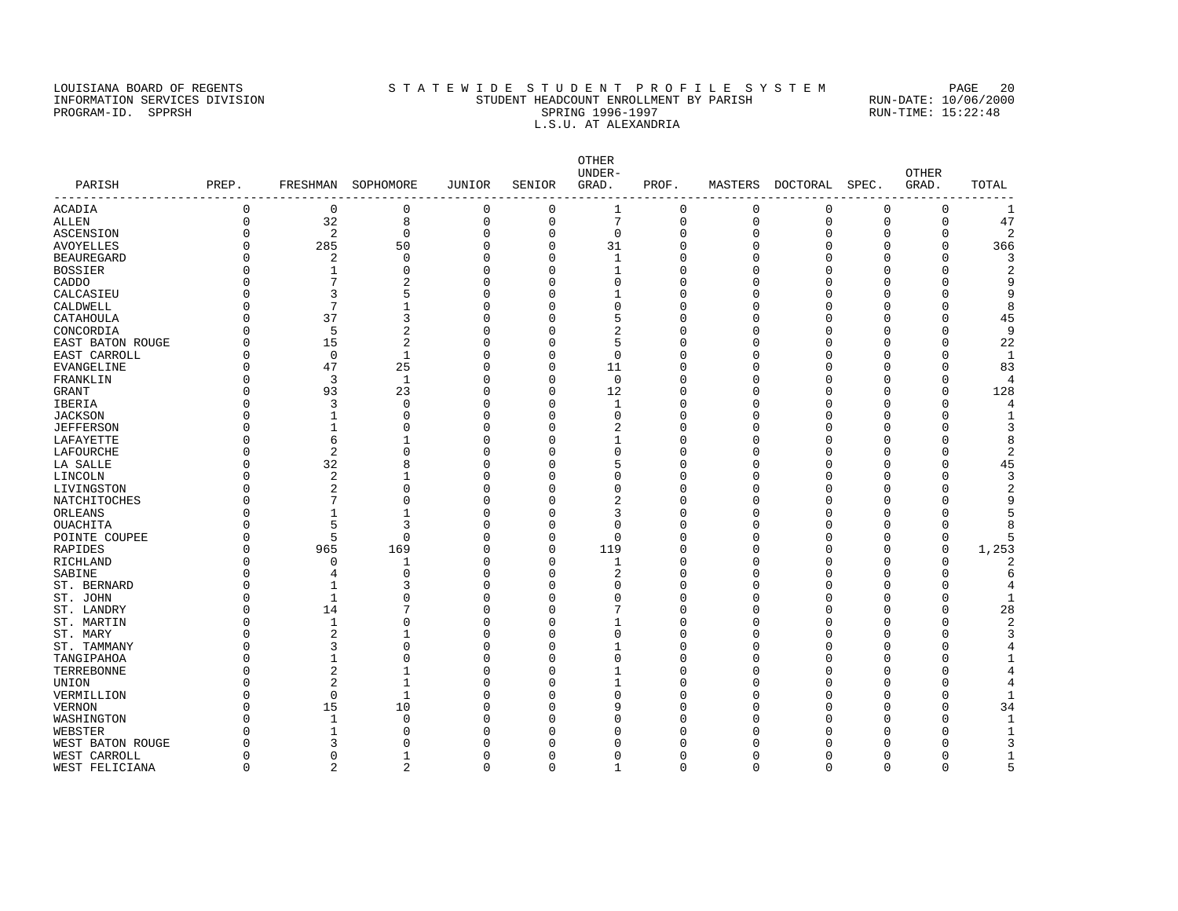LOUISIANA BOARD OF REGENTS — INFORMATION SERVICES DIVISION — PROGRAM-ID. SPPRSH

# S T A T E W I D E S T U D E N T P R O F I L E S Y S T E M

## STUDENT HEADCOUNT ENROLLMENT BY PARISH

SPRING 1996-1997

L.S.U. AT ALEXANDRIA

RUN-DATE: 10/06/2000
RUN-TIME: 15:22:48

| PARISH | PREP. | FRESHMAN | SOPHOMORE | JUNIOR | SENIOR | OTHER UNDER-GRAD. | PROF. | MASTERS | DOCTORAL | SPEC. | OTHER GRAD. | TOTAL |
|---|---|---|---|---|---|---|---|---|---|---|---|---|
| ACADIA | 0 | 0 | 0 | 0 | 0 | 1 | 0 | 0 | 0 | 0 | 0 | 1 |
| ALLEN | 0 | 32 | 8 | 0 | 0 | 7 | 0 | 0 | 0 | 0 | 0 | 47 |
| ASCENSION | 0 | 2 | 0 | 0 | 0 | 0 | 0 | 0 | 0 | 0 | 0 | 2 |
| AVOYELLES | 0 | 285 | 50 | 0 | 0 | 31 | 0 | 0 | 0 | 0 | 0 | 366 |
| BEAUREGARD | 0 | 2 | 0 | 0 | 0 | 1 | 0 | 0 | 0 | 0 | 0 | 3 |
| BOSSIER | 0 | 1 | 0 | 0 | 0 | 1 | 0 | 0 | 0 | 0 | 0 | 2 |
| CADDO | 0 | 7 | 2 | 0 | 0 | 0 | 0 | 0 | 0 | 0 | 0 | 9 |
| CALCASIEU | 0 | 3 | 5 | 0 | 0 | 1 | 0 | 0 | 0 | 0 | 0 | 9 |
| CALDWELL | 0 | 7 | 1 | 0 | 0 | 0 | 0 | 0 | 0 | 0 | 0 | 8 |
| CATAHOULA | 0 | 37 | 3 | 0 | 0 | 5 | 0 | 0 | 0 | 0 | 0 | 45 |
| CONCORDIA | 0 | 5 | 2 | 0 | 0 | 2 | 0 | 0 | 0 | 0 | 0 | 9 |
| EAST BATON ROUGE | 0 | 15 | 2 | 0 | 0 | 5 | 0 | 0 | 0 | 0 | 0 | 22 |
| EAST CARROLL | 0 | 0 | 1 | 0 | 0 | 0 | 0 | 0 | 0 | 0 | 0 | 1 |
| EVANGELINE | 0 | 47 | 25 | 0 | 0 | 11 | 0 | 0 | 0 | 0 | 0 | 83 |
| FRANKLIN | 0 | 3 | 1 | 0 | 0 | 0 | 0 | 0 | 0 | 0 | 0 | 4 |
| GRANT | 0 | 93 | 23 | 0 | 0 | 12 | 0 | 0 | 0 | 0 | 0 | 128 |
| IBERIA | 0 | 3 | 0 | 0 | 0 | 1 | 0 | 0 | 0 | 0 | 0 | 4 |
| JACKSON | 0 | 1 | 0 | 0 | 0 | 0 | 0 | 0 | 0 | 0 | 0 | 1 |
| JEFFERSON | 0 | 1 | 0 | 0 | 0 | 2 | 0 | 0 | 0 | 0 | 0 | 3 |
| LAFAYETTE | 0 | 6 | 1 | 0 | 0 | 1 | 0 | 0 | 0 | 0 | 0 | 8 |
| LAFOURCHE | 0 | 2 | 0 | 0 | 0 | 0 | 0 | 0 | 0 | 0 | 0 | 2 |
| LA SALLE | 0 | 32 | 8 | 0 | 0 | 5 | 0 | 0 | 0 | 0 | 0 | 45 |
| LINCOLN | 0 | 2 | 1 | 0 | 0 | 0 | 0 | 0 | 0 | 0 | 0 | 3 |
| LIVINGSTON | 0 | 2 | 0 | 0 | 0 | 0 | 0 | 0 | 0 | 0 | 0 | 2 |
| NATCHITOCHES | 0 | 7 | 0 | 0 | 0 | 2 | 0 | 0 | 0 | 0 | 0 | 9 |
| ORLEANS | 0 | 1 | 1 | 0 | 0 | 3 | 0 | 0 | 0 | 0 | 0 | 5 |
| OUACHITA | 0 | 5 | 3 | 0 | 0 | 0 | 0 | 0 | 0 | 0 | 0 | 8 |
| POINTE COUPEE | 0 | 5 | 0 | 0 | 0 | 0 | 0 | 0 | 0 | 0 | 0 | 5 |
| RAPIDES | 0 | 965 | 169 | 0 | 0 | 119 | 0 | 0 | 0 | 0 | 0 | 1,253 |
| RICHLAND | 0 | 0 | 1 | 0 | 0 | 1 | 0 | 0 | 0 | 0 | 0 | 2 |
| SABINE | 0 | 4 | 0 | 0 | 0 | 2 | 0 | 0 | 0 | 0 | 0 | 6 |
| ST. BERNARD | 0 | 1 | 3 | 0 | 0 | 0 | 0 | 0 | 0 | 0 | 0 | 4 |
| ST. JOHN | 0 | 1 | 0 | 0 | 0 | 0 | 0 | 0 | 0 | 0 | 0 | 1 |
| ST. LANDRY | 0 | 14 | 7 | 0 | 0 | 7 | 0 | 0 | 0 | 0 | 0 | 28 |
| ST. MARTIN | 0 | 1 | 0 | 0 | 0 | 1 | 0 | 0 | 0 | 0 | 0 | 2 |
| ST. MARY | 0 | 2 | 1 | 0 | 0 | 0 | 0 | 0 | 0 | 0 | 0 | 3 |
| ST. TAMMANY | 0 | 3 | 0 | 0 | 0 | 1 | 0 | 0 | 0 | 0 | 0 | 4 |
| TANGIPAHOA | 0 | 1 | 0 | 0 | 0 | 0 | 0 | 0 | 0 | 0 | 0 | 1 |
| TERREBONNE | 0 | 2 | 1 | 0 | 0 | 1 | 0 | 0 | 0 | 0 | 0 | 4 |
| UNION | 0 | 2 | 1 | 0 | 0 | 1 | 0 | 0 | 0 | 0 | 0 | 4 |
| VERMILLION | 0 | 0 | 1 | 0 | 0 | 0 | 0 | 0 | 0 | 0 | 0 | 1 |
| VERNON | 0 | 15 | 10 | 0 | 0 | 9 | 0 | 0 | 0 | 0 | 0 | 34 |
| WASHINGTON | 0 | 1 | 0 | 0 | 0 | 0 | 0 | 0 | 0 | 0 | 0 | 1 |
| WEBSTER | 0 | 1 | 0 | 0 | 0 | 0 | 0 | 0 | 0 | 0 | 0 | 1 |
| WEST BATON ROUGE | 0 | 3 | 0 | 0 | 0 | 0 | 0 | 0 | 0 | 0 | 0 | 3 |
| WEST CARROLL | 0 | 0 | 1 | 0 | 0 | 0 | 0 | 0 | 0 | 0 | 0 | 1 |
| WEST FELICIANA | 0 | 2 | 2 | 0 | 0 | 1 | 0 | 0 | 0 | 0 | 0 | 5 |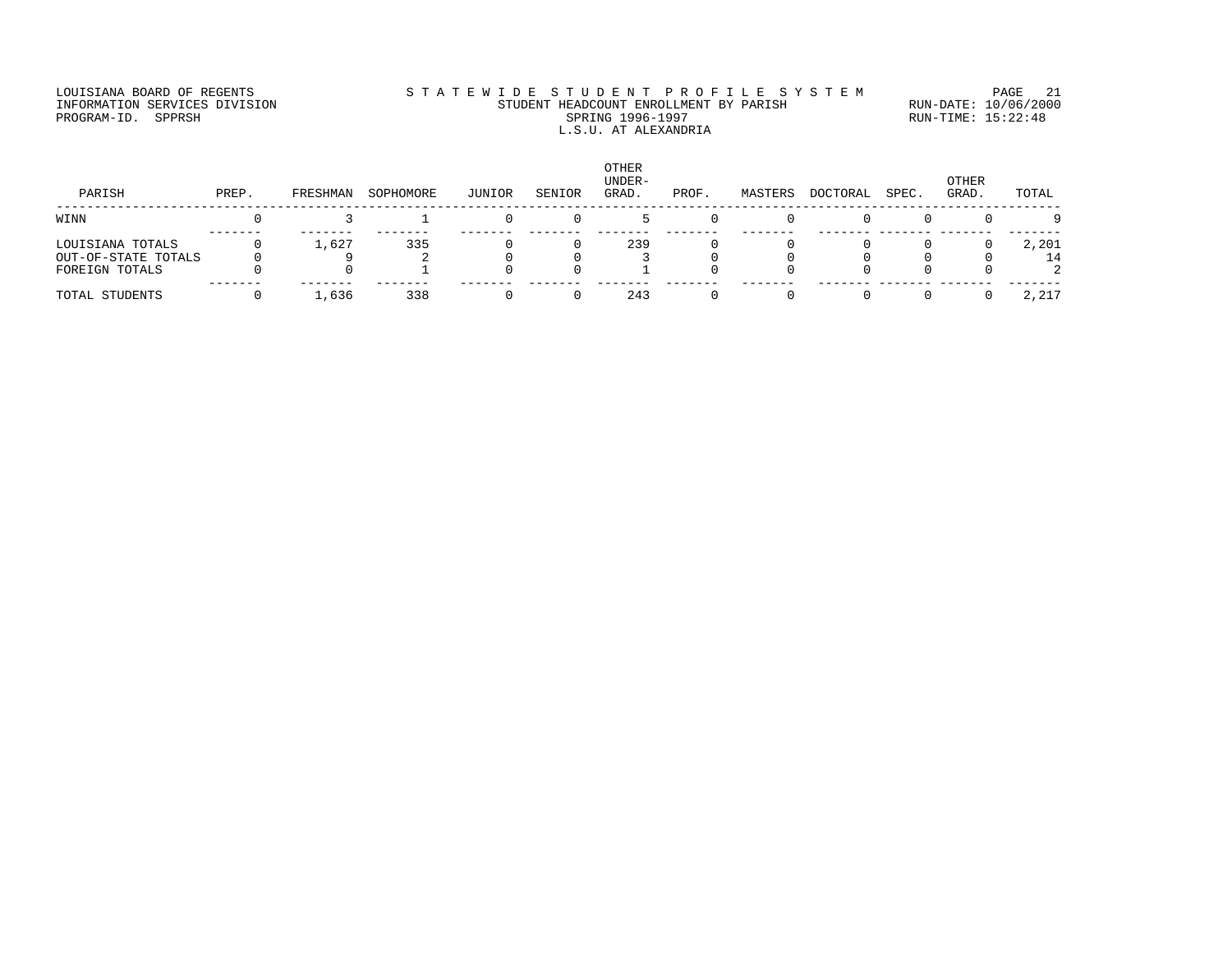LOUISIANA BOARD OF REGENTS
INFORMATION SERVICES DIVISION
PROGRAM-ID. SPPRSH

# STATEWIDE STUDENT PROFILE SYSTEM
## STUDENT HEADCOUNT ENROLLMENT BY PARISH
### SPRING 1996-1997
### L.S.U. AT ALEXANDRIA

RUN-DATE: 10/06/2000
RUN-TIME: 15:22:48

| PARISH | PREP. | FRESHMAN | SOPHOMORE | JUNIOR | SENIOR | OTHER UNDER-GRAD. | PROF. | MASTERS | DOCTORAL | SPEC. | OTHER GRAD. | TOTAL |
|---|---|---|---|---|---|---|---|---|---|---|---|---|
| WINN | 0 | 3 | 1 | 0 | 0 | 5 | 0 | 0 | 0 | 0 | 0 | 9 |
| LOUISIANA TOTALS | 0 | 1,627 | 335 | 0 | 0 | 239 | 0 | 0 | 0 | 0 | 0 | 2,201 |
| OUT-OF-STATE TOTALS | 0 | 9 | 2 | 0 | 0 | 3 | 0 | 0 | 0 | 0 | 0 | 14 |
| FOREIGN TOTALS | 0 | 0 | 1 | 0 | 0 | 1 | 0 | 0 | 0 | 0 | 0 | 2 |
| TOTAL STUDENTS | 0 | 1,636 | 338 | 0 | 0 | 243 | 0 | 0 | 0 | 0 | 0 | 2,217 |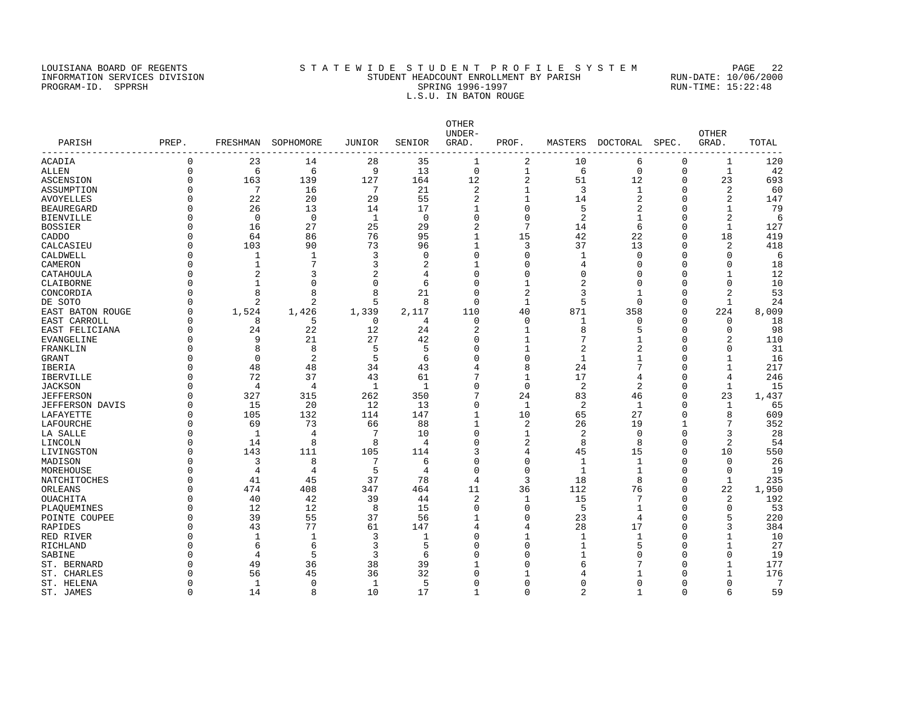LOUISIANA BOARD OF REGENTS — STATEWIDE STUDENT PROFILE SYSTEM
INFORMATION SERVICES DIVISION — STUDENT HEADCOUNT ENROLLMENT BY PARISH — RUN-DATE: 10/06/2000
PROGRAM-ID. SPPRSH — SPRING 1996-1997 — RUN-TIME: 15:22:48

L.S.U. IN BATON ROUGE

| PARISH | PREP. | FRESHMAN | SOPHOMORE | JUNIOR | SENIOR | OTHER UNDER-GRAD. | PROF. | MASTERS | DOCTORAL | SPEC. | OTHER GRAD. | TOTAL |
|---|---|---|---|---|---|---|---|---|---|---|---|---|
| ACADIA | 0 | 23 | 14 | 28 | 35 | 1 | 2 | 10 | 6 | 0 | 1 | 120 |
| ALLEN | 0 | 6 | 6 | 9 | 13 | 0 | 1 | 6 | 0 | 0 | 1 | 42 |
| ASCENSION | 0 | 163 | 139 | 127 | 164 | 12 | 2 | 51 | 12 | 0 | 23 | 693 |
| ASSUMPTION | 0 | 7 | 16 | 7 | 21 | 2 | 1 | 3 | 1 | 0 | 2 | 60 |
| AVOYELLES | 0 | 22 | 20 | 29 | 55 | 2 | 1 | 14 | 2 | 0 | 2 | 147 |
| BEAUREGARD | 0 | 26 | 13 | 14 | 17 | 1 | 0 | 5 | 2 | 0 | 1 | 79 |
| BIENVILLE | 0 | 0 | 0 | 1 | 0 | 0 | 0 | 2 | 1 | 0 | 2 | 6 |
| BOSSIER | 0 | 16 | 27 | 25 | 29 | 2 | 7 | 14 | 6 | 0 | 1 | 127 |
| CADDO | 0 | 64 | 86 | 76 | 95 | 1 | 15 | 42 | 22 | 0 | 18 | 419 |
| CALCASIEU | 0 | 103 | 90 | 73 | 96 | 1 | 3 | 37 | 13 | 0 | 2 | 418 |
| CALDWELL | 0 | 1 | 1 | 3 | 0 | 0 | 0 | 1 | 0 | 0 | 0 | 6 |
| CAMERON | 0 | 1 | 7 | 3 | 2 | 1 | 0 | 4 | 0 | 0 | 0 | 18 |
| CATAHOULA | 0 | 2 | 3 | 2 | 4 | 0 | 0 | 0 | 0 | 0 | 1 | 12 |
| CLAIBORNE | 0 | 1 | 0 | 0 | 6 | 0 | 1 | 2 | 0 | 0 | 0 | 10 |
| CONCORDIA | 0 | 8 | 8 | 8 | 21 | 0 | 2 | 3 | 1 | 0 | 2 | 53 |
| DE SOTO | 0 | 2 | 2 | 5 | 8 | 0 | 1 | 5 | 0 | 0 | 1 | 24 |
| EAST BATON ROUGE | 0 | 1,524 | 1,426 | 1,339 | 2,117 | 110 | 40 | 871 | 358 | 0 | 224 | 8,009 |
| EAST CARROLL | 0 | 8 | 5 | 0 | 4 | 0 | 0 | 1 | 0 | 0 | 0 | 18 |
| EAST FELICIANA | 0 | 24 | 22 | 12 | 24 | 2 | 1 | 8 | 5 | 0 | 0 | 98 |
| EVANGELINE | 0 | 9 | 21 | 27 | 42 | 0 | 1 | 7 | 1 | 0 | 2 | 110 |
| FRANKLIN | 0 | 8 | 8 | 5 | 5 | 0 | 1 | 2 | 2 | 0 | 0 | 31 |
| GRANT | 0 | 0 | 2 | 5 | 6 | 0 | 0 | 1 | 1 | 0 | 1 | 16 |
| IBERIA | 0 | 48 | 48 | 34 | 43 | 4 | 8 | 24 | 7 | 0 | 1 | 217 |
| IBERVILLE | 0 | 72 | 37 | 43 | 61 | 7 | 1 | 17 | 4 | 0 | 4 | 246 |
| JACKSON | 0 | 4 | 4 | 1 | 1 | 0 | 0 | 2 | 2 | 0 | 1 | 15 |
| JEFFERSON | 0 | 327 | 315 | 262 | 350 | 7 | 24 | 83 | 46 | 0 | 23 | 1,437 |
| JEFFERSON DAVIS | 0 | 15 | 20 | 12 | 13 | 0 | 1 | 2 | 1 | 0 | 1 | 65 |
| LAFAYETTE | 0 | 105 | 132 | 114 | 147 | 1 | 10 | 65 | 27 | 0 | 8 | 609 |
| LAFOURCHE | 0 | 69 | 73 | 66 | 88 | 1 | 2 | 26 | 19 | 1 | 7 | 352 |
| LA SALLE | 0 | 1 | 4 | 7 | 10 | 0 | 1 | 2 | 0 | 0 | 3 | 28 |
| LINCOLN | 0 | 14 | 8 | 8 | 4 | 0 | 2 | 8 | 8 | 0 | 2 | 54 |
| LIVINGSTON | 0 | 143 | 111 | 105 | 114 | 3 | 4 | 45 | 15 | 0 | 10 | 550 |
| MADISON | 0 | 3 | 8 | 7 | 6 | 0 | 0 | 1 | 1 | 0 | 0 | 26 |
| MOREHOUSE | 0 | 4 | 4 | 5 | 4 | 0 | 0 | 1 | 1 | 0 | 0 | 19 |
| NATCHITOCHES | 0 | 41 | 45 | 37 | 78 | 4 | 3 | 18 | 8 | 0 | 1 | 235 |
| ORLEANS | 0 | 474 | 408 | 347 | 464 | 11 | 36 | 112 | 76 | 0 | 22 | 1,950 |
| OUACHITA | 0 | 40 | 42 | 39 | 44 | 2 | 1 | 15 | 7 | 0 | 2 | 192 |
| PLAQUEMINES | 0 | 12 | 12 | 8 | 15 | 0 | 0 | 5 | 1 | 0 | 0 | 53 |
| POINTE COUPEE | 0 | 39 | 55 | 37 | 56 | 1 | 0 | 23 | 4 | 0 | 5 | 220 |
| RAPIDES | 0 | 43 | 77 | 61 | 147 | 4 | 4 | 28 | 17 | 0 | 3 | 384 |
| RED RIVER | 0 | 1 | 1 | 3 | 1 | 0 | 1 | 1 | 1 | 0 | 1 | 10 |
| RICHLAND | 0 | 6 | 6 | 3 | 5 | 0 | 0 | 1 | 5 | 0 | 1 | 27 |
| SABINE | 0 | 4 | 5 | 3 | 6 | 0 | 0 | 1 | 0 | 0 | 0 | 19 |
| ST. BERNARD | 0 | 49 | 36 | 38 | 39 | 1 | 0 | 6 | 7 | 0 | 1 | 177 |
| ST. CHARLES | 0 | 56 | 45 | 36 | 32 | 0 | 1 | 4 | 1 | 0 | 1 | 176 |
| ST. HELENA | 0 | 1 | 0 | 1 | 5 | 0 | 0 | 0 | 0 | 0 | 0 | 7 |
| ST. JAMES | 0 | 14 | 8 | 10 | 17 | 1 | 0 | 2 | 1 | 0 | 6 | 59 |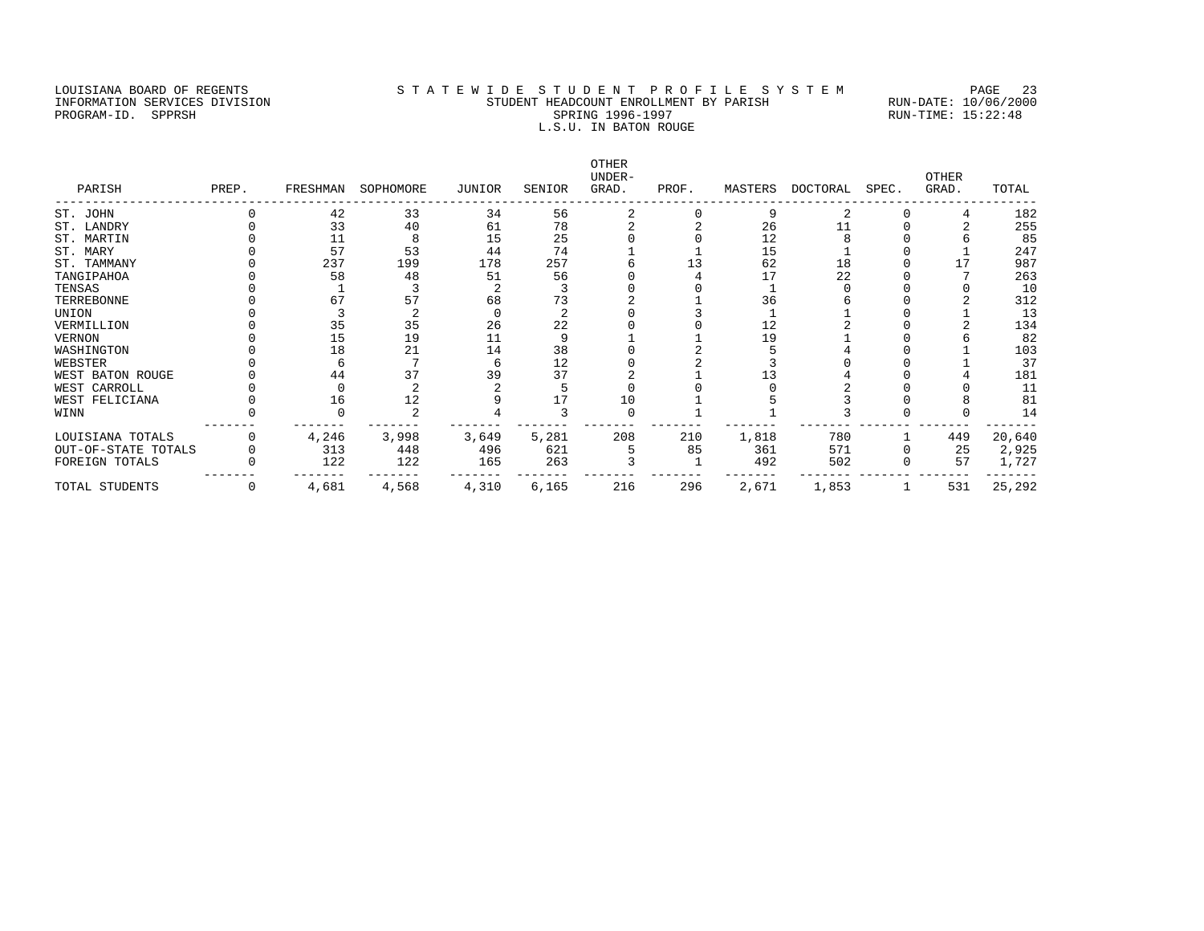LOUISIANA BOARD OF REGENTS
INFORMATION SERVICES DIVISION
PROGRAM-ID. SPPRSH

STATEWIDE STUDENT PROFILE SYSTEM
STUDENT HEADCOUNT ENROLLMENT BY PARISH
SPRING 1996-1997
L.S.U. IN BATON ROUGE

RUN-DATE: 10/06/2000
RUN-TIME: 15:22:48

| PARISH | PREP. | FRESHMAN | SOPHOMORE | JUNIOR | SENIOR | OTHER UNDER-GRAD. | PROF. | MASTERS | DOCTORAL | SPEC. | OTHER GRAD. | TOTAL |
|---|---|---|---|---|---|---|---|---|---|---|---|---|
| ST. JOHN | 0 | 42 | 33 | 34 | 56 | 2 | 0 | 9 | 2 | 0 | 4 | 182 |
| ST. LANDRY | 0 | 33 | 40 | 61 | 78 | 2 | 2 | 26 | 11 | 0 | 2 | 255 |
| ST. MARTIN | 0 | 11 | 8 | 15 | 25 | 0 | 0 | 12 | 8 | 0 | 6 | 85 |
| ST. MARY | 0 | 57 | 53 | 44 | 74 | 1 | 1 | 15 | 1 | 0 | 1 | 247 |
| ST. TAMMANY | 0 | 237 | 199 | 178 | 257 | 6 | 13 | 62 | 18 | 0 | 17 | 987 |
| TANGIPAHOA | 0 | 58 | 48 | 51 | 56 | 0 | 4 | 17 | 22 | 0 | 7 | 263 |
| TENSAS | 0 | 1 | 3 | 2 | 3 | 0 | 0 | 1 | 0 | 0 | 0 | 10 |
| TERREBONNE | 0 | 67 | 57 | 68 | 73 | 2 | 1 | 36 | 6 | 0 | 2 | 312 |
| UNION | 0 | 3 | 2 | 0 | 2 | 0 | 3 | 1 | 1 | 0 | 1 | 13 |
| VERMILLION | 0 | 35 | 35 | 26 | 22 | 0 | 0 | 12 | 2 | 0 | 2 | 134 |
| VERNON | 0 | 15 | 19 | 11 | 9 | 1 | 1 | 19 | 1 | 0 | 6 | 82 |
| WASHINGTON | 0 | 18 | 21 | 14 | 38 | 0 | 2 | 5 | 4 | 0 | 1 | 103 |
| WEBSTER | 0 | 6 | 7 | 6 | 12 | 0 | 2 | 3 | 0 | 0 | 1 | 37 |
| WEST BATON ROUGE | 0 | 44 | 37 | 39 | 37 | 2 | 1 | 13 | 4 | 0 | 4 | 181 |
| WEST CARROLL | 0 | 0 | 2 | 2 | 5 | 0 | 0 | 0 | 2 | 0 | 0 | 11 |
| WEST FELICIANA | 0 | 16 | 12 | 9 | 17 | 10 | 1 | 5 | 3 | 0 | 8 | 81 |
| WINN | 0 | 0 | 2 | 4 | 3 | 0 | 1 | 1 | 3 | 0 | 0 | 14 |
| LOUISIANA TOTALS | 0 | 4,246 | 3,998 | 3,649 | 5,281 | 208 | 210 | 1,818 | 780 | 1 | 449 | 20,640 |
| OUT-OF-STATE TOTALS | 0 | 313 | 448 | 496 | 621 | 5 | 85 | 361 | 571 | 0 | 25 | 2,925 |
| FOREIGN TOTALS | 0 | 122 | 122 | 165 | 263 | 3 | 1 | 492 | 502 | 0 | 57 | 1,727 |
| TOTAL STUDENTS | 0 | 4,681 | 4,568 | 4,310 | 6,165 | 216 | 296 | 2,671 | 1,853 | 1 | 531 | 25,292 |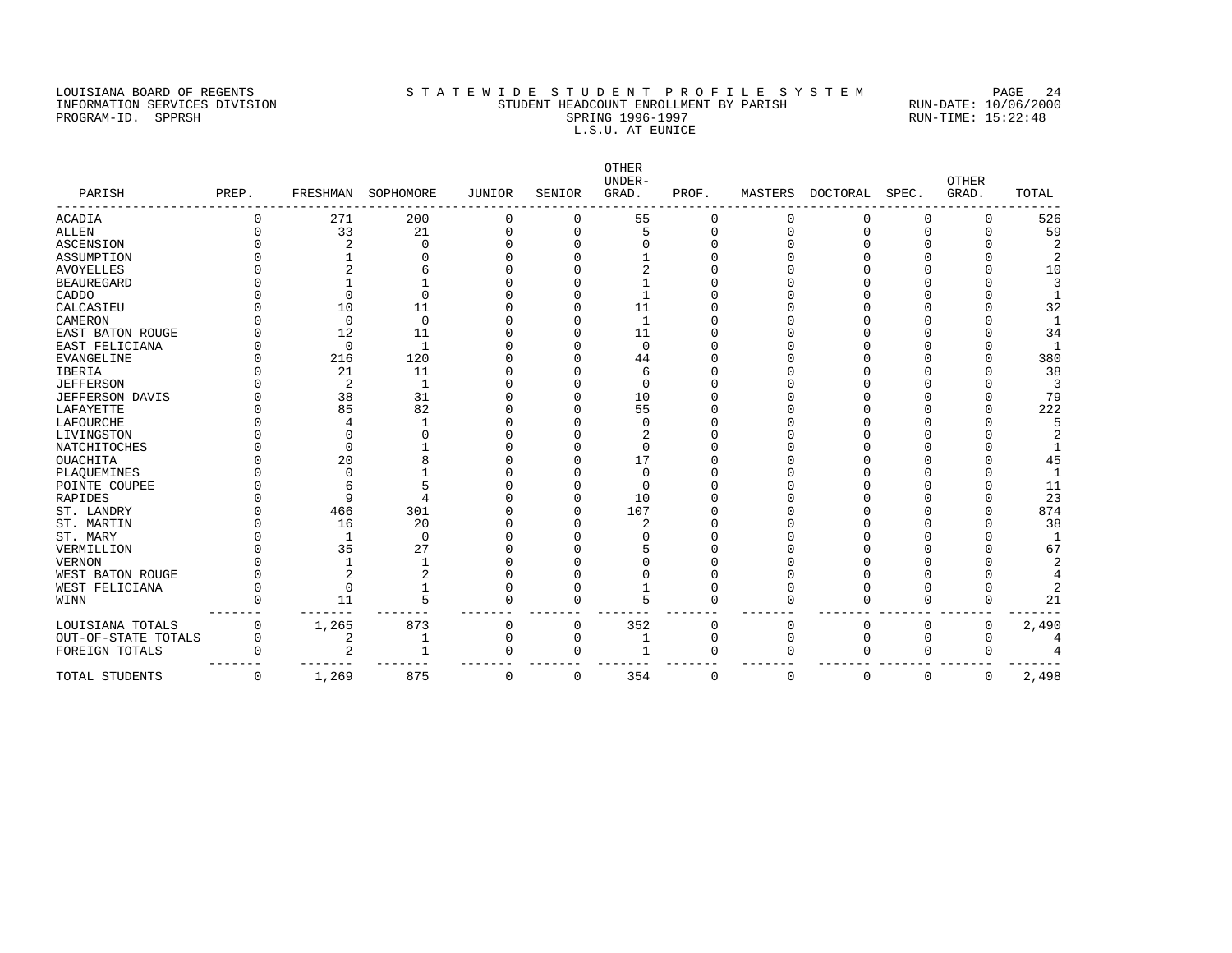LOUISIANA BOARD OF REGENTS
INFORMATION SERVICES DIVISION
PROGRAM-ID. SPPRSH

# S T A T E W I D E S T U D E N T P R O F I L E S Y S T E M
## STUDENT HEADCOUNT ENROLLMENT BY PARISH
### SPRING 1996-1997
### L.S.U. AT EUNICE

RUN-DATE: 10/06/2000
RUN-TIME: 15:22:48

| PARISH | PREP. | FRESHMAN | SOPHOMORE | JUNIOR | SENIOR | OTHER UNDER-GRAD. | PROF. | MASTERS | DOCTORAL | SPEC. | OTHER GRAD. | TOTAL |
|---|---|---|---|---|---|---|---|---|---|---|---|---|
| ACADIA | 0 | 271 | 200 | 0 | 0 | 55 | 0 | 0 | 0 | 0 | 0 | 526 |
| ALLEN | 0 | 33 | 21 | 0 | 0 | 5 | 0 | 0 | 0 | 0 | 0 | 59 |
| ASCENSION | 0 | 2 | 0 | 0 | 0 | 0 | 0 | 0 | 0 | 0 | 0 | 2 |
| ASSUMPTION | 0 | 1 | 0 | 0 | 0 | 1 | 0 | 0 | 0 | 0 | 0 | 2 |
| AVOYELLES | 0 | 2 | 6 | 0 | 0 | 2 | 0 | 0 | 0 | 0 | 0 | 10 |
| BEAUREGARD | 0 | 1 | 1 | 0 | 0 | 1 | 0 | 0 | 0 | 0 | 0 | 3 |
| CADDO | 0 | 0 | 0 | 0 | 0 | 1 | 0 | 0 | 0 | 0 | 0 | 1 |
| CALCASIEU | 0 | 10 | 11 | 0 | 0 | 11 | 0 | 0 | 0 | 0 | 0 | 32 |
| CAMERON | 0 | 0 | 0 | 0 | 0 | 1 | 0 | 0 | 0 | 0 | 0 | 1 |
| EAST BATON ROUGE | 0 | 12 | 11 | 0 | 0 | 11 | 0 | 0 | 0 | 0 | 0 | 34 |
| EAST FELICIANA | 0 | 0 | 1 | 0 | 0 | 0 | 0 | 0 | 0 | 0 | 0 | 1 |
| EVANGELINE | 0 | 216 | 120 | 0 | 0 | 44 | 0 | 0 | 0 | 0 | 0 | 380 |
| IBERIA | 0 | 21 | 11 | 0 | 0 | 6 | 0 | 0 | 0 | 0 | 0 | 38 |
| JEFFERSON | 0 | 2 | 1 | 0 | 0 | 0 | 0 | 0 | 0 | 0 | 0 | 3 |
| JEFFERSON DAVIS | 0 | 38 | 31 | 0 | 0 | 10 | 0 | 0 | 0 | 0 | 0 | 79 |
| LAFAYETTE | 0 | 85 | 82 | 0 | 0 | 55 | 0 | 0 | 0 | 0 | 0 | 222 |
| LAFOURCHE | 0 | 4 | 1 | 0 | 0 | 0 | 0 | 0 | 0 | 0 | 0 | 5 |
| LIVINGSTON | 0 | 0 | 0 | 0 | 0 | 2 | 0 | 0 | 0 | 0 | 0 | 2 |
| NATCHITOCHES | 0 | 0 | 1 | 0 | 0 | 0 | 0 | 0 | 0 | 0 | 0 | 1 |
| OUACHITA | 0 | 20 | 8 | 0 | 0 | 17 | 0 | 0 | 0 | 0 | 0 | 45 |
| PLAQUEMINES | 0 | 0 | 1 | 0 | 0 | 0 | 0 | 0 | 0 | 0 | 0 | 1 |
| POINTE COUPEE | 0 | 6 | 5 | 0 | 0 | 0 | 0 | 0 | 0 | 0 | 0 | 11 |
| RAPIDES | 0 | 9 | 4 | 0 | 0 | 10 | 0 | 0 | 0 | 0 | 0 | 23 |
| ST. LANDRY | 0 | 466 | 301 | 0 | 0 | 107 | 0 | 0 | 0 | 0 | 0 | 874 |
| ST. MARTIN | 0 | 16 | 20 | 0 | 0 | 2 | 0 | 0 | 0 | 0 | 0 | 38 |
| ST. MARY | 0 | 1 | 0 | 0 | 0 | 0 | 0 | 0 | 0 | 0 | 0 | 1 |
| VERMILLION | 0 | 35 | 27 | 0 | 0 | 5 | 0 | 0 | 0 | 0 | 0 | 67 |
| VERNON | 0 | 1 | 1 | 0 | 0 | 0 | 0 | 0 | 0 | 0 | 0 | 2 |
| WEST BATON ROUGE | 0 | 2 | 2 | 0 | 0 | 0 | 0 | 0 | 0 | 0 | 0 | 4 |
| WEST FELICIANA | 0 | 0 | 1 | 0 | 0 | 1 | 0 | 0 | 0 | 0 | 0 | 2 |
| WINN | 0 | 11 | 5 | 0 | 0 | 5 | 0 | 0 | 0 | 0 | 0 | 21 |
| LOUISIANA TOTALS | 0 | 1,265 | 873 | 0 | 0 | 352 | 0 | 0 | 0 | 0 | 0 | 2,490 |
| OUT-OF-STATE TOTALS | 0 | 2 | 1 | 0 | 0 | 1 | 0 | 0 | 0 | 0 | 0 | 4 |
| FOREIGN TOTALS | 0 | 2 | 1 | 0 | 0 | 1 | 0 | 0 | 0 | 0 | 0 | 4 |
| TOTAL STUDENTS | 0 | 1,269 | 875 | 0 | 0 | 354 | 0 | 0 | 0 | 0 | 0 | 2,498 |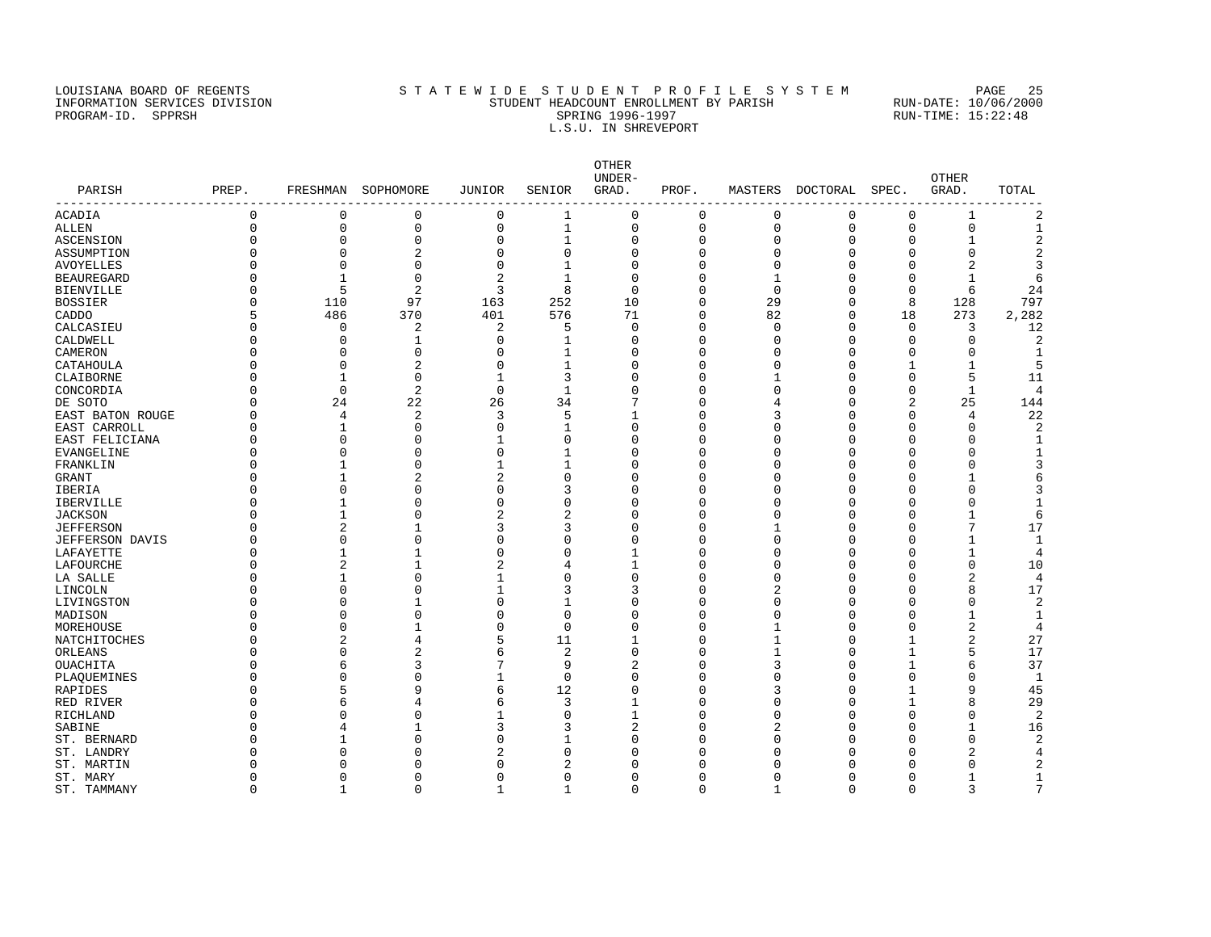LOUISIANA BOARD OF REGENTS
INFORMATION SERVICES DIVISION
PROGRAM-ID. SPPRSH

# STATEWIDE STUDENT PROFILE SYSTEM
## STUDENT HEADCOUNT ENROLLMENT BY PARISH
## SPRING 1996-1997
## L.S.U. IN SHREVEPORT

RUN-DATE: 10/06/2000
RUN-TIME: 15:22:48

| PARISH | PREP. | FRESHMAN | SOPHOMORE | JUNIOR | SENIOR | OTHER UNDER-GRAD. | PROF. | MASTERS | DOCTORAL | SPEC. | OTHER GRAD. | TOTAL |
|---|---|---|---|---|---|---|---|---|---|---|---|---|
| ACADIA | 0 | 0 | 0 | 0 | 1 | 0 | 0 | 0 | 0 | 0 | 1 | 2 |
| ALLEN | 0 | 0 | 0 | 0 | 1 | 0 | 0 | 0 | 0 | 0 | 0 | 1 |
| ASCENSION | 0 | 0 | 0 | 0 | 1 | 0 | 0 | 0 | 0 | 0 | 1 | 2 |
| ASSUMPTION | 0 | 0 | 2 | 0 | 0 | 0 | 0 | 0 | 0 | 0 | 0 | 2 |
| AVOYELLES | 0 | 0 | 0 | 0 | 1 | 0 | 0 | 0 | 0 | 0 | 2 | 3 |
| BEAUREGARD | 0 | 1 | 0 | 2 | 1 | 0 | 0 | 1 | 0 | 0 | 1 | 6 |
| BIENVILLE | 0 | 5 | 2 | 3 | 8 | 0 | 0 | 0 | 0 | 0 | 6 | 24 |
| BOSSIER | 0 | 110 | 97 | 163 | 252 | 10 | 0 | 29 | 0 | 8 | 128 | 797 |
| CADDO | 5 | 486 | 370 | 401 | 576 | 71 | 0 | 82 | 0 | 18 | 273 | 2,282 |
| CALCASIEU | 0 | 0 | 2 | 2 | 5 | 0 | 0 | 0 | 0 | 0 | 3 | 12 |
| CALDWELL | 0 | 0 | 1 | 0 | 1 | 0 | 0 | 0 | 0 | 0 | 0 | 2 |
| CAMERON | 0 | 0 | 0 | 0 | 1 | 0 | 0 | 0 | 0 | 0 | 0 | 1 |
| CATAHOULA | 0 | 0 | 2 | 0 | 1 | 0 | 0 | 0 | 0 | 1 | 1 | 5 |
| CLAIBORNE | 0 | 1 | 0 | 1 | 3 | 0 | 0 | 1 | 0 | 0 | 5 | 11 |
| CONCORDIA | 0 | 0 | 2 | 0 | 1 | 0 | 0 | 0 | 0 | 0 | 1 | 4 |
| DE SOTO | 0 | 24 | 22 | 26 | 34 | 7 | 0 | 4 | 0 | 2 | 25 | 144 |
| EAST BATON ROUGE | 0 | 4 | 2 | 3 | 5 | 1 | 0 | 3 | 0 | 0 | 4 | 22 |
| EAST CARROLL | 0 | 1 | 0 | 0 | 1 | 0 | 0 | 0 | 0 | 0 | 0 | 2 |
| EAST FELICIANA | 0 | 0 | 0 | 1 | 0 | 0 | 0 | 0 | 0 | 0 | 0 | 1 |
| EVANGELINE | 0 | 0 | 0 | 0 | 1 | 0 | 0 | 0 | 0 | 0 | 0 | 1 |
| FRANKLIN | 0 | 1 | 0 | 1 | 1 | 0 | 0 | 0 | 0 | 0 | 0 | 3 |
| GRANT | 0 | 1 | 2 | 2 | 0 | 0 | 0 | 0 | 0 | 0 | 1 | 6 |
| IBERIA | 0 | 0 | 0 | 0 | 3 | 0 | 0 | 0 | 0 | 0 | 0 | 3 |
| IBERVILLE | 0 | 1 | 0 | 0 | 0 | 0 | 0 | 0 | 0 | 0 | 0 | 1 |
| JACKSON | 0 | 1 | 0 | 2 | 2 | 0 | 0 | 0 | 0 | 0 | 1 | 6 |
| JEFFERSON | 0 | 2 | 1 | 3 | 3 | 0 | 0 | 1 | 0 | 0 | 7 | 17 |
| JEFFERSON DAVIS | 0 | 0 | 0 | 0 | 0 | 0 | 0 | 0 | 0 | 0 | 1 | 1 |
| LAFAYETTE | 0 | 1 | 1 | 0 | 0 | 1 | 0 | 0 | 0 | 0 | 1 | 4 |
| LAFOURCHE | 0 | 2 | 1 | 2 | 4 | 1 | 0 | 0 | 0 | 0 | 0 | 10 |
| LA SALLE | 0 | 1 | 0 | 1 | 0 | 0 | 0 | 0 | 0 | 0 | 2 | 4 |
| LINCOLN | 0 | 0 | 0 | 1 | 3 | 3 | 0 | 2 | 0 | 0 | 8 | 17 |
| LIVINGSTON | 0 | 0 | 1 | 0 | 1 | 0 | 0 | 0 | 0 | 0 | 0 | 2 |
| MADISON | 0 | 0 | 0 | 0 | 0 | 0 | 0 | 0 | 0 | 0 | 1 | 1 |
| MOREHOUSE | 0 | 0 | 1 | 0 | 0 | 0 | 0 | 1 | 0 | 0 | 2 | 4 |
| NATCHITOCHES | 0 | 2 | 4 | 5 | 11 | 1 | 0 | 1 | 0 | 1 | 2 | 27 |
| ORLEANS | 0 | 0 | 2 | 6 | 2 | 0 | 0 | 1 | 0 | 1 | 5 | 17 |
| OUACHITA | 0 | 6 | 3 | 7 | 9 | 2 | 0 | 3 | 0 | 1 | 6 | 37 |
| PLAQUEMINES | 0 | 0 | 0 | 1 | 0 | 0 | 0 | 0 | 0 | 0 | 0 | 1 |
| RAPIDES | 0 | 5 | 9 | 6 | 12 | 0 | 0 | 3 | 0 | 1 | 9 | 45 |
| RED RIVER | 0 | 6 | 4 | 6 | 3 | 1 | 0 | 0 | 0 | 1 | 8 | 29 |
| RICHLAND | 0 | 0 | 0 | 1 | 0 | 1 | 0 | 0 | 0 | 0 | 0 | 2 |
| SABINE | 0 | 4 | 1 | 3 | 3 | 2 | 0 | 2 | 0 | 0 | 1 | 16 |
| ST. BERNARD | 0 | 1 | 0 | 0 | 1 | 0 | 0 | 0 | 0 | 0 | 0 | 2 |
| ST. LANDRY | 0 | 0 | 0 | 2 | 0 | 0 | 0 | 0 | 0 | 0 | 2 | 4 |
| ST. MARTIN | 0 | 0 | 0 | 0 | 2 | 0 | 0 | 0 | 0 | 0 | 0 | 2 |
| ST. MARY | 0 | 0 | 0 | 0 | 0 | 0 | 0 | 0 | 0 | 0 | 1 | 1 |
| ST. TAMMANY | 0 | 1 | 0 | 1 | 1 | 0 | 0 | 1 | 0 | 0 | 3 | 7 |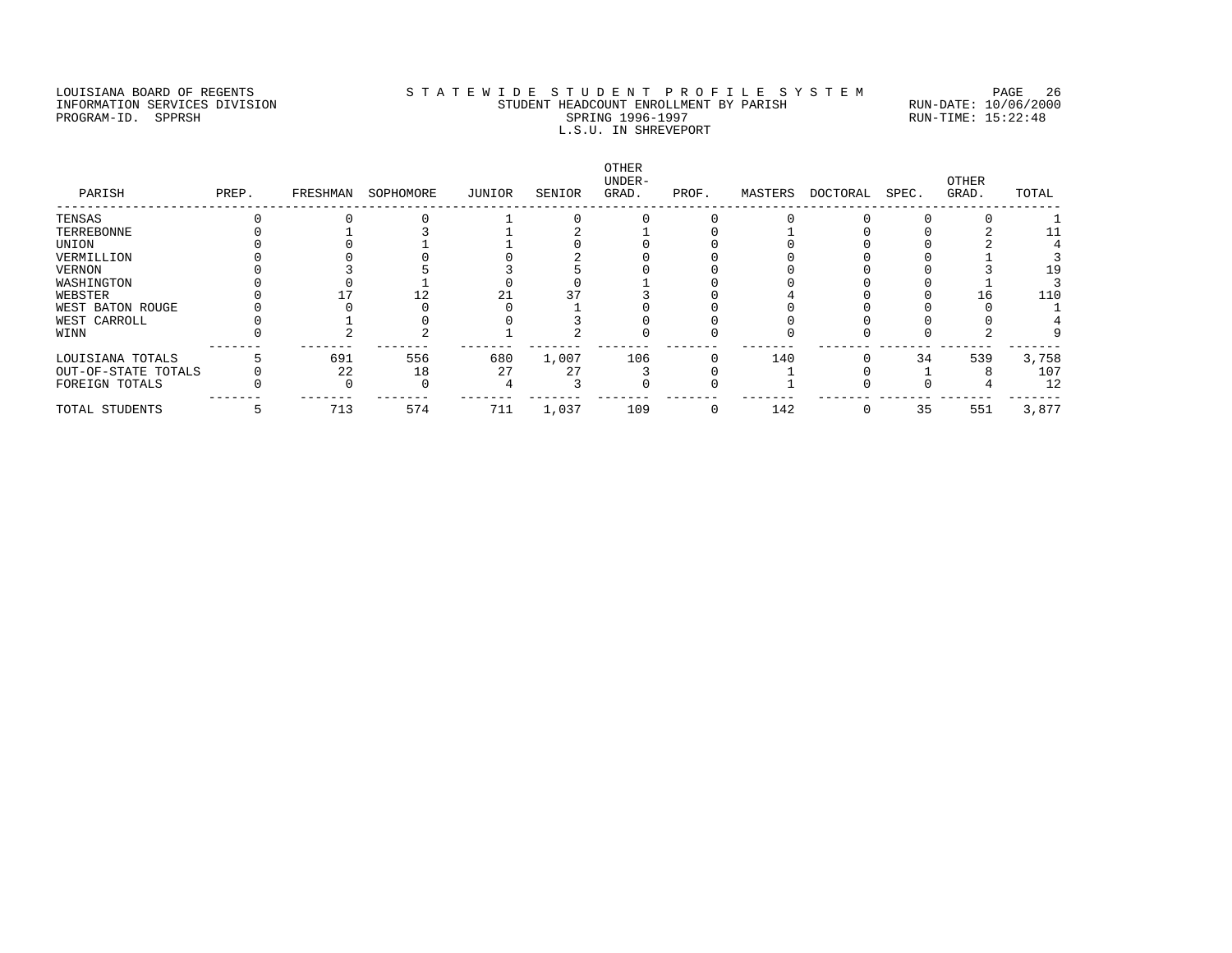LOUISIANA BOARD OF REGENTS
INFORMATION SERVICES DIVISION
PROGRAM-ID. SPPRSH

STATEWIDE STUDENT PROFILE SYSTEM
STUDENT HEADCOUNT ENROLLMENT BY PARISH
SPRING 1996-1997
L.S.U. IN SHREVEPORT

RUN-DATE: 10/06/2000
RUN-TIME: 15:22:48

| PARISH | PREP. | FRESHMAN | SOPHOMORE | JUNIOR | SENIOR | OTHER UNDER-GRAD. | PROF. | MASTERS | DOCTORAL | SPEC. | OTHER GRAD. | TOTAL |
|---|---|---|---|---|---|---|---|---|---|---|---|---|
| TENSAS | 0 | 0 | 0 | 1 | 0 | 0 | 0 | 0 | 0 | 0 | 0 | 1 |
| TERREBONNE | 0 | 1 | 3 | 1 | 2 | 1 | 0 | 1 | 0 | 0 | 2 | 11 |
| UNION | 0 | 0 | 1 | 1 | 0 | 0 | 0 | 0 | 0 | 0 | 2 | 4 |
| VERMILLION | 0 | 0 | 0 | 0 | 2 | 0 | 0 | 0 | 0 | 0 | 1 | 3 |
| VERNON | 0 | 3 | 5 | 3 | 5 | 0 | 0 | 0 | 0 | 0 | 3 | 19 |
| WASHINGTON | 0 | 0 | 1 | 0 | 0 | 1 | 0 | 0 | 0 | 0 | 1 | 3 |
| WEBSTER | 0 | 17 | 12 | 21 | 37 | 3 | 0 | 4 | 0 | 0 | 16 | 110 |
| WEST BATON ROUGE | 0 | 0 | 0 | 0 | 1 | 0 | 0 | 0 | 0 | 0 | 0 | 1 |
| WEST CARROLL | 0 | 1 | 0 | 0 | 3 | 0 | 0 | 0 | 0 | 0 | 0 | 4 |
| WINN | 0 | 2 | 2 | 1 | 2 | 0 | 0 | 0 | 0 | 0 | 2 | 9 |
| LOUISIANA TOTALS | 5 | 691 | 556 | 680 | 1,007 | 106 | 0 | 140 | 0 | 34 | 539 | 3,758 |
| OUT-OF-STATE TOTALS | 0 | 22 | 18 | 27 | 27 | 3 | 0 | 1 | 0 | 1 | 8 | 107 |
| FOREIGN TOTALS | 0 | 0 | 0 | 4 | 3 | 0 | 0 | 1 | 0 | 0 | 4 | 12 |
| TOTAL STUDENTS | 5 | 713 | 574 | 711 | 1,037 | 109 | 0 | 142 | 0 | 35 | 551 | 3,877 |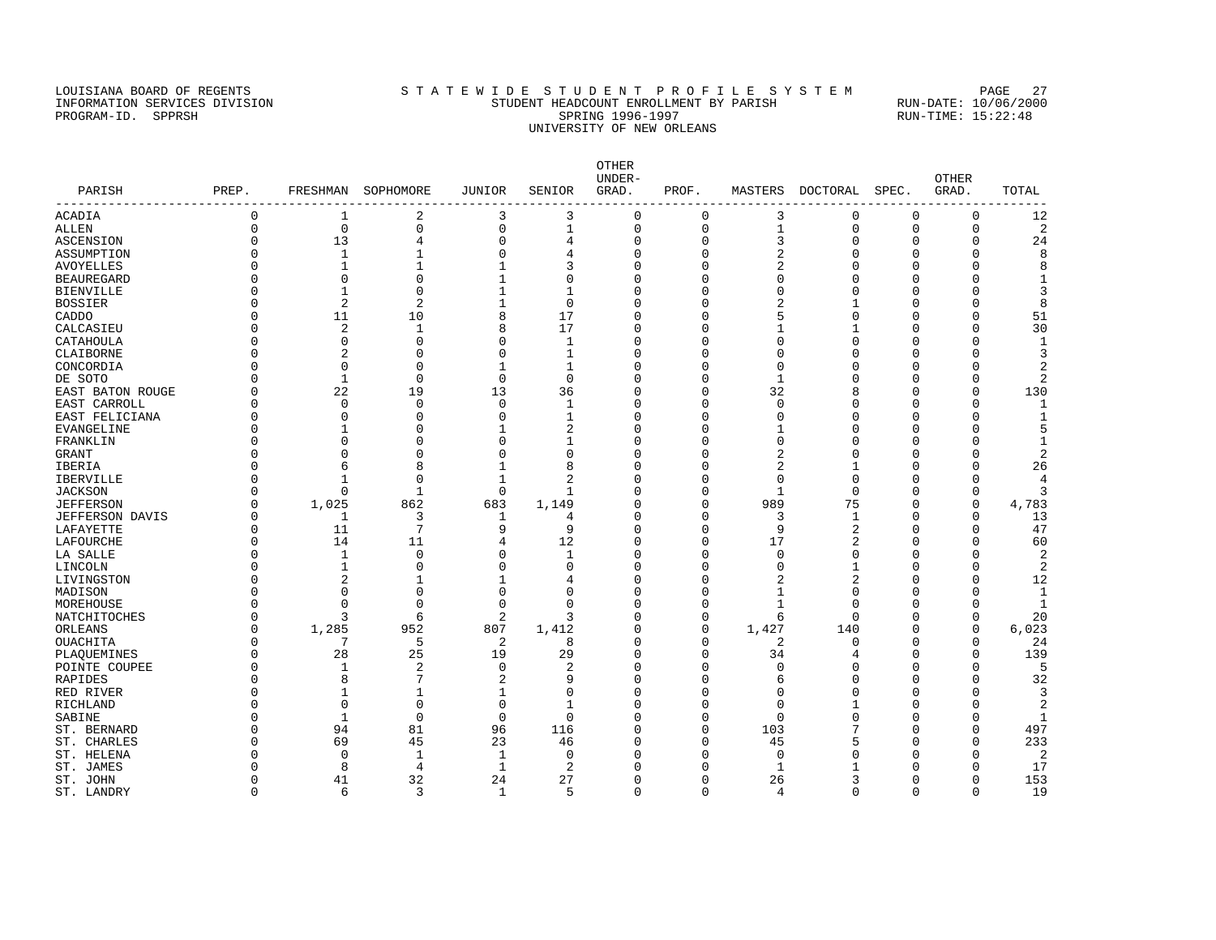LOUISIANA BOARD OF REGENTS
INFORMATION SERVICES DIVISION
PROGRAM-ID. SPPRSH

STATEWIDE STUDENT PROFILE SYSTEM
STUDENT HEADCOUNT ENROLLMENT BY PARISH
SPRING 1996-1997
UNIVERSITY OF NEW ORLEANS

RUN-DATE: 10/06/2000
RUN-TIME: 15:22:48

| PARISH | PREP. | FRESHMAN | SOPHOMORE | JUNIOR | SENIOR | OTHER UNDER-GRAD. | PROF. | MASTERS | DOCTORAL | SPEC. | OTHER GRAD. | TOTAL |
|---|---|---|---|---|---|---|---|---|---|---|---|---|
| ACADIA | 0 | 1 | 2 | 3 | 3 | 0 | 0 | 3 | 0 | 0 | 0 | 12 |
| ALLEN | 0 | 0 | 0 | 0 | 1 | 0 | 0 | 1 | 0 | 0 | 0 | 2 |
| ASCENSION | 0 | 13 | 4 | 0 | 4 | 0 | 0 | 3 | 0 | 0 | 0 | 24 |
| ASSUMPTION | 0 | 1 | 1 | 0 | 4 | 0 | 0 | 2 | 0 | 0 | 0 | 8 |
| AVOYELLES | 0 | 1 | 1 | 1 | 3 | 0 | 0 | 2 | 0 | 0 | 0 | 8 |
| BEAUREGARD | 0 | 0 | 0 | 1 | 0 | 0 | 0 | 0 | 0 | 0 | 0 | 1 |
| BIENVILLE | 0 | 1 | 0 | 1 | 1 | 0 | 0 | 0 | 0 | 0 | 0 | 3 |
| BOSSIER | 0 | 2 | 2 | 1 | 0 | 0 | 0 | 2 | 1 | 0 | 0 | 8 |
| CADDO | 0 | 11 | 10 | 8 | 17 | 0 | 0 | 5 | 0 | 0 | 0 | 51 |
| CALCASIEU | 0 | 2 | 1 | 8 | 17 | 0 | 0 | 1 | 1 | 0 | 0 | 30 |
| CATAHOULA | 0 | 0 | 0 | 0 | 1 | 0 | 0 | 0 | 0 | 0 | 0 | 1 |
| CLAIBORNE | 0 | 2 | 0 | 0 | 1 | 0 | 0 | 0 | 0 | 0 | 0 | 3 |
| CONCORDIA | 0 | 0 | 0 | 1 | 1 | 0 | 0 | 0 | 0 | 0 | 0 | 2 |
| DE SOTO | 0 | 1 | 0 | 0 | 0 | 0 | 0 | 1 | 0 | 0 | 0 | 2 |
| EAST BATON ROUGE | 0 | 22 | 19 | 13 | 36 | 0 | 0 | 32 | 8 | 0 | 0 | 130 |
| EAST CARROLL | 0 | 0 | 0 | 0 | 1 | 0 | 0 | 0 | 0 | 0 | 0 | 1 |
| EAST FELICIANA | 0 | 0 | 0 | 0 | 1 | 0 | 0 | 0 | 0 | 0 | 0 | 1 |
| EVANGELINE | 0 | 1 | 0 | 1 | 2 | 0 | 0 | 1 | 0 | 0 | 0 | 5 |
| FRANKLIN | 0 | 0 | 0 | 0 | 1 | 0 | 0 | 0 | 0 | 0 | 0 | 1 |
| GRANT | 0 | 0 | 0 | 0 | 0 | 0 | 0 | 2 | 0 | 0 | 0 | 2 |
| IBERIA | 0 | 6 | 8 | 1 | 8 | 0 | 0 | 2 | 1 | 0 | 0 | 26 |
| IBERVILLE | 0 | 1 | 0 | 1 | 2 | 0 | 0 | 0 | 0 | 0 | 0 | 4 |
| JACKSON | 0 | 0 | 1 | 0 | 1 | 0 | 0 | 1 | 0 | 0 | 0 | 3 |
| JEFFERSON | 0 | 1,025 | 862 | 683 | 1,149 | 0 | 0 | 989 | 75 | 0 | 0 | 4,783 |
| JEFFERSON DAVIS | 0 | 1 | 3 | 1 | 4 | 0 | 0 | 3 | 1 | 0 | 0 | 13 |
| LAFAYETTE | 0 | 11 | 7 | 9 | 9 | 0 | 0 | 9 | 2 | 0 | 0 | 47 |
| LAFOURCHE | 0 | 14 | 11 | 4 | 12 | 0 | 0 | 17 | 2 | 0 | 0 | 60 |
| LA SALLE | 0 | 1 | 0 | 0 | 1 | 0 | 0 | 0 | 0 | 0 | 0 | 2 |
| LINCOLN | 0 | 1 | 0 | 0 | 0 | 0 | 0 | 0 | 1 | 0 | 0 | 2 |
| LIVINGSTON | 0 | 2 | 1 | 1 | 4 | 0 | 0 | 2 | 2 | 0 | 0 | 12 |
| MADISON | 0 | 0 | 0 | 0 | 0 | 0 | 0 | 1 | 0 | 0 | 0 | 1 |
| MOREHOUSE | 0 | 0 | 0 | 0 | 0 | 0 | 0 | 1 | 0 | 0 | 0 | 1 |
| NATCHITOCHES | 0 | 3 | 6 | 2 | 3 | 0 | 0 | 6 | 0 | 0 | 0 | 20 |
| ORLEANS | 0 | 1,285 | 952 | 807 | 1,412 | 0 | 0 | 1,427 | 140 | 0 | 0 | 6,023 |
| OUACHITA | 0 | 7 | 5 | 2 | 8 | 0 | 0 | 2 | 0 | 0 | 0 | 24 |
| PLAQUEMINES | 0 | 28 | 25 | 19 | 29 | 0 | 0 | 34 | 4 | 0 | 0 | 139 |
| POINTE COUPEE | 0 | 1 | 2 | 0 | 2 | 0 | 0 | 0 | 0 | 0 | 0 | 5 |
| RAPIDES | 0 | 8 | 7 | 2 | 9 | 0 | 0 | 6 | 0 | 0 | 0 | 32 |
| RED RIVER | 0 | 1 | 1 | 1 | 0 | 0 | 0 | 0 | 0 | 0 | 0 | 3 |
| RICHLAND | 0 | 0 | 0 | 0 | 1 | 0 | 0 | 0 | 1 | 0 | 0 | 2 |
| SABINE | 0 | 1 | 0 | 0 | 0 | 0 | 0 | 0 | 0 | 0 | 0 | 1 |
| ST. BERNARD | 0 | 94 | 81 | 96 | 116 | 0 | 0 | 103 | 7 | 0 | 0 | 497 |
| ST. CHARLES | 0 | 69 | 45 | 23 | 46 | 0 | 0 | 45 | 5 | 0 | 0 | 233 |
| ST. HELENA | 0 | 0 | 1 | 1 | 0 | 0 | 0 | 0 | 0 | 0 | 0 | 2 |
| ST. JAMES | 0 | 8 | 4 | 1 | 2 | 0 | 0 | 1 | 1 | 0 | 0 | 17 |
| ST. JOHN | 0 | 41 | 32 | 24 | 27 | 0 | 0 | 26 | 3 | 0 | 0 | 153 |
| ST. LANDRY | 0 | 6 | 3 | 1 | 5 | 0 | 0 | 4 | 0 | 0 | 0 | 19 |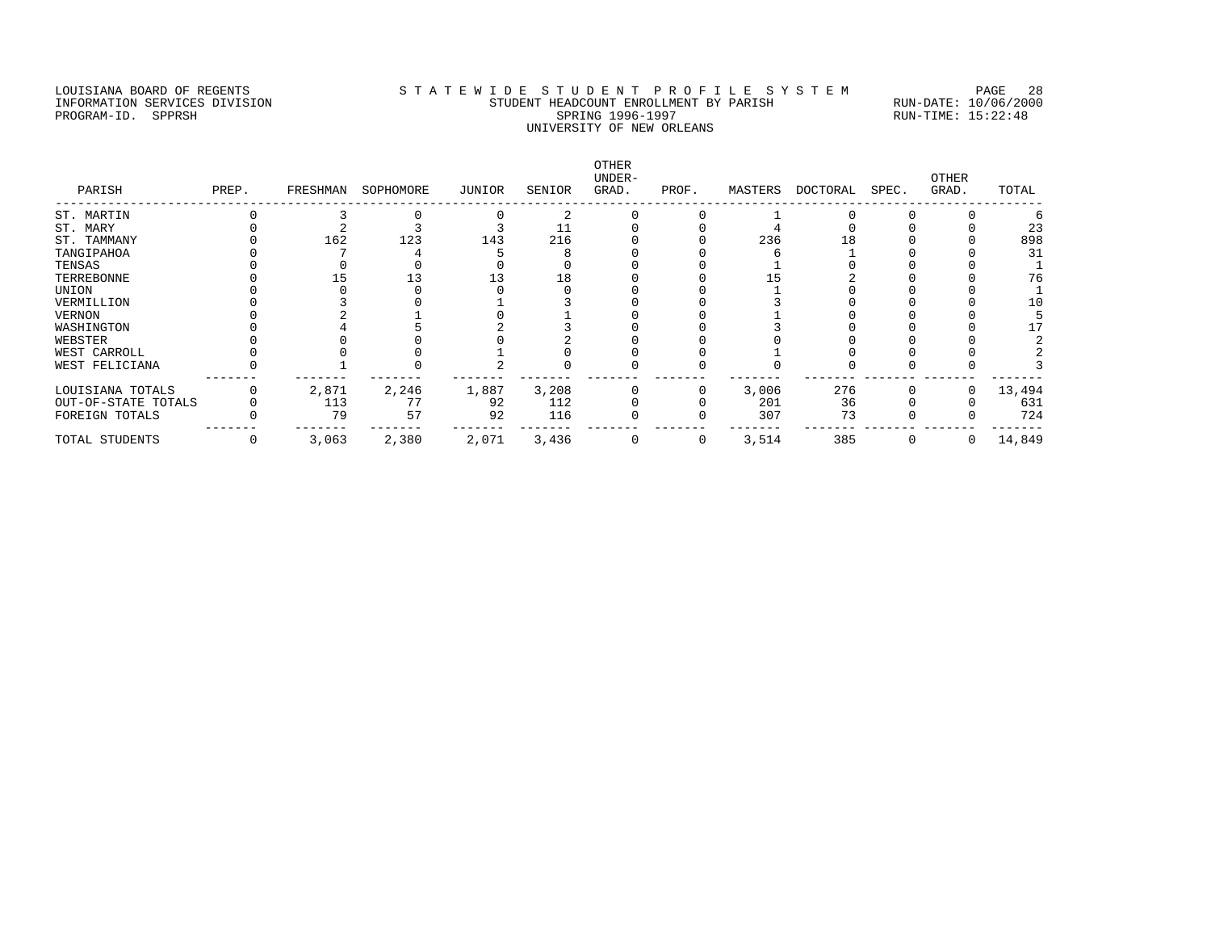LOUISIANA BOARD OF REGENTS
INFORMATION SERVICES DIVISION
PROGRAM-ID. SPPRSH

STATEWIDE STUDENT PROFILE SYSTEM
STUDENT HEADCOUNT ENROLLMENT BY PARISH
SPRING 1996-1997
UNIVERSITY OF NEW ORLEANS

RUN-DATE: 10/06/2000
RUN-TIME: 15:22:48

| PARISH | PREP. | FRESHMAN | SOPHOMORE | JUNIOR | SENIOR | OTHER UNDER-GRAD. | PROF. | MASTERS | DOCTORAL | SPEC. | OTHER GRAD. | TOTAL |
|---|---|---|---|---|---|---|---|---|---|---|---|---|
| ST. MARTIN | 0 | 3 | 0 | 0 | 2 | 0 | 0 | 1 | 0 | 0 | 0 | 6 |
| ST. MARY | 0 | 2 | 3 | 3 | 11 | 0 | 0 | 4 | 0 | 0 | 0 | 23 |
| ST. TAMMANY | 0 | 162 | 123 | 143 | 216 | 0 | 0 | 236 | 18 | 0 | 0 | 898 |
| TANGIPAHOA | 0 | 7 | 4 | 5 | 8 | 0 | 0 | 6 | 1 | 0 | 0 | 31 |
| TENSAS | 0 | 0 | 0 | 0 | 0 | 0 | 0 | 1 | 0 | 0 | 0 | 1 |
| TERREBONNE | 0 | 15 | 13 | 13 | 18 | 0 | 0 | 15 | 2 | 0 | 0 | 76 |
| UNION | 0 | 0 | 0 | 0 | 0 | 0 | 0 | 1 | 0 | 0 | 0 | 1 |
| VERMILLION | 0 | 3 | 0 | 1 | 3 | 0 | 0 | 3 | 0 | 0 | 0 | 10 |
| VERNON | 0 | 2 | 1 | 0 | 1 | 0 | 0 | 1 | 0 | 0 | 0 | 5 |
| WASHINGTON | 0 | 4 | 5 | 2 | 3 | 0 | 0 | 3 | 0 | 0 | 0 | 17 |
| WEBSTER | 0 | 0 | 0 | 0 | 2 | 0 | 0 | 0 | 0 | 0 | 0 | 2 |
| WEST CARROLL | 0 | 0 | 0 | 1 | 0 | 0 | 0 | 1 | 0 | 0 | 0 | 2 |
| WEST FELICIANA | 0 | 1 | 0 | 2 | 0 | 0 | 0 | 0 | 0 | 0 | 0 | 3 |
| LOUISIANA TOTALS | 0 | 2,871 | 2,246 | 1,887 | 3,208 | 0 | 0 | 3,006 | 276 | 0 | 0 | 13,494 |
| OUT-OF-STATE TOTALS | 0 | 113 | 77 | 92 | 112 | 0 | 0 | 201 | 36 | 0 | 0 | 631 |
| FOREIGN TOTALS | 0 | 79 | 57 | 92 | 116 | 0 | 0 | 307 | 73 | 0 | 0 | 724 |
| TOTAL STUDENTS | 0 | 3,063 | 2,380 | 2,071 | 3,436 | 0 | 0 | 3,514 | 385 | 0 | 0 | 14,849 |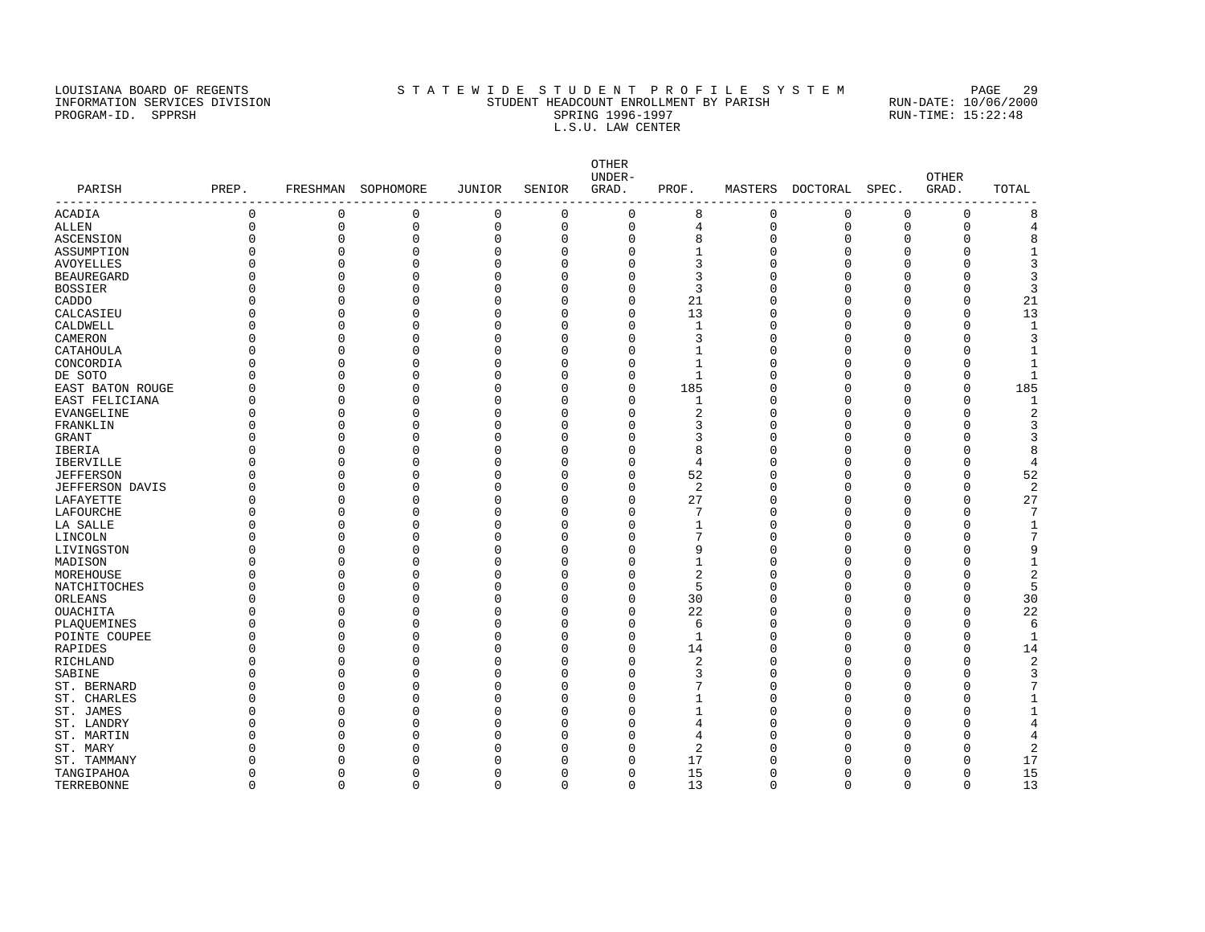LOUISIANA BOARD OF REGENTS
INFORMATION SERVICES DIVISION
PROGRAM-ID. SPPRSH

# S T A T E W I D E S T U D E N T P R O F I L E S Y S T E M

## STUDENT HEADCOUNT ENROLLMENT BY PARISH
## SPRING 1996-1997
## L.S.U. LAW CENTER

RUN-DATE: 10/06/2000
RUN-TIME: 15:22:48

| PARISH | PREP. | FRESHMAN | SOPHOMORE | JUNIOR | SENIOR | OTHER UNDER-GRAD. | PROF. | MASTERS | DOCTORAL | SPEC. | OTHER GRAD. | TOTAL |
|---|---|---|---|---|---|---|---|---|---|---|---|---|
| ACADIA | 0 | 0 | 0 | 0 | 0 | 0 | 8 | 0 | 0 | 0 | 0 | 8 |
| ALLEN | 0 | 0 | 0 | 0 | 0 | 0 | 4 | 0 | 0 | 0 | 0 | 4 |
| ASCENSION | 0 | 0 | 0 | 0 | 0 | 0 | 8 | 0 | 0 | 0 | 0 | 8 |
| ASSUMPTION | 0 | 0 | 0 | 0 | 0 | 0 | 1 | 0 | 0 | 0 | 0 | 1 |
| AVOYELLES | 0 | 0 | 0 | 0 | 0 | 0 | 3 | 0 | 0 | 0 | 0 | 3 |
| BEAUREGARD | 0 | 0 | 0 | 0 | 0 | 0 | 3 | 0 | 0 | 0 | 0 | 3 |
| BOSSIER | 0 | 0 | 0 | 0 | 0 | 0 | 3 | 0 | 0 | 0 | 0 | 3 |
| CADDO | 0 | 0 | 0 | 0 | 0 | 0 | 21 | 0 | 0 | 0 | 0 | 21 |
| CALCASIEU | 0 | 0 | 0 | 0 | 0 | 0 | 13 | 0 | 0 | 0 | 0 | 13 |
| CALDWELL | 0 | 0 | 0 | 0 | 0 | 0 | 1 | 0 | 0 | 0 | 0 | 1 |
| CAMERON | 0 | 0 | 0 | 0 | 0 | 0 | 3 | 0 | 0 | 0 | 0 | 3 |
| CATAHOULA | 0 | 0 | 0 | 0 | 0 | 0 | 1 | 0 | 0 | 0 | 0 | 1 |
| CONCORDIA | 0 | 0 | 0 | 0 | 0 | 0 | 1 | 0 | 0 | 0 | 0 | 1 |
| DE SOTO | 0 | 0 | 0 | 0 | 0 | 0 | 1 | 0 | 0 | 0 | 0 | 1 |
| EAST BATON ROUGE | 0 | 0 | 0 | 0 | 0 | 0 | 185 | 0 | 0 | 0 | 0 | 185 |
| EAST FELICIANA | 0 | 0 | 0 | 0 | 0 | 0 | 1 | 0 | 0 | 0 | 0 | 1 |
| EVANGELINE | 0 | 0 | 0 | 0 | 0 | 0 | 2 | 0 | 0 | 0 | 0 | 2 |
| FRANKLIN | 0 | 0 | 0 | 0 | 0 | 0 | 3 | 0 | 0 | 0 | 0 | 3 |
| GRANT | 0 | 0 | 0 | 0 | 0 | 0 | 3 | 0 | 0 | 0 | 0 | 3 |
| IBERIA | 0 | 0 | 0 | 0 | 0 | 0 | 8 | 0 | 0 | 0 | 0 | 8 |
| IBERVILLE | 0 | 0 | 0 | 0 | 0 | 0 | 4 | 0 | 0 | 0 | 0 | 4 |
| JEFFERSON | 0 | 0 | 0 | 0 | 0 | 0 | 52 | 0 | 0 | 0 | 0 | 52 |
| JEFFERSON DAVIS | 0 | 0 | 0 | 0 | 0 | 0 | 2 | 0 | 0 | 0 | 0 | 2 |
| LAFAYETTE | 0 | 0 | 0 | 0 | 0 | 0 | 27 | 0 | 0 | 0 | 0 | 27 |
| LAFOURCHE | 0 | 0 | 0 | 0 | 0 | 0 | 7 | 0 | 0 | 0 | 0 | 7 |
| LA SALLE | 0 | 0 | 0 | 0 | 0 | 0 | 1 | 0 | 0 | 0 | 0 | 1 |
| LINCOLN | 0 | 0 | 0 | 0 | 0 | 0 | 7 | 0 | 0 | 0 | 0 | 7 |
| LIVINGSTON | 0 | 0 | 0 | 0 | 0 | 0 | 9 | 0 | 0 | 0 | 0 | 9 |
| MADISON | 0 | 0 | 0 | 0 | 0 | 0 | 1 | 0 | 0 | 0 | 0 | 1 |
| MOREHOUSE | 0 | 0 | 0 | 0 | 0 | 0 | 2 | 0 | 0 | 0 | 0 | 2 |
| NATCHITOCHES | 0 | 0 | 0 | 0 | 0 | 0 | 5 | 0 | 0 | 0 | 0 | 5 |
| ORLEANS | 0 | 0 | 0 | 0 | 0 | 0 | 30 | 0 | 0 | 0 | 0 | 30 |
| OUACHITA | 0 | 0 | 0 | 0 | 0 | 0 | 22 | 0 | 0 | 0 | 0 | 22 |
| PLAQUEMINES | 0 | 0 | 0 | 0 | 0 | 0 | 6 | 0 | 0 | 0 | 0 | 6 |
| POINTE COUPEE | 0 | 0 | 0 | 0 | 0 | 0 | 1 | 0 | 0 | 0 | 0 | 1 |
| RAPIDES | 0 | 0 | 0 | 0 | 0 | 0 | 14 | 0 | 0 | 0 | 0 | 14 |
| RICHLAND | 0 | 0 | 0 | 0 | 0 | 0 | 2 | 0 | 0 | 0 | 0 | 2 |
| SABINE | 0 | 0 | 0 | 0 | 0 | 0 | 3 | 0 | 0 | 0 | 0 | 3 |
| ST. BERNARD | 0 | 0 | 0 | 0 | 0 | 0 | 7 | 0 | 0 | 0 | 0 | 7 |
| ST. CHARLES | 0 | 0 | 0 | 0 | 0 | 0 | 1 | 0 | 0 | 0 | 0 | 1 |
| ST. JAMES | 0 | 0 | 0 | 0 | 0 | 0 | 1 | 0 | 0 | 0 | 0 | 1 |
| ST. LANDRY | 0 | 0 | 0 | 0 | 0 | 0 | 4 | 0 | 0 | 0 | 0 | 4 |
| ST. MARTIN | 0 | 0 | 0 | 0 | 0 | 0 | 4 | 0 | 0 | 0 | 0 | 4 |
| ST. MARY | 0 | 0 | 0 | 0 | 0 | 0 | 2 | 0 | 0 | 0 | 0 | 2 |
| ST. TAMMANY | 0 | 0 | 0 | 0 | 0 | 0 | 17 | 0 | 0 | 0 | 0 | 17 |
| TANGIPAHOA | 0 | 0 | 0 | 0 | 0 | 0 | 15 | 0 | 0 | 0 | 0 | 15 |
| TERREBONNE | 0 | 0 | 0 | 0 | 0 | 0 | 13 | 0 | 0 | 0 | 0 | 13 |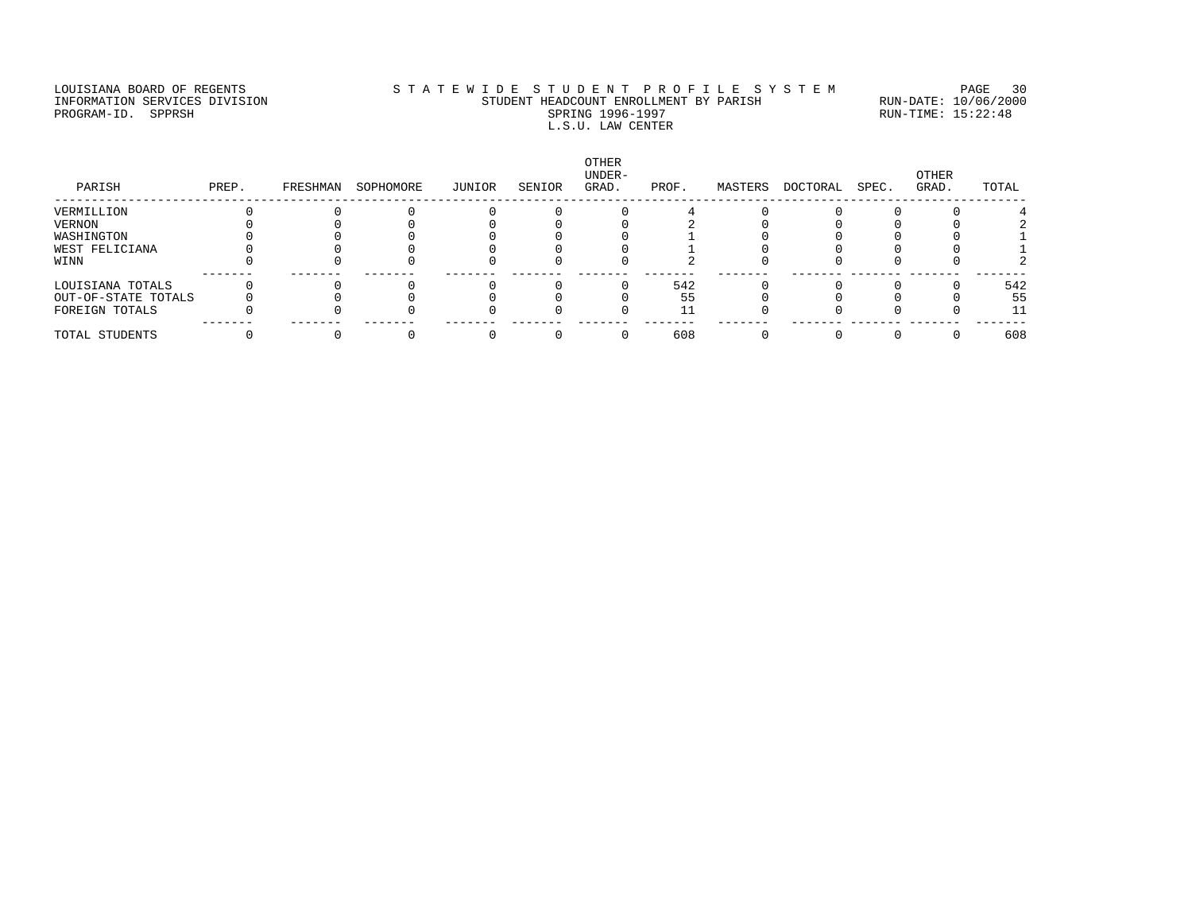LOUISIANA BOARD OF REGENTS
INFORMATION SERVICES DIVISION
PROGRAM-ID. SPPRSH

# STATEWIDE STUDENT PROFILE SYSTEM
## STUDENT HEADCOUNT ENROLLMENT BY PARISH
### SPRING 1996-1997
### L.S.U. LAW CENTER

RUN-DATE: 10/06/2000
RUN-TIME: 15:22:48

| PARISH | PREP. | FRESHMAN | SOPHOMORE | JUNIOR | SENIOR | OTHER UNDER-GRAD. | PROF. | MASTERS | DOCTORAL | SPEC. | OTHER GRAD. | TOTAL |
|---|---|---|---|---|---|---|---|---|---|---|---|---|
| VERMILLION | 0 | 0 | 0 | 0 | 0 | 0 | 4 | 0 | 0 | 0 | 0 | 4 |
| VERNON | 0 | 0 | 0 | 0 | 0 | 0 | 2 | 0 | 0 | 0 | 0 | 2 |
| WASHINGTON | 0 | 0 | 0 | 0 | 0 | 0 | 1 | 0 | 0 | 0 | 0 | 1 |
| WEST FELICIANA | 0 | 0 | 0 | 0 | 0 | 0 | 1 | 0 | 0 | 0 | 0 | 1 |
| WINN | 0 | 0 | 0 | 0 | 0 | 0 | 2 | 0 | 0 | 0 | 0 | 2 |
| LOUISIANA TOTALS | 0 | 0 | 0 | 0 | 0 | 0 | 542 | 0 | 0 | 0 | 0 | 542 |
| OUT-OF-STATE TOTALS | 0 | 0 | 0 | 0 | 0 | 0 | 55 | 0 | 0 | 0 | 0 | 55 |
| FOREIGN TOTALS | 0 | 0 | 0 | 0 | 0 | 0 | 11 | 0 | 0 | 0 | 0 | 11 |
| TOTAL STUDENTS | 0 | 0 | 0 | 0 | 0 | 0 | 608 | 0 | 0 | 0 | 0 | 608 |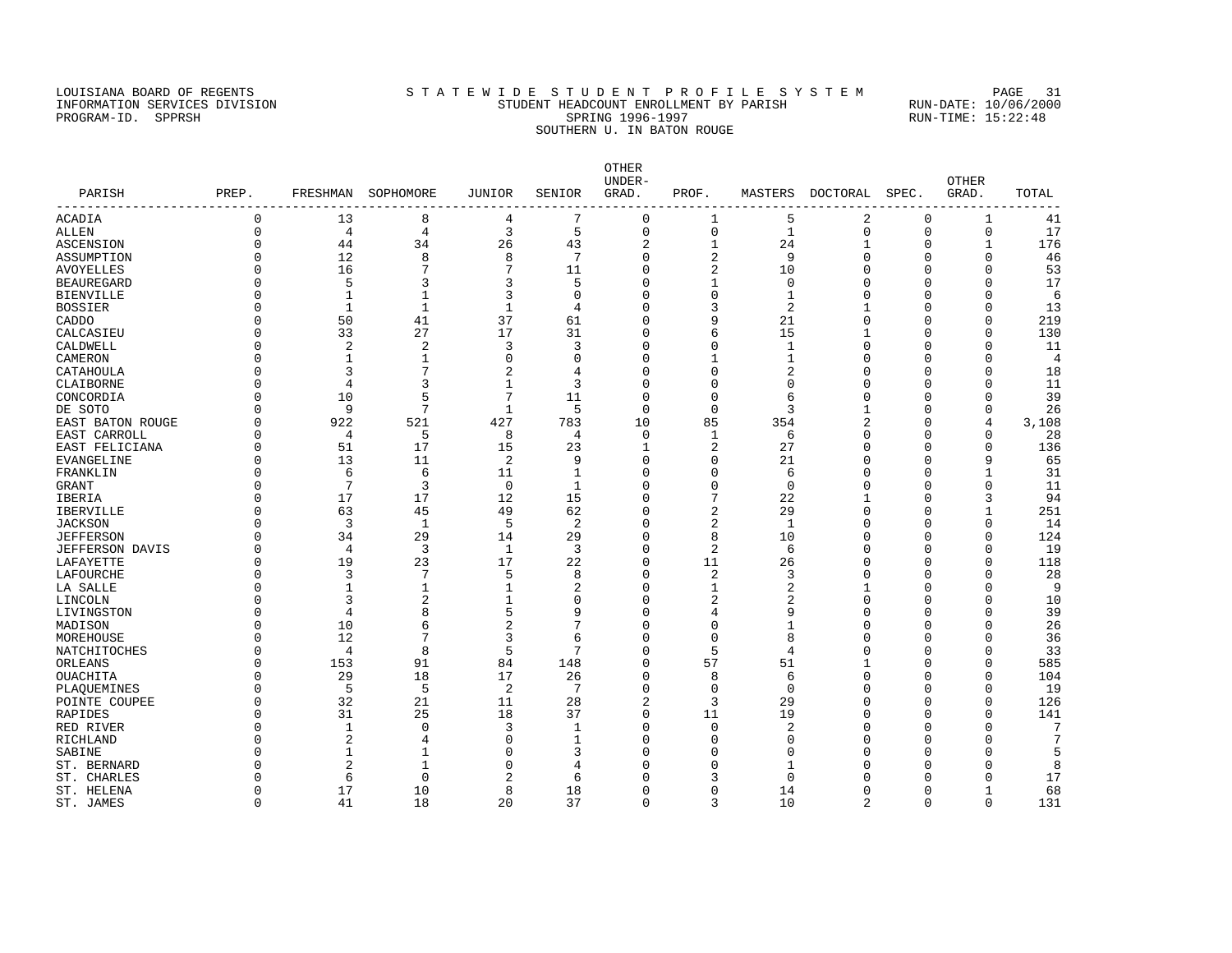LOUISIANA BOARD OF REGENTS
INFORMATION SERVICES DIVISION
PROGRAM-ID. SPPRSH

# S T A T E W I D E   S T U D E N T   P R O F I L E   S Y S T E M
## STUDENT HEADCOUNT ENROLLMENT BY PARISH
### SPRING 1996-1997
### SOUTHERN U. IN BATON ROUGE

RUN-DATE: 10/06/2000
RUN-TIME: 15:22:48

| PARISH | PREP. | FRESHMAN | SOPHOMORE | JUNIOR | SENIOR | OTHER UNDER-GRAD. | PROF. | MASTERS | DOCTORAL | SPEC. | OTHER GRAD. | TOTAL |
|---|---|---|---|---|---|---|---|---|---|---|---|---|
| ACADIA | 0 | 13 | 8 | 4 | 7 | 0 | 1 | 5 | 2 | 0 | 1 | 41 |
| ALLEN | 0 | 4 | 4 | 3 | 5 | 0 | 0 | 1 | 0 | 0 | 0 | 17 |
| ASCENSION | 0 | 44 | 34 | 26 | 43 | 2 | 1 | 24 | 1 | 0 | 1 | 176 |
| ASSUMPTION | 0 | 12 | 8 | 8 | 7 | 0 | 2 | 9 | 0 | 0 | 0 | 46 |
| AVOYELLES | 0 | 16 | 7 | 7 | 11 | 0 | 2 | 10 | 0 | 0 | 0 | 53 |
| BEAUREGARD | 0 | 5 | 3 | 3 | 5 | 0 | 1 | 0 | 0 | 0 | 0 | 17 |
| BIENVILLE | 0 | 1 | 1 | 3 | 0 | 0 | 0 | 1 | 0 | 0 | 0 | 6 |
| BOSSIER | 0 | 1 | 1 | 1 | 4 | 0 | 3 | 2 | 1 | 0 | 0 | 13 |
| CADDO | 0 | 50 | 41 | 37 | 61 | 0 | 9 | 21 | 0 | 0 | 0 | 219 |
| CALCASIEU | 0 | 33 | 27 | 17 | 31 | 0 | 6 | 15 | 1 | 0 | 0 | 130 |
| CALDWELL | 0 | 2 | 2 | 3 | 3 | 0 | 0 | 1 | 0 | 0 | 0 | 11 |
| CAMERON | 0 | 1 | 1 | 0 | 0 | 0 | 1 | 1 | 0 | 0 | 0 | 4 |
| CATAHOULA | 0 | 3 | 7 | 2 | 4 | 0 | 0 | 2 | 0 | 0 | 0 | 18 |
| CLAIBORNE | 0 | 4 | 3 | 1 | 3 | 0 | 0 | 0 | 0 | 0 | 0 | 11 |
| CONCORDIA | 0 | 10 | 5 | 7 | 11 | 0 | 0 | 6 | 0 | 0 | 0 | 39 |
| DE SOTO | 0 | 9 | 7 | 1 | 5 | 0 | 0 | 3 | 1 | 0 | 0 | 26 |
| EAST BATON ROUGE | 0 | 922 | 521 | 427 | 783 | 10 | 85 | 354 | 2 | 0 | 4 | 3,108 |
| EAST CARROLL | 0 | 4 | 5 | 8 | 4 | 0 | 1 | 6 | 0 | 0 | 0 | 28 |
| EAST FELICIANA | 0 | 51 | 17 | 15 | 23 | 1 | 2 | 27 | 0 | 0 | 0 | 136 |
| EVANGELINE | 0 | 13 | 11 | 2 | 9 | 0 | 0 | 21 | 0 | 0 | 9 | 65 |
| FRANKLIN | 0 | 6 | 6 | 11 | 1 | 0 | 0 | 6 | 0 | 0 | 1 | 31 |
| GRANT | 0 | 7 | 3 | 0 | 1 | 0 | 0 | 0 | 0 | 0 | 0 | 11 |
| IBERIA | 0 | 17 | 17 | 12 | 15 | 0 | 7 | 22 | 1 | 0 | 3 | 94 |
| IBERVILLE | 0 | 63 | 45 | 49 | 62 | 0 | 2 | 29 | 0 | 0 | 1 | 251 |
| JACKSON | 0 | 3 | 1 | 5 | 2 | 0 | 2 | 1 | 0 | 0 | 0 | 14 |
| JEFFERSON | 0 | 34 | 29 | 14 | 29 | 0 | 8 | 10 | 0 | 0 | 0 | 124 |
| JEFFERSON DAVIS | 0 | 4 | 3 | 1 | 3 | 0 | 2 | 6 | 0 | 0 | 0 | 19 |
| LAFAYETTE | 0 | 19 | 23 | 17 | 22 | 0 | 11 | 26 | 0 | 0 | 0 | 118 |
| LAFOURCHE | 0 | 3 | 7 | 5 | 8 | 0 | 2 | 3 | 0 | 0 | 0 | 28 |
| LA SALLE | 0 | 1 | 1 | 1 | 2 | 0 | 1 | 2 | 1 | 0 | 0 | 9 |
| LINCOLN | 0 | 3 | 2 | 1 | 0 | 0 | 2 | 2 | 0 | 0 | 0 | 10 |
| LIVINGSTON | 0 | 4 | 8 | 5 | 9 | 0 | 4 | 9 | 0 | 0 | 0 | 39 |
| MADISON | 0 | 10 | 6 | 2 | 7 | 0 | 0 | 1 | 0 | 0 | 0 | 26 |
| MOREHOUSE | 0 | 12 | 7 | 3 | 6 | 0 | 0 | 8 | 0 | 0 | 0 | 36 |
| NATCHITOCHES | 0 | 4 | 8 | 5 | 7 | 0 | 5 | 4 | 0 | 0 | 0 | 33 |
| ORLEANS | 0 | 153 | 91 | 84 | 148 | 0 | 57 | 51 | 1 | 0 | 0 | 585 |
| OUACHITA | 0 | 29 | 18 | 17 | 26 | 0 | 8 | 6 | 0 | 0 | 0 | 104 |
| PLAQUEMINES | 0 | 5 | 5 | 2 | 7 | 0 | 0 | 0 | 0 | 0 | 0 | 19 |
| POINTE COUPEE | 0 | 32 | 21 | 11 | 28 | 2 | 3 | 29 | 0 | 0 | 0 | 126 |
| RAPIDES | 0 | 31 | 25 | 18 | 37 | 0 | 11 | 19 | 0 | 0 | 0 | 141 |
| RED RIVER | 0 | 1 | 0 | 3 | 1 | 0 | 0 | 2 | 0 | 0 | 0 | 7 |
| RICHLAND | 0 | 2 | 4 | 0 | 1 | 0 | 0 | 0 | 0 | 0 | 0 | 7 |
| SABINE | 0 | 1 | 1 | 0 | 3 | 0 | 0 | 0 | 0 | 0 | 0 | 5 |
| ST. BERNARD | 0 | 2 | 1 | 0 | 4 | 0 | 0 | 1 | 0 | 0 | 0 | 8 |
| ST. CHARLES | 0 | 6 | 0 | 2 | 6 | 0 | 3 | 0 | 0 | 0 | 0 | 17 |
| ST. HELENA | 0 | 17 | 10 | 8 | 18 | 0 | 0 | 14 | 0 | 0 | 1 | 68 |
| ST. JAMES | 0 | 41 | 18 | 20 | 37 | 0 | 3 | 10 | 2 | 0 | 0 | 131 |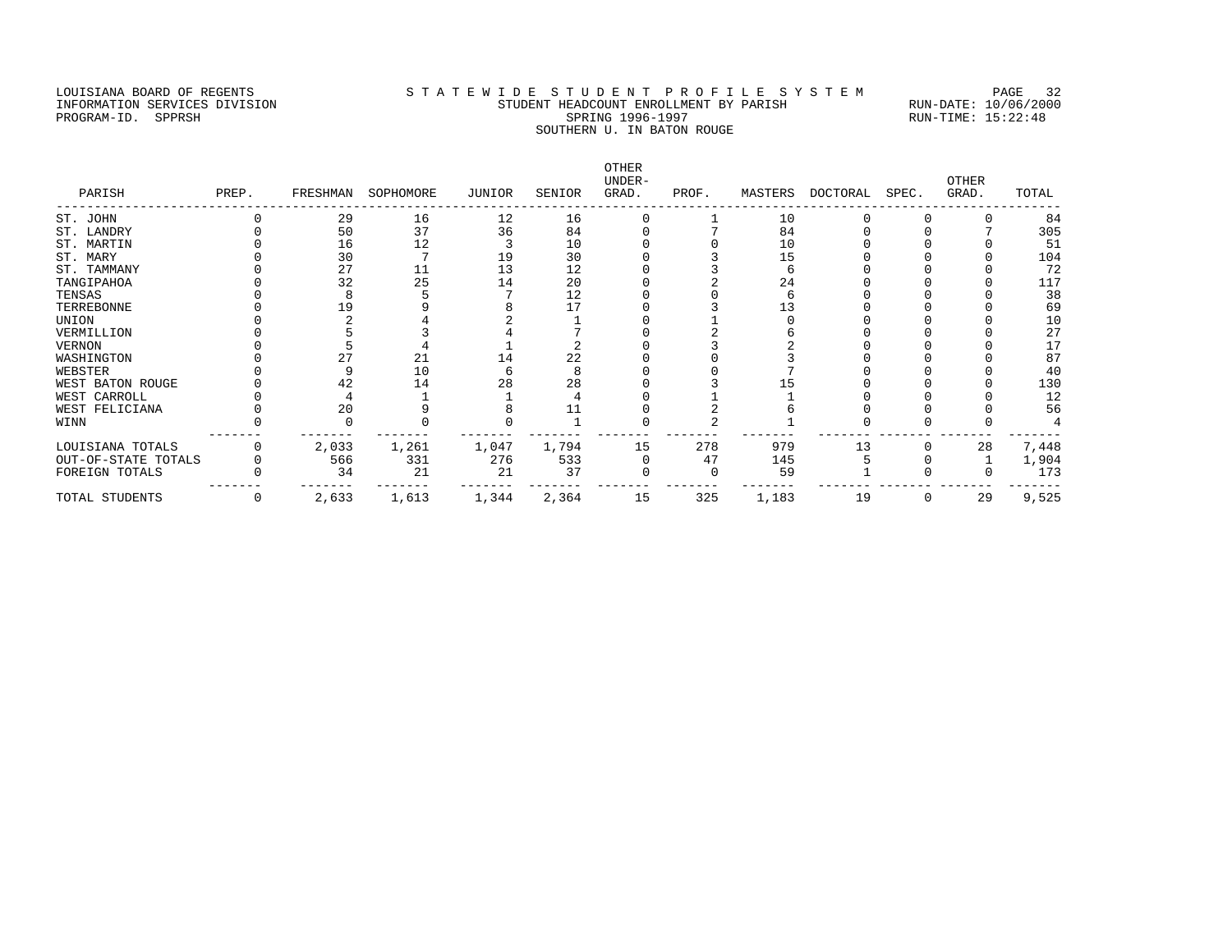LOUISIANA BOARD OF REGENTS
INFORMATION SERVICES DIVISION
PROGRAM-ID. SPPRSH

STATEWIDE STUDENT PROFILE SYSTEM
STUDENT HEADCOUNT ENROLLMENT BY PARISH
SPRING 1996-1997
SOUTHERN U. IN BATON ROUGE

RUN-DATE: 10/06/2000
RUN-TIME: 15:22:48

| PARISH | PREP. | FRESHMAN | SOPHOMORE | JUNIOR | SENIOR | OTHER UNDER-GRAD. | PROF. | MASTERS | DOCTORAL | SPEC. | OTHER GRAD. | TOTAL |
|---|---|---|---|---|---|---|---|---|---|---|---|---|
| ST. JOHN | 0 | 29 | 16 | 12 | 16 | 0 | 1 | 10 | 0 | 0 | 0 | 84 |
| ST. LANDRY | 0 | 50 | 37 | 36 | 84 | 0 | 7 | 84 | 0 | 0 | 7 | 305 |
| ST. MARTIN | 0 | 16 | 12 | 3 | 10 | 0 | 0 | 10 | 0 | 0 | 0 | 51 |
| ST. MARY | 0 | 30 | 7 | 19 | 30 | 0 | 3 | 15 | 0 | 0 | 0 | 104 |
| ST. TAMMANY | 0 | 27 | 11 | 13 | 12 | 0 | 3 | 6 | 0 | 0 | 0 | 72 |
| TANGIPAHOA | 0 | 32 | 25 | 14 | 20 | 0 | 2 | 24 | 0 | 0 | 0 | 117 |
| TENSAS | 0 | 8 | 5 | 7 | 12 | 0 | 0 | 6 | 0 | 0 | 0 | 38 |
| TERREBONNE | 0 | 19 | 9 | 8 | 17 | 0 | 3 | 13 | 0 | 0 | 0 | 69 |
| UNION | 0 | 2 | 4 | 2 | 1 | 0 | 1 | 0 | 0 | 0 | 0 | 10 |
| VERMILLION | 0 | 5 | 3 | 4 | 7 | 0 | 2 | 6 | 0 | 0 | 0 | 27 |
| VERNON | 0 | 5 | 4 | 1 | 2 | 0 | 3 | 2 | 0 | 0 | 0 | 17 |
| WASHINGTON | 0 | 27 | 21 | 14 | 22 | 0 | 0 | 3 | 0 | 0 | 0 | 87 |
| WEBSTER | 0 | 9 | 10 | 6 | 8 | 0 | 0 | 7 | 0 | 0 | 0 | 40 |
| WEST BATON ROUGE | 0 | 42 | 14 | 28 | 28 | 0 | 3 | 15 | 0 | 0 | 0 | 130 |
| WEST CARROLL | 0 | 4 | 1 | 1 | 4 | 0 | 1 | 1 | 0 | 0 | 0 | 12 |
| WEST FELICIANA | 0 | 20 | 9 | 8 | 11 | 0 | 2 | 6 | 0 | 0 | 0 | 56 |
| WINN | 0 | 0 | 0 | 0 | 1 | 0 | 2 | 1 | 0 | 0 | 0 | 4 |
| LOUISIANA TOTALS | 0 | 2,033 | 1,261 | 1,047 | 1,794 | 15 | 278 | 979 | 13 | 0 | 28 | 7,448 |
| OUT-OF-STATE TOTALS | 0 | 566 | 331 | 276 | 533 | 0 | 47 | 145 | 5 | 0 | 1 | 1,904 |
| FOREIGN TOTALS | 0 | 34 | 21 | 21 | 37 | 0 | 0 | 59 | 1 | 0 | 0 | 173 |
| TOTAL STUDENTS | 0 | 2,633 | 1,613 | 1,344 | 2,364 | 15 | 325 | 1,183 | 19 | 0 | 29 | 9,525 |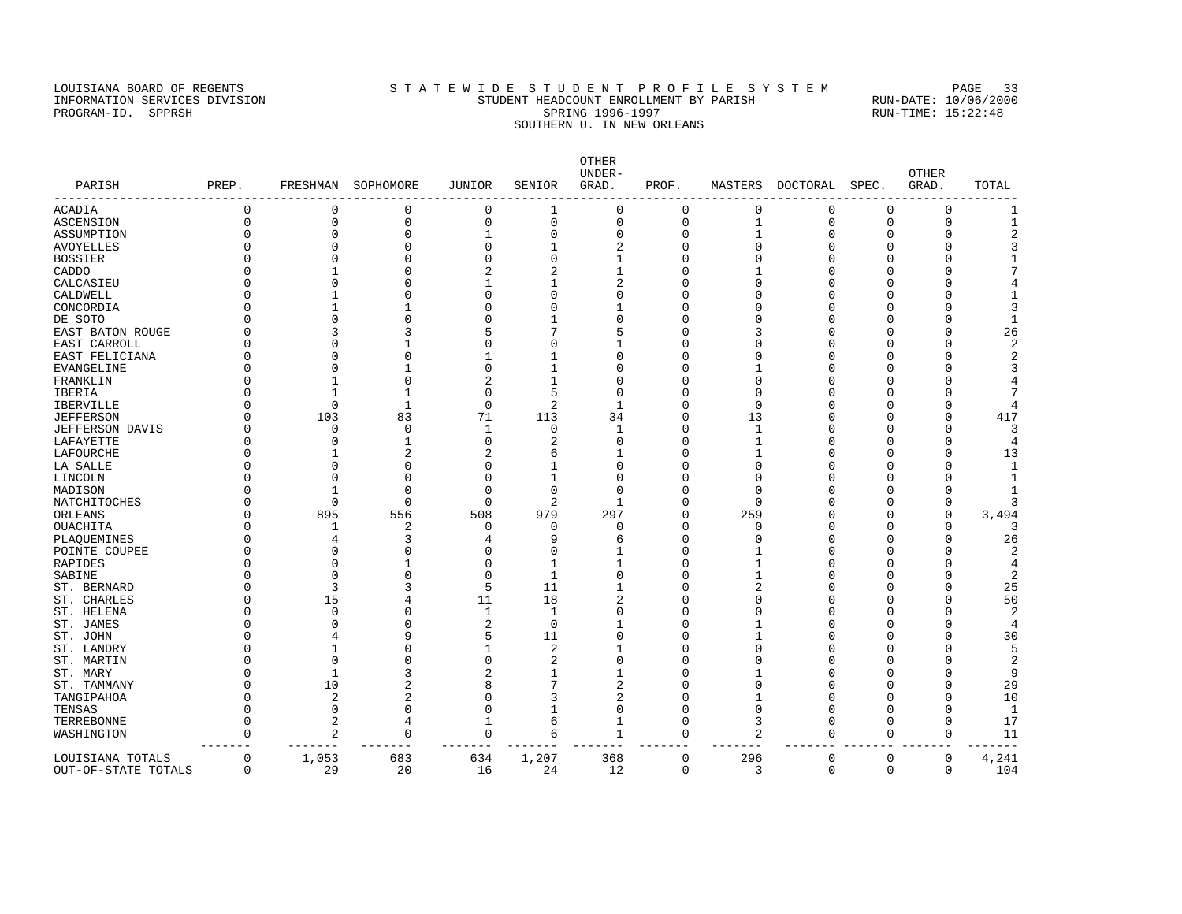LOUISIANA BOARD OF REGENTS
INFORMATION SERVICES DIVISION
PROGRAM-ID. SPPRSH

STATEWIDE STUDENT PROFILE SYSTEM
STUDENT HEADCOUNT ENROLLMENT BY PARISH
SPRING 1996-1997
SOUTHERN U. IN NEW ORLEANS

RUN-DATE: 10/06/2000
RUN-TIME: 15:22:48

| PARISH | PREP. | FRESHMAN | SOPHOMORE | JUNIOR | SENIOR | OTHER UNDER-GRAD. | PROF. | MASTERS | DOCTORAL | SPEC. | OTHER GRAD. | TOTAL |
|---|---|---|---|---|---|---|---|---|---|---|---|---|
| ACADIA | 0 | 0 | 0 | 0 | 1 | 0 | 0 | 0 | 0 | 0 | 0 | 1 |
| ASCENSION | 0 | 0 | 0 | 0 | 0 | 0 | 0 | 1 | 0 | 0 | 0 | 1 |
| ASSUMPTION | 0 | 0 | 0 | 1 | 0 | 0 | 0 | 1 | 0 | 0 | 0 | 2 |
| AVOYELLES | 0 | 0 | 0 | 0 | 1 | 2 | 0 | 0 | 0 | 0 | 0 | 3 |
| BOSSIER | 0 | 0 | 0 | 0 | 0 | 1 | 0 | 0 | 0 | 0 | 0 | 1 |
| CADDO | 0 | 1 | 0 | 2 | 2 | 1 | 0 | 1 | 0 | 0 | 0 | 7 |
| CALCASIEU | 0 | 0 | 0 | 1 | 1 | 2 | 0 | 0 | 0 | 0 | 0 | 4 |
| CALDWELL | 0 | 1 | 0 | 0 | 0 | 0 | 0 | 0 | 0 | 0 | 0 | 1 |
| CONCORDIA | 0 | 1 | 1 | 0 | 0 | 1 | 0 | 0 | 0 | 0 | 0 | 3 |
| DE SOTO | 0 | 0 | 0 | 0 | 1 | 0 | 0 | 0 | 0 | 0 | 0 | 1 |
| EAST BATON ROUGE | 0 | 3 | 3 | 5 | 7 | 5 | 0 | 3 | 0 | 0 | 0 | 26 |
| EAST CARROLL | 0 | 0 | 1 | 0 | 0 | 1 | 0 | 0 | 0 | 0 | 0 | 2 |
| EAST FELICIANA | 0 | 0 | 0 | 1 | 1 | 0 | 0 | 0 | 0 | 0 | 0 | 2 |
| EVANGELINE | 0 | 0 | 1 | 0 | 1 | 0 | 0 | 1 | 0 | 0 | 0 | 3 |
| FRANKLIN | 0 | 1 | 0 | 2 | 1 | 0 | 0 | 0 | 0 | 0 | 0 | 4 |
| IBERIA | 0 | 1 | 1 | 0 | 5 | 0 | 0 | 0 | 0 | 0 | 0 | 7 |
| IBERVILLE | 0 | 0 | 1 | 0 | 2 | 1 | 0 | 0 | 0 | 0 | 0 | 4 |
| JEFFERSON | 0 | 103 | 83 | 71 | 113 | 34 | 0 | 13 | 0 | 0 | 0 | 417 |
| JEFFERSON DAVIS | 0 | 0 | 0 | 1 | 0 | 1 | 0 | 1 | 0 | 0 | 0 | 3 |
| LAFAYETTE | 0 | 0 | 1 | 0 | 2 | 0 | 0 | 1 | 0 | 0 | 0 | 4 |
| LAFOURCHE | 0 | 1 | 2 | 2 | 6 | 1 | 0 | 1 | 0 | 0 | 0 | 13 |
| LA SALLE | 0 | 0 | 0 | 0 | 1 | 0 | 0 | 0 | 0 | 0 | 0 | 1 |
| LINCOLN | 0 | 0 | 0 | 0 | 1 | 0 | 0 | 0 | 0 | 0 | 0 | 1 |
| MADISON | 0 | 1 | 0 | 0 | 0 | 0 | 0 | 0 | 0 | 0 | 0 | 1 |
| NATCHITOCHES | 0 | 0 | 0 | 0 | 2 | 1 | 0 | 0 | 0 | 0 | 0 | 3 |
| ORLEANS | 0 | 895 | 556 | 508 | 979 | 297 | 0 | 259 | 0 | 0 | 0 | 3,494 |
| OUACHITA | 0 | 1 | 2 | 0 | 0 | 0 | 0 | 0 | 0 | 0 | 0 | 3 |
| PLAQUEMINES | 0 | 4 | 3 | 4 | 9 | 6 | 0 | 0 | 0 | 0 | 0 | 26 |
| POINTE COUPEE | 0 | 0 | 0 | 0 | 0 | 1 | 0 | 1 | 0 | 0 | 0 | 2 |
| RAPIDES | 0 | 0 | 1 | 0 | 1 | 1 | 0 | 1 | 0 | 0 | 0 | 4 |
| SABINE | 0 | 0 | 0 | 0 | 1 | 0 | 0 | 1 | 0 | 0 | 0 | 2 |
| ST. BERNARD | 0 | 3 | 3 | 5 | 11 | 1 | 0 | 2 | 0 | 0 | 0 | 25 |
| ST. CHARLES | 0 | 15 | 4 | 11 | 18 | 2 | 0 | 0 | 0 | 0 | 0 | 50 |
| ST. HELENA | 0 | 0 | 0 | 1 | 1 | 0 | 0 | 0 | 0 | 0 | 0 | 2 |
| ST. JAMES | 0 | 0 | 0 | 2 | 0 | 1 | 0 | 1 | 0 | 0 | 0 | 4 |
| ST. JOHN | 0 | 4 | 9 | 5 | 11 | 0 | 0 | 1 | 0 | 0 | 0 | 30 |
| ST. LANDRY | 0 | 1 | 0 | 1 | 2 | 1 | 0 | 0 | 0 | 0 | 0 | 5 |
| ST. MARTIN | 0 | 0 | 0 | 0 | 2 | 0 | 0 | 0 | 0 | 0 | 0 | 2 |
| ST. MARY | 0 | 1 | 3 | 2 | 1 | 1 | 0 | 1 | 0 | 0 | 0 | 9 |
| ST. TAMMANY | 0 | 10 | 2 | 8 | 7 | 2 | 0 | 0 | 0 | 0 | 0 | 29 |
| TANGIPAHOA | 0 | 2 | 2 | 0 | 3 | 2 | 0 | 1 | 0 | 0 | 0 | 10 |
| TENSAS | 0 | 0 | 0 | 0 | 1 | 0 | 0 | 0 | 0 | 0 | 0 | 1 |
| TERREBONNE | 0 | 2 | 4 | 1 | 6 | 1 | 0 | 3 | 0 | 0 | 0 | 17 |
| WASHINGTON | 0 | 2 | 0 | 0 | 6 | 1 | 0 | 2 | 0 | 0 | 0 | 11 |
| LOUISIANA TOTALS | 0 | 1,053 | 683 | 634 | 1,207 | 368 | 0 | 296 | 0 | 0 | 0 | 4,241 |
| OUT-OF-STATE TOTALS | 0 | 29 | 20 | 16 | 24 | 12 | 0 | 3 | 0 | 0 | 0 | 104 |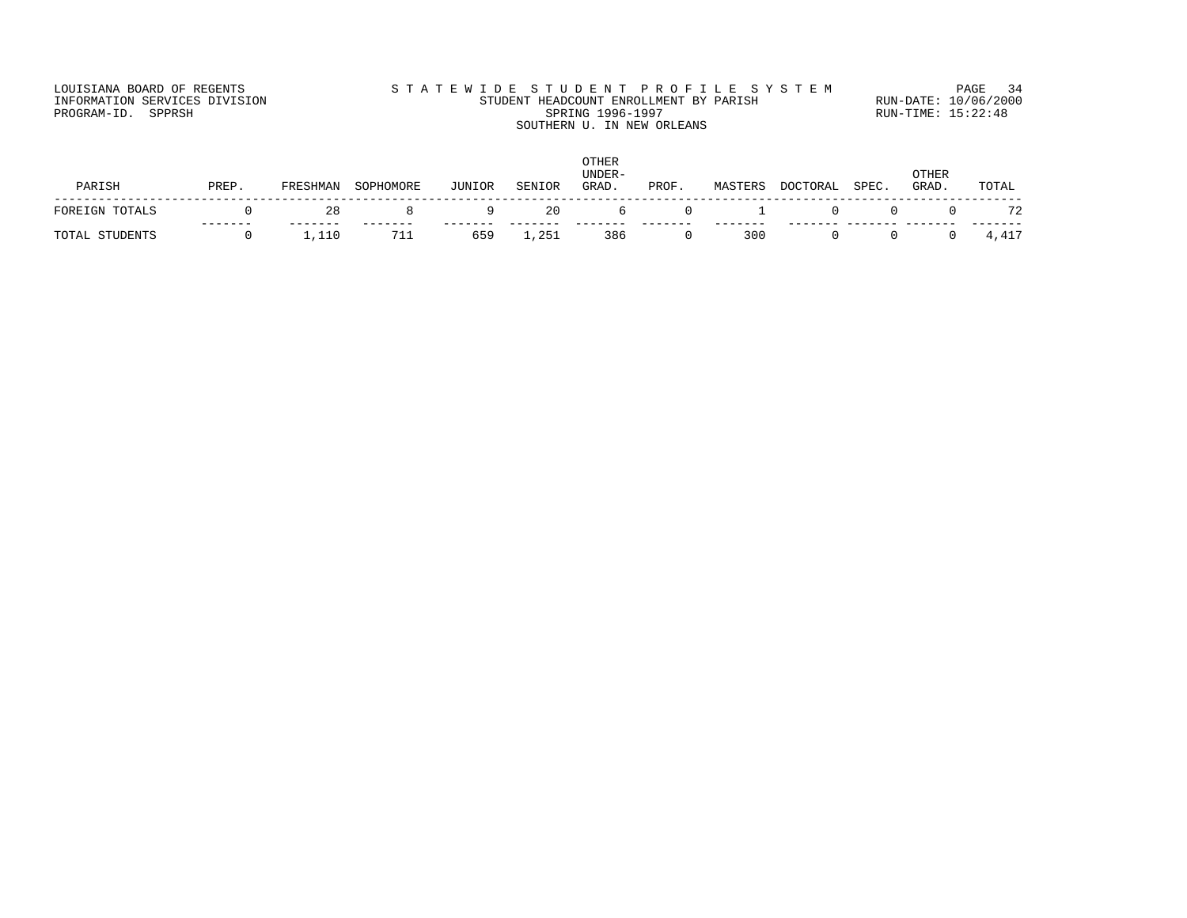LOUISIANA BOARD OF REGENTS
INFORMATION SERVICES DIVISION
PROGRAM-ID. SPPRSH

# STATEWIDE STUDENT PROFILE SYSTEM

STUDENT HEADCOUNT ENROLLMENT BY PARISH
SPRING 1996-1997
SOUTHERN U. IN NEW ORLEANS

RUN-DATE: 10/06/2000
RUN-TIME: 15:22:48

| PARISH | PREP. | FRESHMAN | SOPHOMORE | JUNIOR | SENIOR | OTHER UNDER-GRAD. | PROF. | MASTERS | DOCTORAL | SPEC. | OTHER GRAD. | TOTAL |
|---|---|---|---|---|---|---|---|---|---|---|---|---|
| FOREIGN TOTALS | 0 | 28 | 8 | 9 | 20 | 6 | 0 | 1 | 0 | 0 | 0 | 72 |
| TOTAL STUDENTS | 0 | 1,110 | 711 | 659 | 1,251 | 386 | 0 | 300 | 0 | 0 | 0 | 4,417 |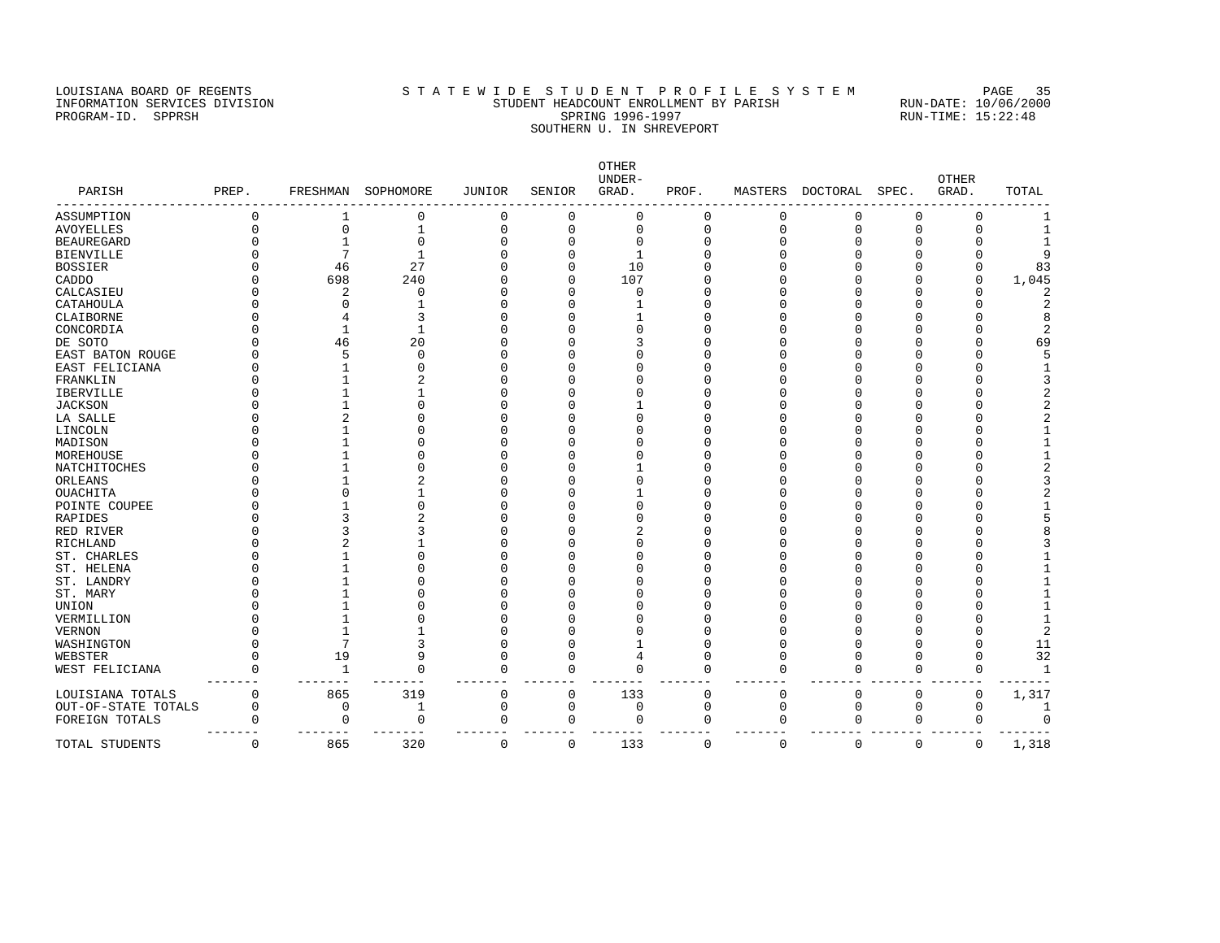LOUISIANA BOARD OF REGENTS
INFORMATION SERVICES DIVISION
PROGRAM-ID. SPPRSH

STATEWIDE STUDENT PROFILE SYSTEM
STUDENT HEADCOUNT ENROLLMENT BY PARISH
SPRING 1996-1997
SOUTHERN U. IN SHREVEPORT

RUN-DATE: 10/06/2000
RUN-TIME: 15:22:48

| PARISH | PREP. | FRESHMAN | SOPHOMORE | JUNIOR | SENIOR | OTHER UNDER-GRAD. | PROF. | MASTERS | DOCTORAL | SPEC. | OTHER GRAD. | TOTAL |
|---|---|---|---|---|---|---|---|---|---|---|---|---|
| ASSUMPTION | 0 | 1 | 0 | 0 | 0 | 0 | 0 | 0 | 0 | 0 | 0 | 1 |
| AVOYELLES | 0 | 0 | 1 | 0 | 0 | 0 | 0 | 0 | 0 | 0 | 0 | 1 |
| BEAUREGARD | 0 | 1 | 0 | 0 | 0 | 0 | 0 | 0 | 0 | 0 | 0 | 1 |
| BIENVILLE | 0 | 7 | 1 | 0 | 0 | 1 | 0 | 0 | 0 | 0 | 0 | 9 |
| BOSSIER | 0 | 46 | 27 | 0 | 0 | 10 | 0 | 0 | 0 | 0 | 0 | 83 |
| CADDO | 0 | 698 | 240 | 0 | 0 | 107 | 0 | 0 | 0 | 0 | 0 | 1,045 |
| CALCASIEU | 0 | 2 | 0 | 0 | 0 | 0 | 0 | 0 | 0 | 0 | 0 | 2 |
| CATAHOULA | 0 | 0 | 1 | 0 | 0 | 1 | 0 | 0 | 0 | 0 | 0 | 2 |
| CLAIBORNE | 0 | 4 | 3 | 0 | 0 | 1 | 0 | 0 | 0 | 0 | 0 | 8 |
| CONCORDIA | 0 | 1 | 1 | 0 | 0 | 0 | 0 | 0 | 0 | 0 | 0 | 2 |
| DE SOTO | 0 | 46 | 20 | 0 | 0 | 3 | 0 | 0 | 0 | 0 | 0 | 69 |
| EAST BATON ROUGE | 0 | 5 | 0 | 0 | 0 | 0 | 0 | 0 | 0 | 0 | 0 | 5 |
| EAST FELICIANA | 0 | 1 | 0 | 0 | 0 | 0 | 0 | 0 | 0 | 0 | 0 | 1 |
| FRANKLIN | 0 | 1 | 2 | 0 | 0 | 0 | 0 | 0 | 0 | 0 | 0 | 3 |
| IBERVILLE | 0 | 1 | 1 | 0 | 0 | 0 | 0 | 0 | 0 | 0 | 0 | 2 |
| JACKSON | 0 | 1 | 0 | 0 | 0 | 1 | 0 | 0 | 0 | 0 | 0 | 2 |
| LA SALLE | 0 | 2 | 0 | 0 | 0 | 0 | 0 | 0 | 0 | 0 | 0 | 2 |
| LINCOLN | 0 | 1 | 0 | 0 | 0 | 0 | 0 | 0 | 0 | 0 | 0 | 1 |
| MADISON | 0 | 1 | 0 | 0 | 0 | 0 | 0 | 0 | 0 | 0 | 0 | 1 |
| MOREHOUSE | 0 | 1 | 0 | 0 | 0 | 0 | 0 | 0 | 0 | 0 | 0 | 1 |
| NATCHITOCHES | 0 | 1 | 0 | 0 | 0 | 1 | 0 | 0 | 0 | 0 | 0 | 2 |
| ORLEANS | 0 | 1 | 2 | 0 | 0 | 0 | 0 | 0 | 0 | 0 | 0 | 3 |
| OUACHITA | 0 | 0 | 1 | 0 | 0 | 1 | 0 | 0 | 0 | 0 | 0 | 2 |
| POINTE COUPEE | 0 | 1 | 0 | 0 | 0 | 0 | 0 | 0 | 0 | 0 | 0 | 1 |
| RAPIDES | 0 | 3 | 2 | 0 | 0 | 0 | 0 | 0 | 0 | 0 | 0 | 5 |
| RED RIVER | 0 | 3 | 3 | 0 | 0 | 2 | 0 | 0 | 0 | 0 | 0 | 8 |
| RICHLAND | 0 | 2 | 1 | 0 | 0 | 0 | 0 | 0 | 0 | 0 | 0 | 3 |
| ST. CHARLES | 0 | 1 | 0 | 0 | 0 | 0 | 0 | 0 | 0 | 0 | 0 | 1 |
| ST. HELENA | 0 | 1 | 0 | 0 | 0 | 0 | 0 | 0 | 0 | 0 | 0 | 1 |
| ST. LANDRY | 0 | 1 | 0 | 0 | 0 | 0 | 0 | 0 | 0 | 0 | 0 | 1 |
| ST. MARY | 0 | 1 | 0 | 0 | 0 | 0 | 0 | 0 | 0 | 0 | 0 | 1 |
| UNION | 0 | 1 | 0 | 0 | 0 | 0 | 0 | 0 | 0 | 0 | 0 | 1 |
| VERMILLION | 0 | 1 | 0 | 0 | 0 | 0 | 0 | 0 | 0 | 0 | 0 | 1 |
| VERNON | 0 | 1 | 1 | 0 | 0 | 0 | 0 | 0 | 0 | 0 | 0 | 2 |
| WASHINGTON | 0 | 7 | 3 | 0 | 0 | 1 | 0 | 0 | 0 | 0 | 0 | 11 |
| WEBSTER | 0 | 19 | 9 | 0 | 0 | 4 | 0 | 0 | 0 | 0 | 0 | 32 |
| WEST FELICIANA | 0 | 1 | 0 | 0 | 0 | 0 | 0 | 0 | 0 | 0 | 0 | 1 |
| LOUISIANA TOTALS | 0 | 865 | 319 | 0 | 0 | 133 | 0 | 0 | 0 | 0 | 0 | 1,317 |
| OUT-OF-STATE TOTALS | 0 | 0 | 1 | 0 | 0 | 0 | 0 | 0 | 0 | 0 | 0 | 1 |
| FOREIGN TOTALS | 0 | 0 | 0 | 0 | 0 | 0 | 0 | 0 | 0 | 0 | 0 | 0 |
| TOTAL STUDENTS | 0 | 865 | 320 | 0 | 0 | 133 | 0 | 0 | 0 | 0 | 0 | 1,318 |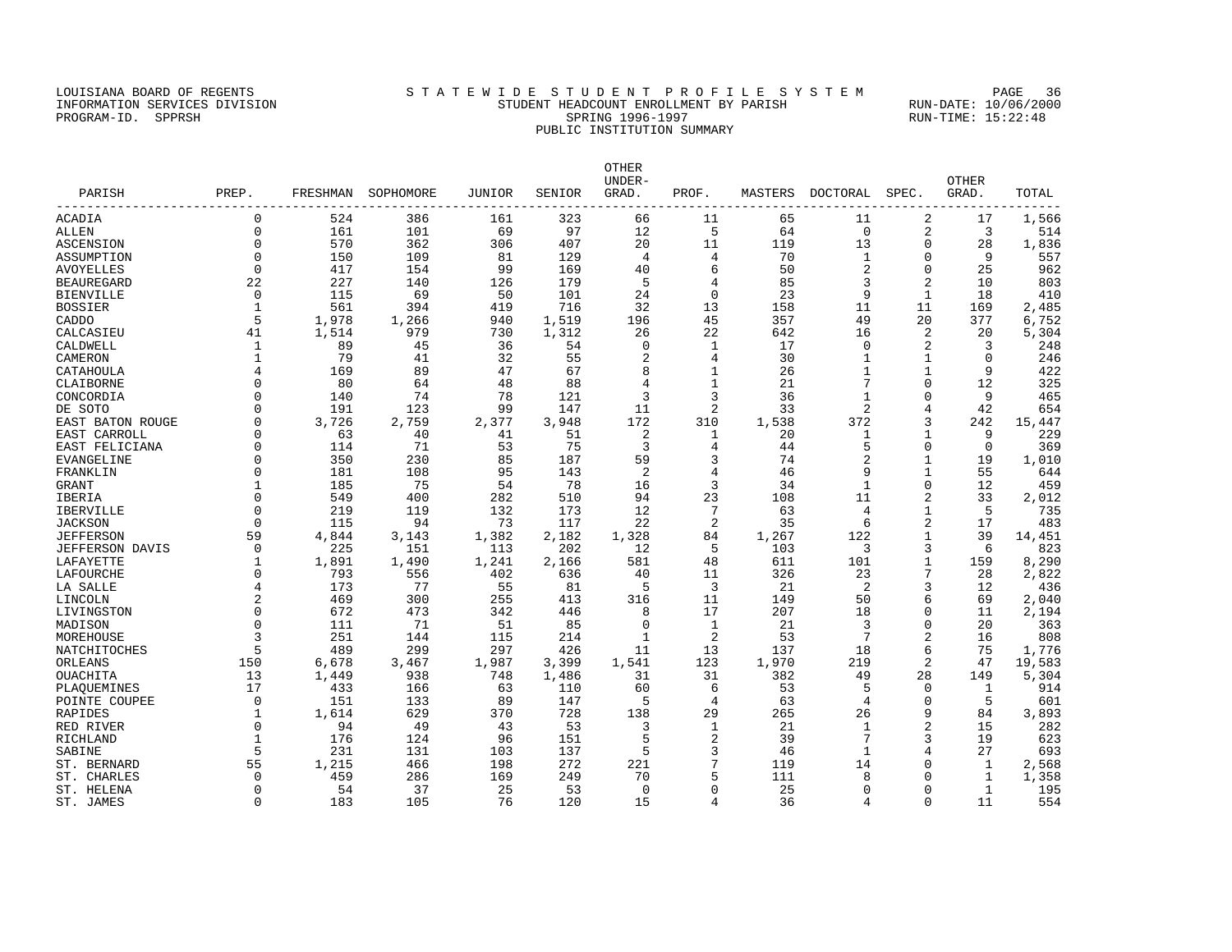LOUISIANA BOARD OF REGENTS
INFORMATION SERVICES DIVISION
PROGRAM-ID. SPPRSH

S T A T E W I D E S T U D E N T P R O F I L E S Y S T E M
STUDENT HEADCOUNT ENROLLMENT BY PARISH
SPRING 1996-1997
PUBLIC INSTITUTION SUMMARY

RUN-DATE: 10/06/2000
RUN-TIME: 15:22:48

| PARISH | PREP. | FRESHMAN | SOPHOMORE | JUNIOR | SENIOR | OTHER UNDER-GRAD. | PROF. | MASTERS | DOCTORAL | SPEC. | OTHER GRAD. | TOTAL |
|---|---|---|---|---|---|---|---|---|---|---|---|---|
| ACADIA | 0 | 524 | 386 | 161 | 323 | 66 | 11 | 65 | 11 | 2 | 17 | 1,566 |
| ALLEN | 0 | 161 | 101 | 69 | 97 | 12 | 5 | 64 | 0 | 2 | 3 | 514 |
| ASCENSION | 0 | 570 | 362 | 306 | 407 | 20 | 11 | 119 | 13 | 0 | 28 | 1,836 |
| ASSUMPTION | 0 | 150 | 109 | 81 | 129 | 4 | 4 | 70 | 1 | 0 | 9 | 557 |
| AVOYELLES | 0 | 417 | 154 | 99 | 169 | 40 | 6 | 50 | 2 | 0 | 25 | 962 |
| BEAUREGARD | 22 | 227 | 140 | 126 | 179 | 5 | 4 | 85 | 3 | 2 | 10 | 803 |
| BIENVILLE | 0 | 115 | 69 | 50 | 101 | 24 | 0 | 23 | 9 | 1 | 18 | 410 |
| BOSSIER | 1 | 561 | 394 | 419 | 716 | 32 | 13 | 158 | 11 | 11 | 169 | 2,485 |
| CADDO | 5 | 1,978 | 1,266 | 940 | 1,519 | 196 | 45 | 357 | 49 | 20 | 377 | 6,752 |
| CALCASIEU | 41 | 1,514 | 979 | 730 | 1,312 | 26 | 22 | 642 | 16 | 2 | 20 | 5,304 |
| CALDWELL | 1 | 89 | 45 | 36 | 54 | 0 | 1 | 17 | 0 | 2 | 3 | 248 |
| CAMERON | 1 | 79 | 41 | 32 | 55 | 2 | 4 | 30 | 1 | 1 | 0 | 246 |
| CATAHOULA | 4 | 169 | 89 | 47 | 67 | 8 | 1 | 26 | 1 | 1 | 9 | 422 |
| CLAIBORNE | 0 | 80 | 64 | 48 | 88 | 4 | 1 | 21 | 7 | 0 | 12 | 325 |
| CONCORDIA | 0 | 140 | 74 | 78 | 121 | 3 | 3 | 36 | 1 | 0 | 9 | 465 |
| DE SOTO | 0 | 191 | 123 | 99 | 147 | 11 | 2 | 33 | 2 | 4 | 42 | 654 |
| EAST BATON ROUGE | 0 | 3,726 | 2,759 | 2,377 | 3,948 | 172 | 310 | 1,538 | 372 | 3 | 242 | 15,447 |
| EAST CARROLL | 0 | 63 | 40 | 41 | 51 | 2 | 1 | 20 | 1 | 1 | 9 | 229 |
| EAST FELICIANA | 0 | 114 | 71 | 53 | 75 | 3 | 4 | 44 | 5 | 0 | 0 | 369 |
| EVANGELINE | 0 | 350 | 230 | 85 | 187 | 59 | 3 | 74 | 2 | 1 | 19 | 1,010 |
| FRANKLIN | 0 | 181 | 108 | 95 | 143 | 2 | 4 | 46 | 9 | 1 | 55 | 644 |
| GRANT | 1 | 185 | 75 | 54 | 78 | 16 | 3 | 34 | 1 | 0 | 12 | 459 |
| IBERIA | 0 | 549 | 400 | 282 | 510 | 94 | 23 | 108 | 11 | 2 | 33 | 2,012 |
| IBERVILLE | 0 | 219 | 119 | 132 | 173 | 12 | 7 | 63 | 4 | 1 | 5 | 735 |
| JACKSON | 0 | 115 | 94 | 73 | 117 | 22 | 2 | 35 | 6 | 2 | 17 | 483 |
| JEFFERSON | 59 | 4,844 | 3,143 | 1,382 | 2,182 | 1,328 | 84 | 1,267 | 122 | 1 | 39 | 14,451 |
| JEFFERSON DAVIS | 0 | 225 | 151 | 113 | 202 | 12 | 5 | 103 | 3 | 3 | 6 | 823 |
| LAFAYETTE | 1 | 1,891 | 1,490 | 1,241 | 2,166 | 581 | 48 | 611 | 101 | 1 | 159 | 8,290 |
| LAFOURCHE | 0 | 793 | 556 | 402 | 636 | 40 | 11 | 326 | 23 | 7 | 28 | 2,822 |
| LA SALLE | 4 | 173 | 77 | 55 | 81 | 5 | 3 | 21 | 2 | 3 | 12 | 436 |
| LINCOLN | 2 | 469 | 300 | 255 | 413 | 316 | 11 | 149 | 50 | 6 | 69 | 2,040 |
| LIVINGSTON | 0 | 672 | 473 | 342 | 446 | 8 | 17 | 207 | 18 | 0 | 11 | 2,194 |
| MADISON | 0 | 111 | 71 | 51 | 85 | 0 | 1 | 21 | 3 | 0 | 20 | 363 |
| MOREHOUSE | 3 | 251 | 144 | 115 | 214 | 1 | 2 | 53 | 7 | 2 | 16 | 808 |
| NATCHITOCHES | 5 | 489 | 299 | 297 | 426 | 11 | 13 | 137 | 18 | 6 | 75 | 1,776 |
| ORLEANS | 150 | 6,678 | 3,467 | 1,987 | 3,399 | 1,541 | 123 | 1,970 | 219 | 2 | 47 | 19,583 |
| OUACHITA | 13 | 1,449 | 938 | 748 | 1,486 | 31 | 31 | 382 | 49 | 28 | 149 | 5,304 |
| PLAQUEMINES | 17 | 433 | 166 | 63 | 110 | 60 | 6 | 53 | 5 | 0 | 1 | 914 |
| POINTE COUPEE | 0 | 151 | 133 | 89 | 147 | 5 | 4 | 63 | 4 | 0 | 5 | 601 |
| RAPIDES | 1 | 1,614 | 629 | 370 | 728 | 138 | 29 | 265 | 26 | 9 | 84 | 3,893 |
| RED RIVER | 0 | 94 | 49 | 43 | 53 | 3 | 1 | 21 | 1 | 2 | 15 | 282 |
| RICHLAND | 1 | 176 | 124 | 96 | 151 | 5 | 2 | 39 | 7 | 3 | 19 | 623 |
| SABINE | 5 | 231 | 131 | 103 | 137 | 5 | 3 | 46 | 1 | 4 | 27 | 693 |
| ST. BERNARD | 55 | 1,215 | 466 | 198 | 272 | 221 | 7 | 119 | 14 | 0 | 1 | 2,568 |
| ST. CHARLES | 0 | 459 | 286 | 169 | 249 | 70 | 5 | 111 | 8 | 0 | 1 | 1,358 |
| ST. HELENA | 0 | 54 | 37 | 25 | 53 | 0 | 0 | 25 | 0 | 0 | 1 | 195 |
| ST. JAMES | 0 | 183 | 105 | 76 | 120 | 15 | 4 | 36 | 4 | 0 | 11 | 554 |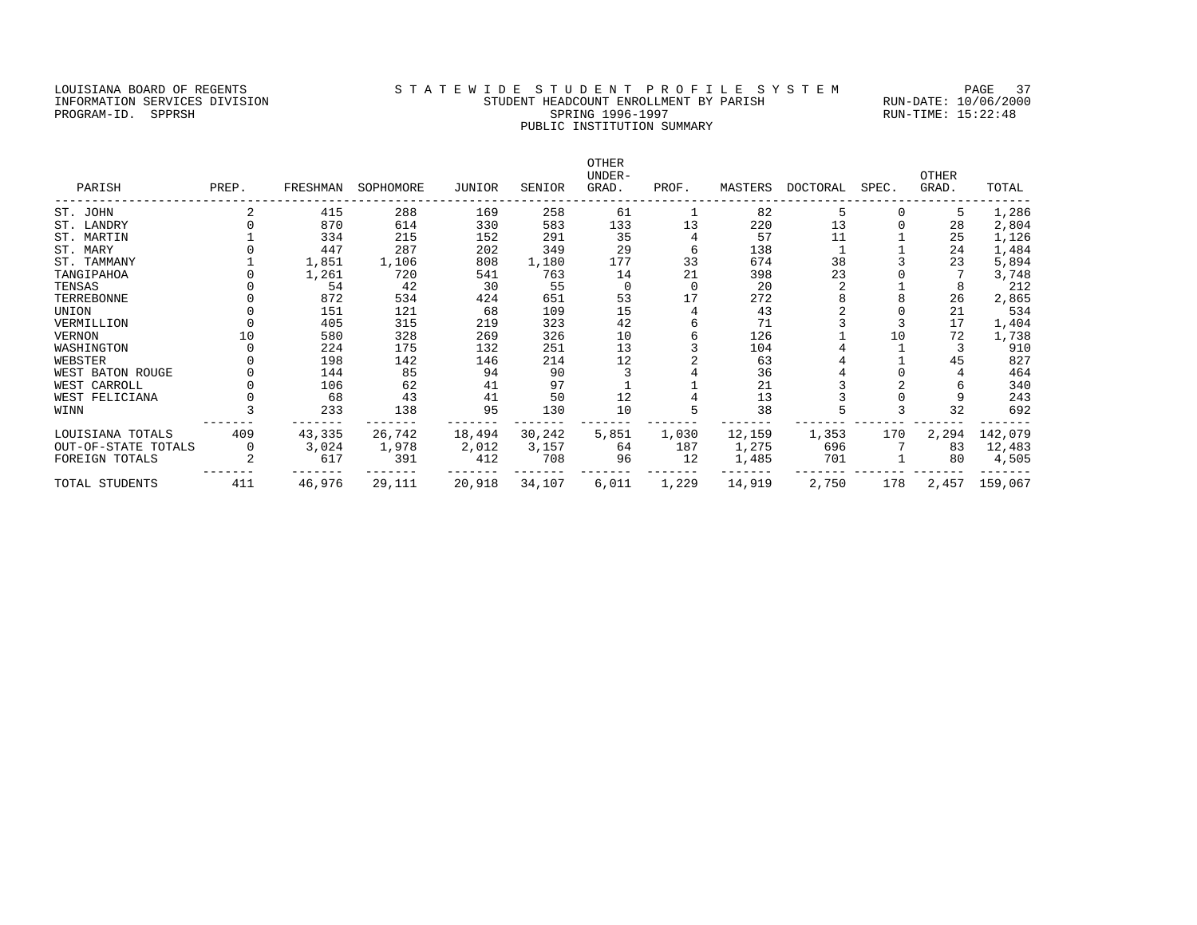LOUISIANA BOARD OF REGENTS
INFORMATION SERVICES DIVISION
PROGRAM-ID. SPPRSH

S T A T E W I D E S T U D E N T P R O F I L E S Y S T E M
STUDENT HEADCOUNT ENROLLMENT BY PARISH
SPRING 1996-1997
PUBLIC INSTITUTION SUMMARY

RUN-DATE: 10/06/2000
RUN-TIME: 15:22:48

| PARISH | PREP. | FRESHMAN | SOPHOMORE | JUNIOR | SENIOR | OTHER UNDER-GRAD. | PROF. | MASTERS | DOCTORAL | SPEC. | OTHER GRAD. | TOTAL |
|---|---|---|---|---|---|---|---|---|---|---|---|---|
| ST. JOHN | 2 | 415 | 288 | 169 | 258 | 61 | 1 | 82 | 5 | 0 | 5 | 1,286 |
| ST. LANDRY | 0 | 870 | 614 | 330 | 583 | 133 | 13 | 220 | 13 | 0 | 28 | 2,804 |
| ST. MARTIN | 1 | 334 | 215 | 152 | 291 | 35 | 4 | 57 | 11 | 1 | 25 | 1,126 |
| ST. MARY | 0 | 447 | 287 | 202 | 349 | 29 | 6 | 138 | 1 | 1 | 24 | 1,484 |
| ST. TAMMANY | 1 | 1,851 | 1,106 | 808 | 1,180 | 177 | 33 | 674 | 38 | 3 | 23 | 5,894 |
| TANGIPAHOA | 0 | 1,261 | 720 | 541 | 763 | 14 | 21 | 398 | 23 | 0 | 7 | 3,748 |
| TENSAS | 0 | 54 | 42 | 30 | 55 | 0 | 0 | 20 | 2 | 1 | 8 | 212 |
| TERREBONNE | 0 | 872 | 534 | 424 | 651 | 53 | 17 | 272 | 8 | 8 | 26 | 2,865 |
| UNION | 0 | 151 | 121 | 68 | 109 | 15 | 4 | 43 | 2 | 0 | 21 | 534 |
| VERMILLION | 0 | 405 | 315 | 219 | 323 | 42 | 6 | 71 | 3 | 3 | 17 | 1,404 |
| VERNON | 10 | 580 | 328 | 269 | 326 | 10 | 6 | 126 | 1 | 10 | 72 | 1,738 |
| WASHINGTON | 0 | 224 | 175 | 132 | 251 | 13 | 3 | 104 | 4 | 1 | 3 | 910 |
| WEBSTER | 0 | 198 | 142 | 146 | 214 | 12 | 2 | 63 | 4 | 1 | 45 | 827 |
| WEST BATON ROUGE | 0 | 144 | 85 | 94 | 90 | 3 | 4 | 36 | 4 | 0 | 4 | 464 |
| WEST CARROLL | 0 | 106 | 62 | 41 | 97 | 1 | 1 | 21 | 3 | 2 | 6 | 340 |
| WEST FELICIANA | 0 | 68 | 43 | 41 | 50 | 12 | 4 | 13 | 3 | 0 | 9 | 243 |
| WINN | 3 | 233 | 138 | 95 | 130 | 10 | 5 | 38 | 5 | 3 | 32 | 692 |
| LOUISIANA TOTALS | 409 | 43,335 | 26,742 | 18,494 | 30,242 | 5,851 | 1,030 | 12,159 | 1,353 | 170 | 2,294 | 142,079 |
| OUT-OF-STATE TOTALS | 0 | 3,024 | 1,978 | 2,012 | 3,157 | 64 | 187 | 1,275 | 696 | 7 | 83 | 12,483 |
| FOREIGN TOTALS | 2 | 617 | 391 | 412 | 708 | 96 | 12 | 1,485 | 701 | 1 | 80 | 4,505 |
| TOTAL STUDENTS | 411 | 46,976 | 29,111 | 20,918 | 34,107 | 6,011 | 1,229 | 14,919 | 2,750 | 178 | 2,457 | 159,067 |